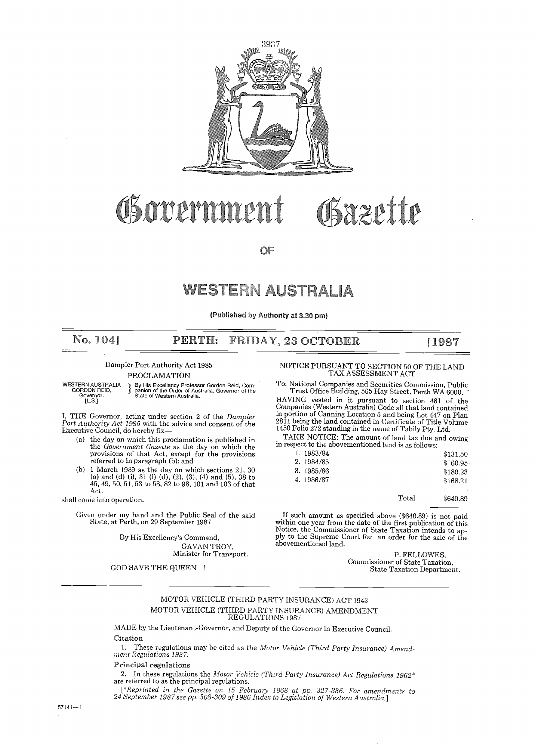# Government Gazette

# OF

# WESTERN AUSTRALIA

(Published by Authority at 3.30 pm)

**No. 104] PERTH: FRIDAY, 23 OCTOBER [1987**

Dampier Port Authority Act 1985

PROCLAMATION

WESTERN AUSTRALIA
GORDON REID,
Governor.
[L.S.]

By His Excellency Professor Gordon Reid, Companion of the Order of Australia, Governor of the State of Western Australia.

I, THE Governor, acting under section 2 of the *Dampier Port Authority Act 1985* with the advice and consent of the Executive Council, do hereby fix—

(a) the day on which this proclamation is published in the *Government Gazette* as the day on which the provisions of that Act, except for the provisions referred to in paragraph (b); and

(b) 1 March 1989 as the day on which sections 21, 30 (a) and (d) (i), 31 (l) (d), (2), (3), (4) and (5), 38 to 45, 49, 50, 51, 53 to 58, 82 to 98, 101 and 103 of that Act.

shall come into operation.

Given under my hand and the Public Seal of the said State, at Perth, on 29 September 1987.

By His Excellency's Command,
GAVAN TROY,
Minister for Transport.

GOD SAVE THE QUEEN !

NOTICE PURSUANT TO SECTION 50 OF THE LAND TAX ASSESSMENT ACT

To: National Companies and Securities Commission, Public Trust Office Building, 565 Hay Street, Perth WA 6000.

HAVING vested in it pursuant to section 461 of the Companies (Western Australia) Code all that land contained in portion of Canning Location 5 and being Lot 447 on Plan 2811 being the land contained in Certificate of Title Volume 1450 Folio 272 standing in the name of Tabily Pty. Ltd.

TAKE NOTICE: The amount of land tax due and owing in respect to the abovementioned land is as follows:

| | |
|---|---|
| 1. 1983/84 | $131.50 |
| 2. 1984/85 | $160.95 |
| 3. 1985/86 | $180.23 |
| 4. 1986/87 | $168.21 |
| Total | $640.89 |

If such amount as specified above ($640.89) is not paid within one year from the date of the first publication of this Notice, the Commissioner of State Taxation intends to apply to the Supreme Court for an order for the sale of the abovementioned land.

P. FELLOWES,
Commissioner of State Taxation,
State Taxation Department.

---

MOTOR VEHICLE (THIRD PARTY INSURANCE) ACT 1943

MOTOR VEHICLE (THIRD PARTY INSURANCE) AMENDMENT REGULATIONS 1987

MADE by the Lieutenant-Governor, and Deputy of the Governor in Executive Council.

**Citation**

1. These regulations may be cited as the *Motor Vehicle (Third Party Insurance) Amendment Regulations 1987.*

**Principal regulations**

2. In these regulations the *Motor Vehicle (Third Party Insurance) Act Regulations 1962\** are referred to as the principal regulations.

[*\*Reprinted in the Gazette on 15 February 1968 at pp. 327-336. For amendments to 24 September 1987 see pp. 308-309 of 1986 Index to Legislation of Western Australia.*]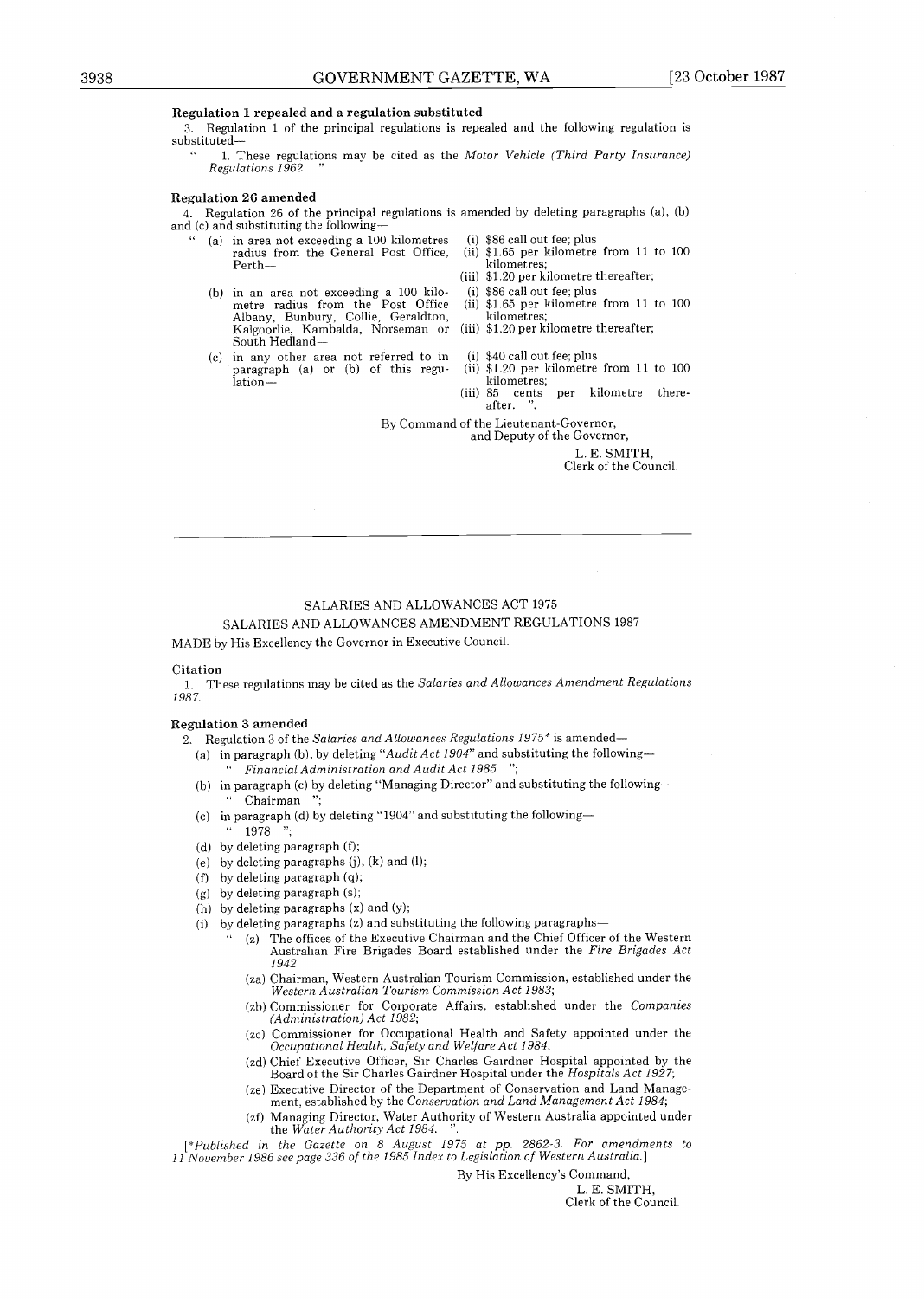**Regulation 1 repealed and a regulation substituted**

3. Regulation 1 of the principal regulations is repealed and the following regulation is substituted—

" 1. These regulations may be cited as the *Motor Vehicle (Third Party Insurance) Regulations 1962.* ".

**Regulation 26 amended**

4. Regulation 26 of the principal regulations is amended by deleting paragraphs (a), (b) and (c) and substituting the following—

" (a) in area not exceeding a 100 kilometres radius from the General Post Office, Perth—
  (i) $86 call out fee; plus
  (ii) $1.65 per kilometre from 11 to 100 kilometres;
  (iii) $1.20 per kilometre thereafter;

(b) in an area not exceeding a 100 kilometre radius from the Post Office Albany, Bunbury, Collie, Geraldton, Kalgoorlie, Kambalda, Norseman or South Hedland—
  (i) $86 call out fee; plus
  (ii) $1.65 per kilometre from 11 to 100 kilometres;
  (iii) $1.20 per kilometre thereafter;

(c) in any other area not referred to in paragraph (a) or (b) of this regulation—
  (i) $40 call out fee; plus
  (ii) $1.20 per kilometre from 11 to 100 kilometres;
  (iii) 85 cents per kilometre thereafter. ".

By Command of the Lieutenant-Governor,
and Deputy of the Governor,

L. E. SMITH,
Clerk of the Council.

---

SALARIES AND ALLOWANCES ACT 1975

SALARIES AND ALLOWANCES AMENDMENT REGULATIONS 1987

MADE by His Excellency the Governor in Executive Council.

**Citation**

1. These regulations may be cited as the *Salaries and Allowances Amendment Regulations 1987.*

**Regulation 3 amended**

2. Regulation 3 of the *Salaries and Allowances Regulations 1975\** is amended—

(a) in paragraph (b), by deleting "*Audit Act 1904*" and substituting the following—
" *Financial Administration and Audit Act 1985* ";

(b) in paragraph (c) by deleting "Managing Director" and substituting the following—
" Chairman ";

(c) in paragraph (d) by deleting "1904" and substituting the following—
" 1978 ";

(d) by deleting paragraph (f);

(e) by deleting paragraphs (j), (k) and (l);

(f) by deleting paragraph (q);

(g) by deleting paragraph (s);

(h) by deleting paragraphs (x) and (y);

(i) by deleting paragraphs (z) and substituting the following paragraphs—

" (z) The offices of the Executive Chairman and the Chief Officer of the Western Australian Fire Brigades Board established under the *Fire Brigades Act 1942.*

(za) Chairman, Western Australian Tourism Commission, established under the *Western Australian Tourism Commission Act 1983*;

(zb) Commissioner for Corporate Affairs, established under the *Companies (Administration) Act 1982*;

(zc) Commissioner for Occupational Health and Safety appointed under the *Occupational Health, Safety and Welfare Act 1984*;

(zd) Chief Executive Officer, Sir Charles Gairdner Hospital appointed by the Board of the Sir Charles Gairdner Hospital under the *Hospitals Act 1927*;

(ze) Executive Director of the Department of Conservation and Land Management, established by the *Conservation and Land Management Act 1984*;

(zf) Managing Director, Water Authority of Western Australia appointed under the *Water Authority Act 1984.* ".

[*\*Published in the Gazette on 8 August 1975 at pp. 2862-3. For amendments to 11 November 1986 see page 336 of the 1985 Index to Legislation of Western Australia.*]

By His Excellency's Command,

L. E. SMITH,
Clerk of the Council.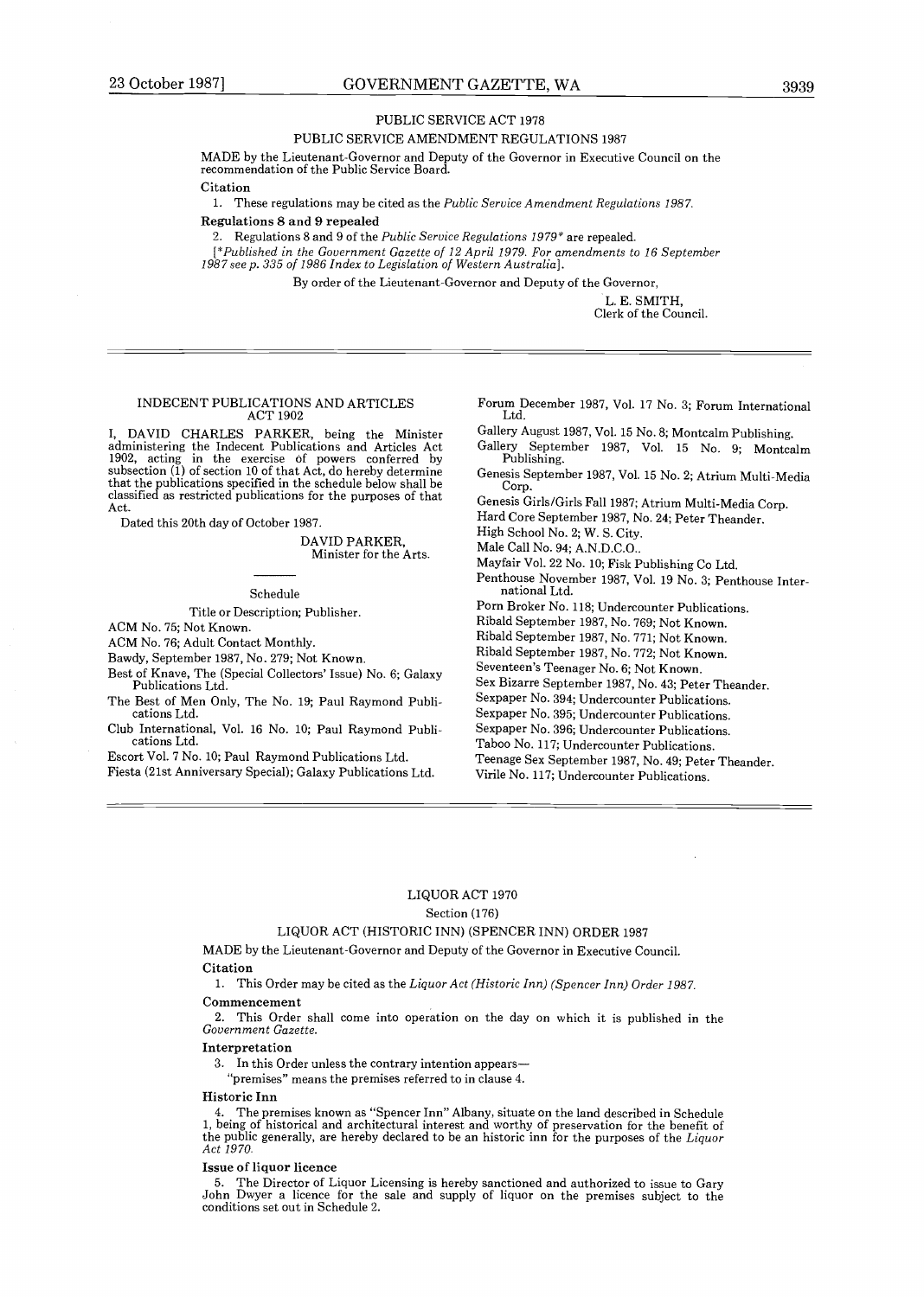## PUBLIC SERVICE ACT 1978

### PUBLIC SERVICE AMENDMENT REGULATIONS 1987

MADE by the Lieutenant-Governor and Deputy of the Governor in Executive Council on the recommendation of the Public Service Board.

**Citation**

1. These regulations may be cited as the *Public Service Amendment Regulations 1987*.

**Regulations 8 and 9 repealed**

2. Regulations 8 and 9 of the *Public Service Regulations 1979\** are repealed.

[*\*Published in the Government Gazette of 12 April 1979. For amendments to 16 September 1987 see p. 335 of 1986 Index to Legislation of Western Australia*].

By order of the Lieutenant-Governor and Deputy of the Governor,

L. E. SMITH,
Clerk of the Council.

---

## INDECENT PUBLICATIONS AND ARTICLES ACT 1902

I, DAVID CHARLES PARKER, being the Minister administering the Indecent Publications and Articles Act 1902, acting in the exercise of powers conferred by subsection (1) of section 10 of that Act, do hereby determine that the publications specified in the schedule below shall be classified as restricted publications for the purposes of that Act.

Dated this 20th day of October 1987.

DAVID PARKER,
Minister for the Arts.

### Schedule

Title or Description; Publisher.

ACM No. 75; Not Known.
ACM No. 76; Adult Contact Monthly.
Bawdy, September 1987, No. 279; Not Known.
Best of Knave, The (Special Collectors' Issue) No. 6; Galaxy Publications Ltd.
The Best of Men Only, The No. 19; Paul Raymond Publications Ltd.
Club International, Vol. 16 No. 10; Paul Raymond Publications Ltd.
Escort Vol. 7 No. 10; Paul Raymond Publications Ltd.
Fiesta (21st Anniversary Special); Galaxy Publications Ltd.
Forum December 1987, Vol. 17 No. 3; Forum International Ltd.
Gallery August 1987, Vol. 15 No. 8; Montcalm Publishing.
Gallery September 1987, Vol. 15 No. 9; Montcalm Publishing.
Genesis September 1987, Vol. 15 No. 2; Atrium Multi-Media Corp.
Genesis Girls/Girls Fall 1987; Atrium Multi-Media Corp.
Hard Core September 1987, No. 24; Peter Theander.
High School No. 2; W. S. City.
Male Call No. 94; A.N.D.C.O..
Mayfair Vol. 22 No. 10; Fisk Publishing Co Ltd.
Penthouse November 1987, Vol. 19 No. 3; Penthouse International Ltd.
Porn Broker No. 118; Undercounter Publications.
Ribald September 1987, No. 769; Not Known.
Ribald September 1987, No. 771; Not Known.
Ribald September 1987, No. 772; Not Known.
Seventeen's Teenager No. 6; Not Known.
Sex Bizarre September 1987, No. 43; Peter Theander.
Sexpaper No. 394; Undercounter Publications.
Sexpaper No. 395; Undercounter Publications.
Sexpaper No. 396; Undercounter Publications.
Taboo No. 117; Undercounter Publications.
Teenage Sex September 1987, No. 49; Peter Theander.
Virile No. 117; Undercounter Publications.

---

## LIQUOR ACT 1970

Section (176)

### LIQUOR ACT (HISTORIC INN) (SPENCER INN) ORDER 1987

MADE by the Lieutenant-Governor and Deputy of the Governor in Executive Council.

**Citation**

1. This Order may be cited as the *Liquor Act (Historic Inn) (Spencer Inn) Order 1987*.

**Commencement**

2. This Order shall come into operation on the day on which it is published in the *Government Gazette*.

**Interpretation**

3. In this Order unless the contrary intention appears—

"premises" means the premises referred to in clause 4.

**Historic Inn**

4. The premises known as "Spencer Inn" Albany, situate on the land described in Schedule 1, being of historical and architectural interest and worthy of preservation for the benefit of the public generally, are hereby declared to be an historic inn for the purposes of the *Liquor Act 1970*.

**Issue of liquor licence**

5. The Director of Liquor Licensing is hereby sanctioned and authorized to issue to Gary John Dwyer a licence for the sale and supply of liquor on the premises subject to the conditions set out in Schedule 2.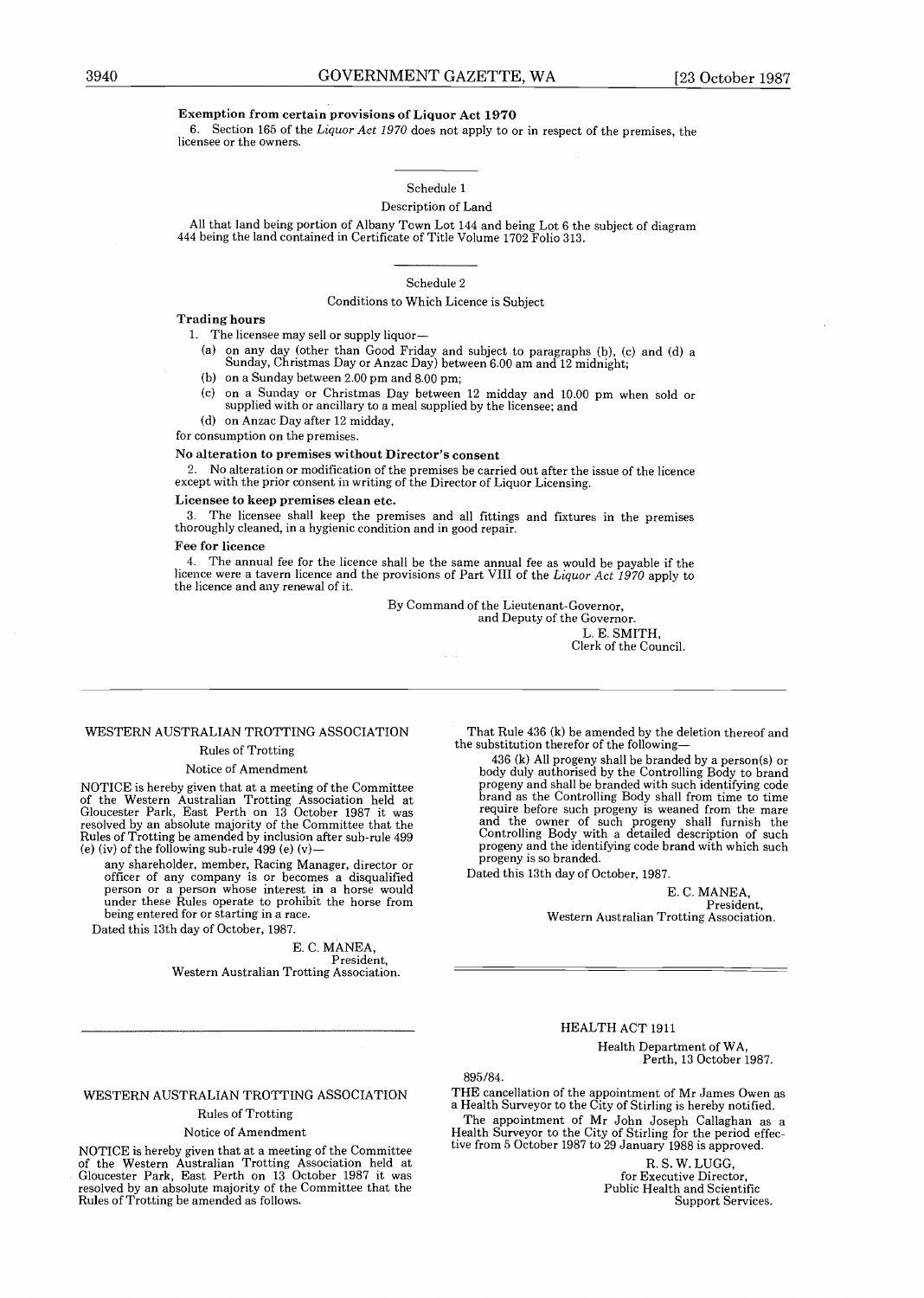**Exemption from certain provisions of Liquor Act 1970**

6. Section 165 of the *Liquor Act 1970* does not apply to or in respect of the premises, the licensee or the owners.

---

Schedule 1

Description of Land

All that land being portion of Albany Town Lot 144 and being Lot 6 the subject of diagram 444 being the land contained in Certificate of Title Volume 1702 Folio 313.

---

Schedule 2

Conditions to Which Licence is Subject

**Trading hours**

1. The licensee may sell or supply liquor—
   - (a) on any day (other than Good Friday and subject to paragraphs (b), (c) and (d) a Sunday, Christmas Day or Anzac Day) between 6.00 am and 12 midnight;
   - (b) on a Sunday between 2.00 pm and 8.00 pm;
   - (c) on a Sunday or Christmas Day between 12 midday and 10.00 pm when sold or supplied with or ancillary to a meal supplied by the licensee; and
   - (d) on Anzac Day after 12 midday,

for consumption on the premises.

**No alteration to premises without Director's consent**

2. No alteration or modification of the premises be carried out after the issue of the licence except with the prior consent in writing of the Director of Liquor Licensing.

**Licensee to keep premises clean etc.**

3. The licensee shall keep the premises and all fittings and fixtures in the premises thoroughly cleaned, in a hygienic condition and in good repair.

**Fee for licence**

4. The annual fee for the licence shall be the same annual fee as would be payable if the licence were a tavern licence and the provisions of Part VIII of the *Liquor Act 1970* apply to the licence and any renewal of it.

By Command of the Lieutenant-Governor,
and Deputy of the Governor.
L. E. SMITH,
Clerk of the Council.

---

## WESTERN AUSTRALIAN TROTTING ASSOCIATION

Rules of Trotting

Notice of Amendment

NOTICE is hereby given that at a meeting of the Committee of the Western Australian Trotting Association held at Gloucester Park, East Perth on 13 October 1987 it was resolved by an absolute majority of the Committee that the Rules of Trotting be amended by inclusion after sub-rule 499 (e) (iv) of the following sub-rule 499 (e) (v)—

> any shareholder, member, Racing Manager, director or officer of any company is or becomes a disqualified person or a person whose interest in a horse would under these Rules operate to prohibit the horse from being entered for or starting in a race.

Dated this 13th day of October, 1987.

E. C. MANEA,
President,
Western Australian Trotting Association.

---

## WESTERN AUSTRALIAN TROTTING ASSOCIATION

Rules of Trotting

Notice of Amendment

NOTICE is hereby given that at a meeting of the Committee of the Western Australian Trotting Association held at Gloucester Park, East Perth on 13 October 1987 it was resolved by an absolute majority of the Committee that the Rules of Trotting be amended as follows.

That Rule 436 (k) be amended by the deletion thereof and the substitution therefor of the following—

> 436 (k) All progeny shall be branded by a person(s) or body duly authorised by the Controlling Body to brand progeny and shall be branded with such identifying code brand as the Controlling Body shall from time to time require before such progeny is weaned from the mare and the owner of such progeny shall furnish the Controlling Body with a detailed description of such progeny and the identifying code brand with which such progeny is so branded.

Dated this 13th day of October, 1987.

E. C. MANEA,
President,
Western Australian Trotting Association.

---

## HEALTH ACT 1911

Health Department of WA,
Perth, 13 October 1987.

895/84.

THE cancellation of the appointment of Mr James Owen as a Health Surveyor to the City of Stirling is hereby notified.

The appointment of Mr John Joseph Callaghan as a Health Surveyor to the City of Stirling for the period effective from 5 October 1987 to 29 January 1988 is approved.

R. S. W. LUGG,
for Executive Director,
Public Health and Scientific
Support Services.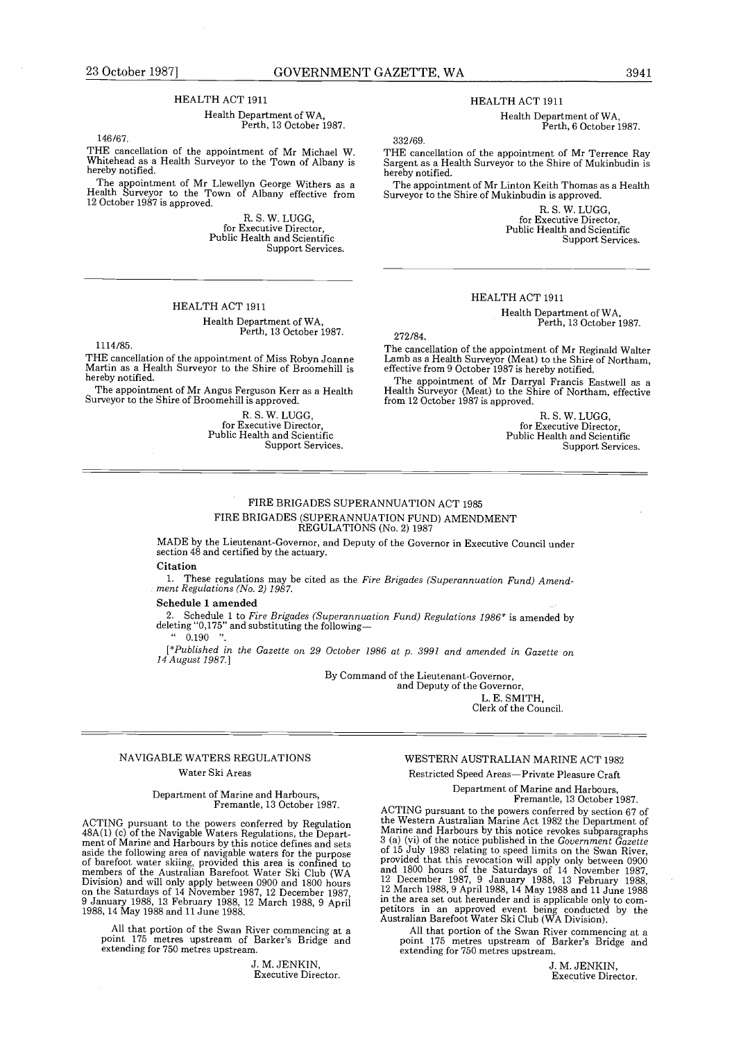## HEALTH ACT 1911

Health Department of WA,
Perth, 13 October 1987.

146/67.

THE cancellation of the appointment of Mr Michael W. Whitehead as a Health Surveyor to the Town of Albany is hereby notified.

The appointment of Mr Llewellyn George Withers as a Health Surveyor to the Town of Albany effective from 12 October 1987 is approved.

R. S. W. LUGG,
for Executive Director,
Public Health and Scientific
Support Services.

---

## HEALTH ACT 1911

Health Department of WA,
Perth, 13 October 1987.

1114/85.

THE cancellation of the appointment of Miss Robyn Joanne Martin as a Health Surveyor to the Shire of Broomehill is hereby notified.

The appointment of Mr Angus Ferguson Kerr as a Health Surveyor to the Shire of Broomehill is approved.

R. S. W. LUGG,
for Executive Director,
Public Health and Scientific
Support Services.

---

## HEALTH ACT 1911

Health Department of WA,
Perth, 6 October 1987.

332/69.

THE cancellation of the appointment of Mr Terrence Ray Sargent as a Health Surveyor to the Shire of Mukinbudin is hereby notified.

The appointment of Mr Linton Keith Thomas as a Health Surveyor to the Shire of Mukinbudin is approved.

R. S. W. LUGG,
for Executive Director,
Public Health and Scientific
Support Services.

---

## HEALTH ACT 1911

Health Department of WA,
Perth, 13 October 1987.

272/84.

The cancellation of the appointment of Mr Reginald Walter Lamb as a Health Surveyor (Meat) to the Shire of Northam, effective from 9 October 1987 is hereby notified.

The appointment of Mr Darryal Francis Eastwell as a Health Surveyor (Meat) to the Shire of Northam, effective from 12 October 1987 is approved.

R. S. W. LUGG,
for Executive Director,
Public Health and Scientific
Support Services.

---

## FIRE BRIGADES SUPERANNUATION ACT 1985

### FIRE BRIGADES (SUPERANNUATION FUND) AMENDMENT REGULATIONS (No. 2) 1987

MADE by the Lieutenant-Governor, and Deputy of the Governor in Executive Council under section 48 and certified by the actuary.

**Citation**

1. These regulations may be cited as the *Fire Brigades (Superannuation Fund) Amendment Regulations (No. 2) 1987.*

**Schedule 1 amended**

2. Schedule 1 to *Fire Brigades (Superannuation Fund) Regulations 1986** is amended by deleting "0,175" and substituting the following—

" 0.190 ".

[**Published in the Gazette on 29 October 1986 at p. 3991 and amended in Gazette on 14 August 1987.*]

By Command of the Lieutenant-Governor,
and Deputy of the Governor,
L. E. SMITH,
Clerk of the Council.

---

## NAVIGABLE WATERS REGULATIONS

### Water Ski Areas

Department of Marine and Harbours,
Fremantle, 13 October 1987.

ACTING pursuant to the powers conferred by Regulation 48A(1) (c) of the Navigable Waters Regulations, the Department of Marine and Harbours by this notice defines and sets aside the following area of navigable waters for the purpose of barefoot water skiing, provided this area is confined to members of the Australian Barefoot Water Ski Club (WA Division) and will only apply between 0900 and 1800 hours on the Saturdays of 14 November 1987, 12 December 1987, 9 January 1988, 13 February 1988, 12 March 1988, 9 April 1988, 14 May 1988 and 11 June 1988.

All that portion of the Swan River commencing at a point 175 metres upstream of Barker's Bridge and extending for 750 metres upstream.

J. M. JENKIN,
Executive Director.

---

## WESTERN AUSTRALIAN MARINE ACT 1982

### Restricted Speed Areas—Private Pleasure Craft

Department of Marine and Harbours,
Fremantle, 13 October 1987.

ACTING pursuant to the powers conferred by section 67 of the Western Australian Marine Act 1982 the Department of Marine and Harbours by this notice revokes subparagraphs 3 (a) (vi) of the notice published in the *Government Gazette* of 15 July 1983 relating to speed limits on the Swan River, provided that this revocation will apply only between 0900 and 1800 hours of the Saturdays of 14 November 1987, 12 December 1987, 9 January 1988, 13 February 1988, 12 March 1988, 9 April 1988, 14 May 1988 and 11 June 1988 in the area set out hereunder and is applicable only to competitors in an approved event being conducted by the Australian Barefoot Water Ski Club (WA Division).

All that portion of the Swan River commencing at a point 175 metres upstream of Barker's Bridge and extending for 750 metres upstream.

J. M. JENKIN,
Executive Director.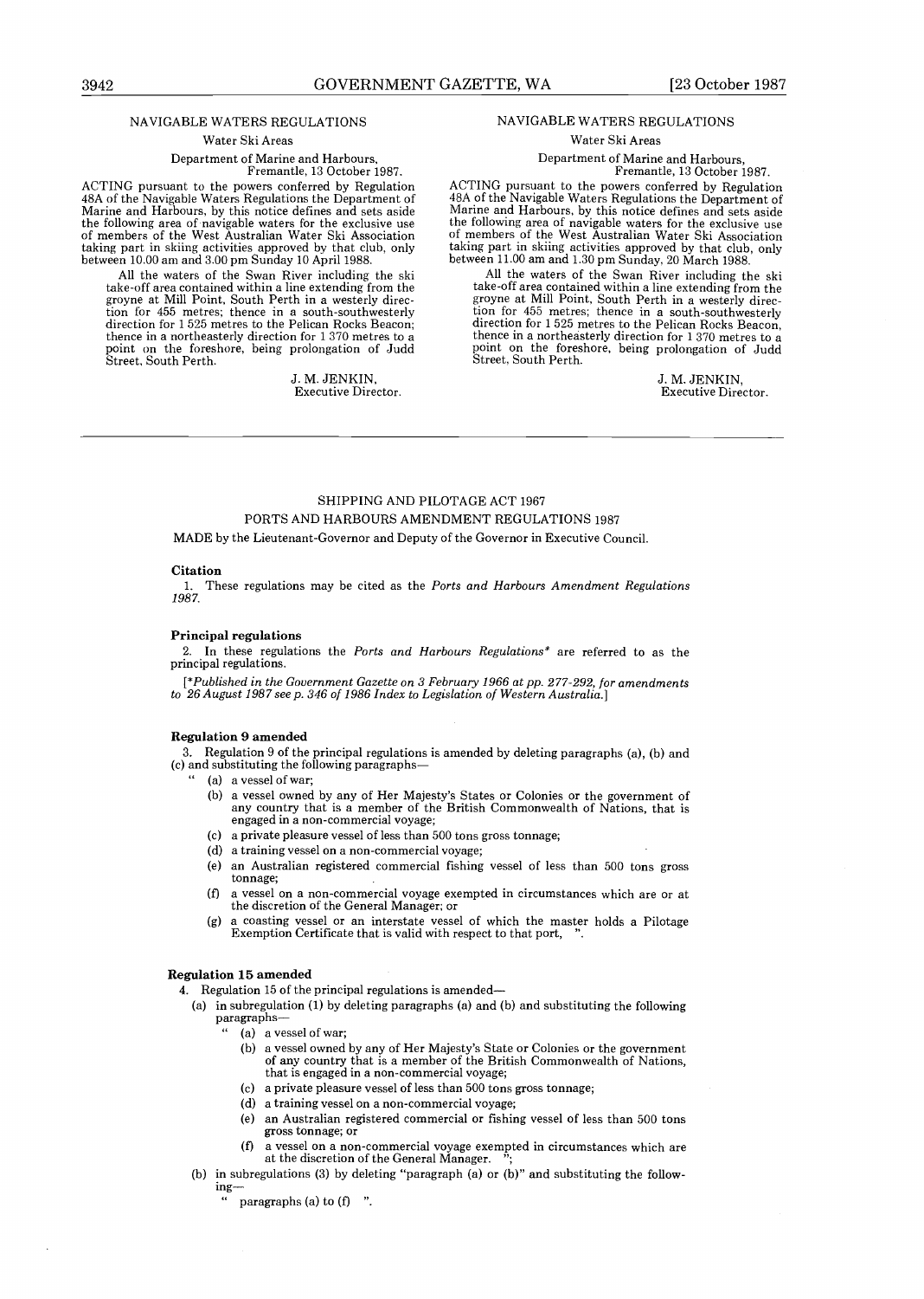## NAVIGABLE WATERS REGULATIONS

Water Ski Areas

Department of Marine and Harbours,
Fremantle, 13 October 1987.

ACTING pursuant to the powers conferred by Regulation 48A of the Navigable Waters Regulations the Department of Marine and Harbours, by this notice defines and sets aside the following area of navigable waters for the exclusive use of members of the West Australian Water Ski Association taking part in skiing activities approved by that club, only between 10.00 am and 3.00 pm Sunday 10 April 1988.

All the waters of the Swan River including the ski take-off area contained within a line extending from the groyne at Mill Point, South Perth in a westerly direction for 455 metres; thence in a south-southwesterly direction for 1 525 metres to the Pelican Rocks Beacon; thence in a northeasterly direction for 1 370 metres to a point on the foreshore, being prolongation of Judd Street, South Perth.

J. M. JENKIN,
Executive Director.

## NAVIGABLE WATERS REGULATIONS

Water Ski Areas

Department of Marine and Harbours,
Fremantle, 13 October 1987.

ACTING pursuant to the powers conferred by Regulation 48A of the Navigable Waters Regulations the Department of Marine and Harbours, by this notice defines and sets aside the following area of navigable waters for the exclusive use of members of the West Australian Water Ski Association taking part in skiing activities approved by that club, only between 11.00 am and 1.30 pm Sunday, 20 March 1988.

All the waters of the Swan River including the ski take-off area contained within a line extending from the groyne at Mill Point, South Perth in a westerly direction for 455 metres; thence in a south-southwesterly direction for 1 525 metres to the Pelican Rocks Beacon, thence in a northeasterly direction for 1 370 metres to a point on the foreshore, being prolongation of Judd Street, South Perth.

J. M. JENKIN,
Executive Director.

---

## SHIPPING AND PILOTAGE ACT 1967

## PORTS AND HARBOURS AMENDMENT REGULATIONS 1987

MADE by the Lieutenant-Governor and Deputy of the Governor in Executive Council.

**Citation**

1. These regulations may be cited as the *Ports and Harbours Amendment Regulations 1987.*

**Principal regulations**

2. In these regulations the *Ports and Harbours Regulations** are referred to as the principal regulations.

[**Published in the Government Gazette on 3 February 1966 at pp. 277-292, for amendments to 26 August 1987 see p. 346 of 1986 Index to Legislation of Western Australia.*]

**Regulation 9 amended**

3. Regulation 9 of the principal regulations is amended by deleting paragraphs (a), (b) and (c) and substituting the following paragraphs—

" (a) a vessel of war;

(b) a vessel owned by any of Her Majesty's States or Colonies or the government of any country that is a member of the British Commonwealth of Nations, that is engaged in a non-commercial voyage;

(c) a private pleasure vessel of less than 500 tons gross tonnage;

(d) a training vessel on a non-commercial voyage;

(e) an Australian registered commercial fishing vessel of less than 500 tons gross tonnage;

(f) a vessel on a non-commercial voyage exempted in circumstances which are or at the discretion of the General Manager; or

(g) a coasting vessel or an interstate vessel of which the master holds a Pilotage Exemption Certificate that is valid with respect to that port, ".

**Regulation 15 amended**

4. Regulation 15 of the principal regulations is amended—

(a) in subregulation (1) by deleting paragraphs (a) and (b) and substituting the following paragraphs—

" (a) a vessel of war;

(b) a vessel owned by any of Her Majesty's State or Colonies or the government of any country that is a member of the British Commonwealth of Nations, that is engaged in a non-commercial voyage;

(c) a private pleasure vessel of less than 500 tons gross tonnage;

(d) a training vessel on a non-commercial voyage;

(e) an Australian registered commercial or fishing vessel of less than 500 tons gross tonnage; or

(f) a vessel on a non-commercial voyage exempted in circumstances which are at the discretion of the General Manager. ";

(b) in subregulations (3) by deleting "paragraph (a) or (b)" and substituting the following—

" paragraphs (a) to (f) ".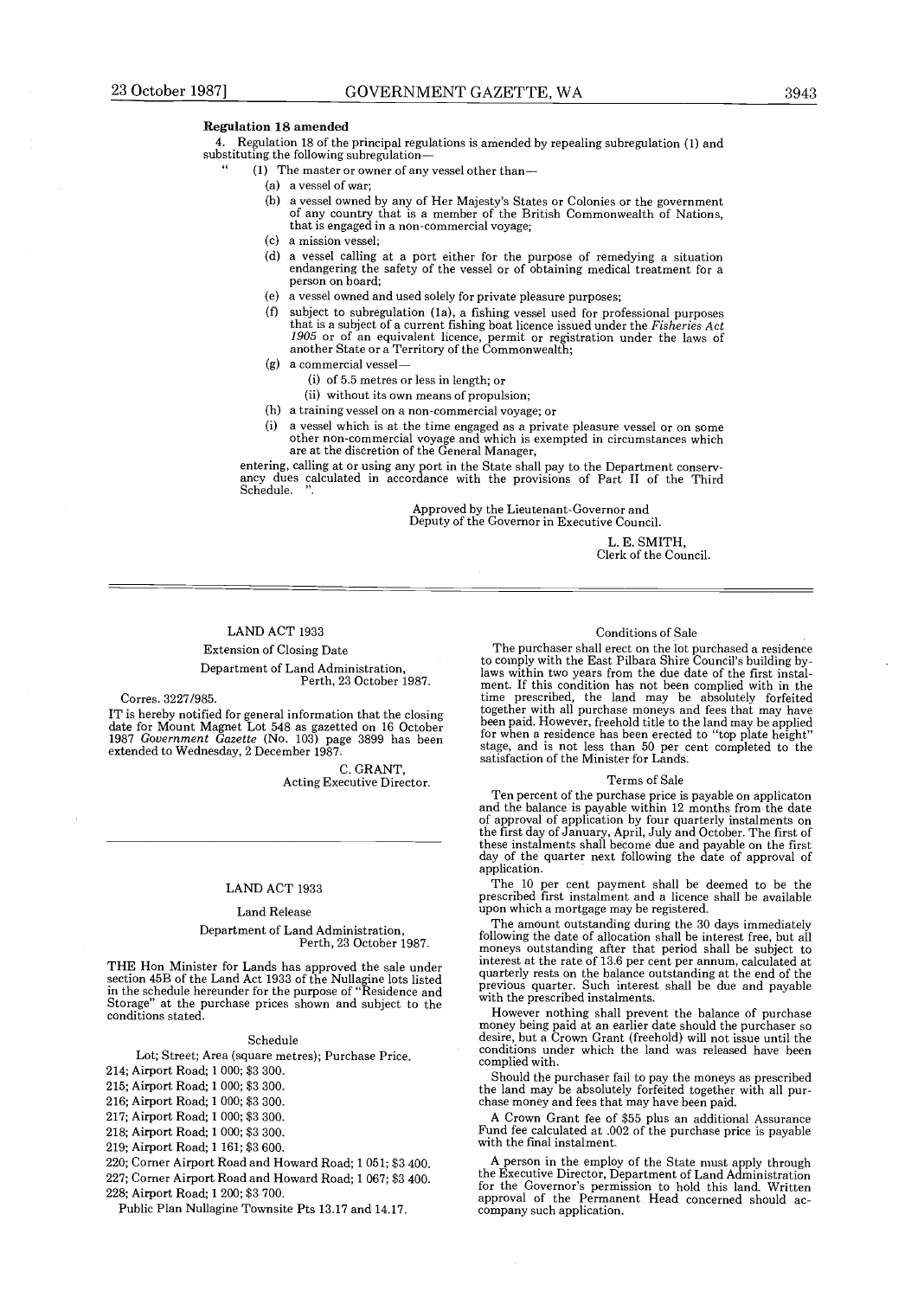**Regulation 18 amended**

4. Regulation 18 of the principal regulations is amended by repealing subregulation (1) and substituting the following subregulation—

" (1) The master or owner of any vessel other than—

- (a) a vessel of war;
- (b) a vessel owned by any of Her Majesty's States or Colonies or the government of any country that is a member of the British Commonwealth of Nations, that is engaged in a non-commercial voyage;
- (c) a mission vessel;
- (d) a vessel calling at a port either for the purpose of remedying a situation endangering the safety of the vessel or of obtaining medical treatment for a person on board;
- (e) a vessel owned and used solely for private pleasure purposes;
- (f) subject to subregulation (1a), a fishing vessel used for professional purposes that is a subject of a current fishing boat licence issued under the *Fisheries Act 1905* or of an equivalent licence, permit or registration under the laws of another State or a Territory of the Commonwealth;
- (g) a commercial vessel—
  - (i) of 5.5 metres or less in length; or
  - (ii) without its own means of propulsion;
- (h) a training vessel on a non-commercial voyage; or
- (i) a vessel which is at the time engaged as a private pleasure vessel or on some other non-commercial voyage and which is exempted in circumstances which are at the discretion of the General Manager,

entering, calling at or using any port in the State shall pay to the Department conservancy dues calculated in accordance with the provisions of Part II of the Third Schedule. ".

Approved by the Lieutenant-Governor and Deputy of the Governor in Executive Council.

L. E. SMITH,
Clerk of the Council.

---

## LAND ACT 1933

### Extension of Closing Date

Department of Land Administration,
Perth, 23 October 1987.

Corres. 3227/985.

IT is hereby notified for general information that the closing date for Mount Magnet Lot 548 as gazetted on 16 October 1987 *Government Gazette* (No. 103) page 3899 has been extended to Wednesday, 2 December 1987.

C. GRANT,
Acting Executive Director.

---

## LAND ACT 1933

### Land Release

Department of Land Administration,
Perth, 23 October 1987.

THE Hon Minister for Lands has approved the sale under section 45B of the Land Act 1933 of the Nullagine lots listed in the schedule hereunder for the purpose of "Residence and Storage" at the purchase prices shown and subject to the conditions stated.

#### Schedule

Lot; Street; Area (square metres); Purchase Price.

214; Airport Road; 1 000; $3 300.

215; Airport Road; 1 000; $3 300.

216; Airport Road; 1 000; $3 300.

217; Airport Road; 1 000; $3 300.

218; Airport Road; 1 000; $3 300.

219; Airport Road; 1 161; $3 600.

220; Corner Airport Road and Howard Road; 1 051; $3 400.

227; Corner Airport Road and Howard Road; 1 067; $3 400.

228; Airport Road; 1 200; $3 700.

Public Plan Nullagine Townsite Pts 13.17 and 14.17.

#### Conditions of Sale

The purchaser shall erect on the lot purchased a residence to comply with the East Pilbara Shire Council's building bylaws within two years from the due date of the first instalment. If this condition has not been complied with in the time prescribed, the land may be absolutely forfeited together with all purchase moneys and fees that may have been paid. However, freehold title to the land may be applied for when a residence has been erected to "top plate height" stage, and is not less than 50 per cent completed to the satisfaction of the Minister for Lands.

#### Terms of Sale

Ten percent of the purchase price is payable on applicaton and the balance is payable within 12 months from the date of approval of application by four quarterly instalments on the first day of January, April, July and October. The first of these instalments shall become due and payable on the first day of the quarter next following the date of approval of application.

The 10 per cent payment shall be deemed to be the prescribed first instalment and a licence shall be available upon which a mortgage may be registered.

The amount outstanding during the 30 days immediately following the date of allocation shall be interest free, but all moneys outstanding after that period shall be subject to interest at the rate of 13.6 per cent per annum, calculated at quarterly rests on the balance outstanding at the end of the previous quarter. Such interest shall be due and payable with the prescribed instalments.

However nothing shall prevent the balance of purchase money being paid at an earlier date should the purchaser so desire, but a Crown Grant (freehold) will not issue until the conditions under which the land was released have been complied with.

Should the purchaser fail to pay the moneys as prescribed the land may be absolutely forfeited together with all purchase money and fees that may have been paid.

A Crown Grant fee of $55 plus an additional Assurance Fund fee calculated at .002 of the purchase price is payable with the final instalment.

A person in the employ of the State must apply through the Executive Director, Department of Land Administration for the Governor's permission to hold this land. Written approval of the Permanent Head concerned should accompany such application.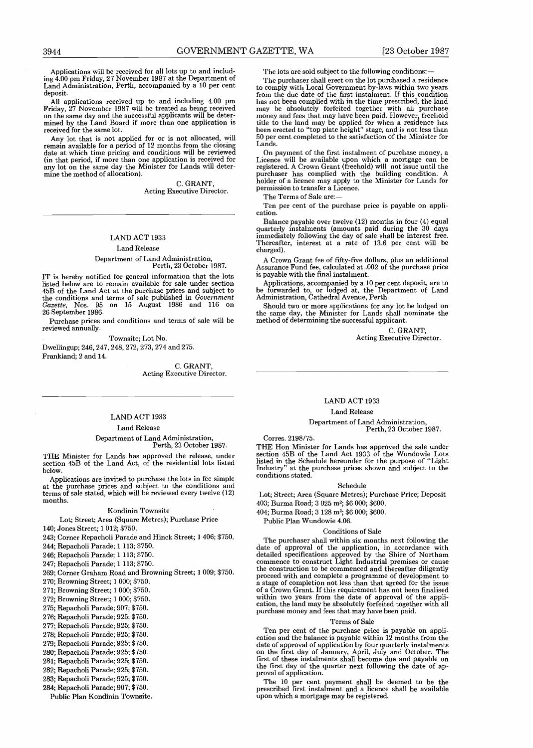Applications will be received for all lots up to and including 4.00 pm Friday, 27 November 1987 at the Department of Land Administration, Perth, accompanied by a 10 per cent deposit.

All applications received up to and including 4.00 pm Friday, 27 November 1987 will be treated as being received on the same day and the successful applicants will be determined by the Land Board if more than one application is received for the same lot.

Any lot that is not applied for or is not allocated, will remain available for a period of 12 months from the closing date at which time pricing and conditions will be reviewed (in that period, if more than one application is received for any lot on the same day the Minister for Lands will determine the method of allocation).

C. GRANT,
Acting Executive Director.

---

## LAND ACT 1933

### Land Release

Department of Land Administration,
Perth, 23 October 1987.

IT is hereby notified for general information that the lots listed below are to remain available for sale under section 45B of the Land Act at the purchase prices and subject to the conditions and terms of sale published in *Government Gazette*, Nos. 95 on 15 August 1986 and 116 on 26 September 1986.

Purchase prices and conditions and terms of sale will be reviewed annually.

Townsite; Lot No.

Dwellingup; 246, 247, 248, 272, 273, 274 and 275.

Frankland; 2 and 14.

C. GRANT,
Acting Executive Director.

---

## LAND ACT 1933

### Land Release

Department of Land Administration,
Perth, 23 October 1987.

THE Minister for Lands has approved the release, under section 45B of the Land Act, of the residential lots listed below.

Applications are invited to purchase the lots in fee simple at the purchase prices and subject to the conditions and terms of sale stated, which will be reviewed every twelve (12) months.

Kondinin Townsite

Lot; Street; Area (Square Metres); Purchase Price

140; Jones Street; 1 012; $750.

243; Corner Repacholi Parade and Hinck Street; 1 406; $750.

244; Repacholi Parade; 1 113; $750.

246; Repacholi Parade; 1 113; $750.

247; Repacholi Parade; 1 113; $750.

269; Corner Graham Road and Browning Street; 1 009; $750.

270; Browning Street; 1 000; $750.

271; Browning Street; 1 000; $750.

272; Browning Street; 1 000; $750.

275; Repacholi Parade; 907; $750.

276; Repacholi Parade; 925; $750.

277; Repacholi Parade; 925; $750.

278; Repacholi Parade; 925; $750.

279; Repacholi Parade; 925; $750.

280; Repacholi Parade; 925; $750.

281; Repacholi Parade; 925; $750.

282; Repacholi Parade; 925; $750.

283; Repacholi Parade; 925; $750.

284; Repacholi Parade; 907; $750.

Public Plan Kondinin Townsite.

The lots are sold subject to the following conditions:—

The purchaser shall erect on the lot purchased a residence to comply with Local Government by-laws within two years from the due date of the first instalment. If this condition has not been complied with in the time prescribed, the land may be absolutely forfeited together with all purchase money and fees that may have been paid. However, freehold title to the land may be applied for when a residence has been erected to "top plate height" stage, and is not less than 50 per cent completed to the satisfaction of the Minister for Lands.

On payment of the first instalment of purchase money, a Licence will be available upon which a mortgage can be registered. A Crown Grant (freehold) will not issue until the purchaser has complied with the building condition. A holder of a licence may apply to the Minister for Lands for permission to transfer a Licence.

The Terms of Sale are:—

Ten per cent of the purchase price is payable on application.

Balance payable over twelve (12) months in four (4) equal quarterly instalments (amounts paid during the 30 days immediately following the day of sale shall be interest free. Thereafter, interest at a rate of 13.6 per cent will be charged).

A Crown Grant fee of fifty-five dollars, plus an additional Assurance Fund fee, calculated at .002 of the purchase price is payable with the final instalment.

Applications, accompanied by a 10 per cent deposit, are to be forwarded to, or lodged at, the Department of Land Administration, Cathedral Avenue, Perth.

Should two or more applications for any lot be lodged on the same day, the Minister for Lands shall nominate the method of determining the successful applicant.

C. GRANT,
Acting Executive Director.

---

## LAND ACT 1933

### Land Release

Department of Land Administration,
Perth, 23 October 1987.

Corres. 2198/75.

THE Hon Minister for Lands has approved the sale under section 45B of the Land Act 1933 of the Wundowie Lots listed in the Schedule hereunder for the purpose of "Light Industry" at the purchase prices shown and subject to the conditions stated.

Schedule

Lot; Street; Area (Square Metres); Purchase Price; Deposit

403; Burma Road; 3 025 m²; $6 000; $600.

404; Burma Road; 3 128 m²; $6 000; $600.

Public Plan Wundowie 4.06.

Conditions of Sale

The purchaser shall within six months next following the date of approval of the application, in accordance with detailed specifications approved by the Shire of Northam commence to construct Light Industrial premises or cause the construction to be commenced and thereafter diligently proceed with and complete a programme of development to a stage of completion not less than that agreed for the issue of a Crown Grant. If this requirement has not been finalised within two years from the date of approval of the application, the land may be absolutely forfeited together with all purchase money and fees that may have been paid.

Terms of Sale

Ten per cent of the purchase price is payable on application and the balance is payable within 12 months from the date of approval of application by four quarterly instalments on the first day of January, April, July and October. The first of these instalments shall become due and payable on the first day of the quarter next following the date of approval of application.

The 10 per cent payment shall be deemed to be the prescribed first instalment and a licence shall be available upon which a mortgage may be registered.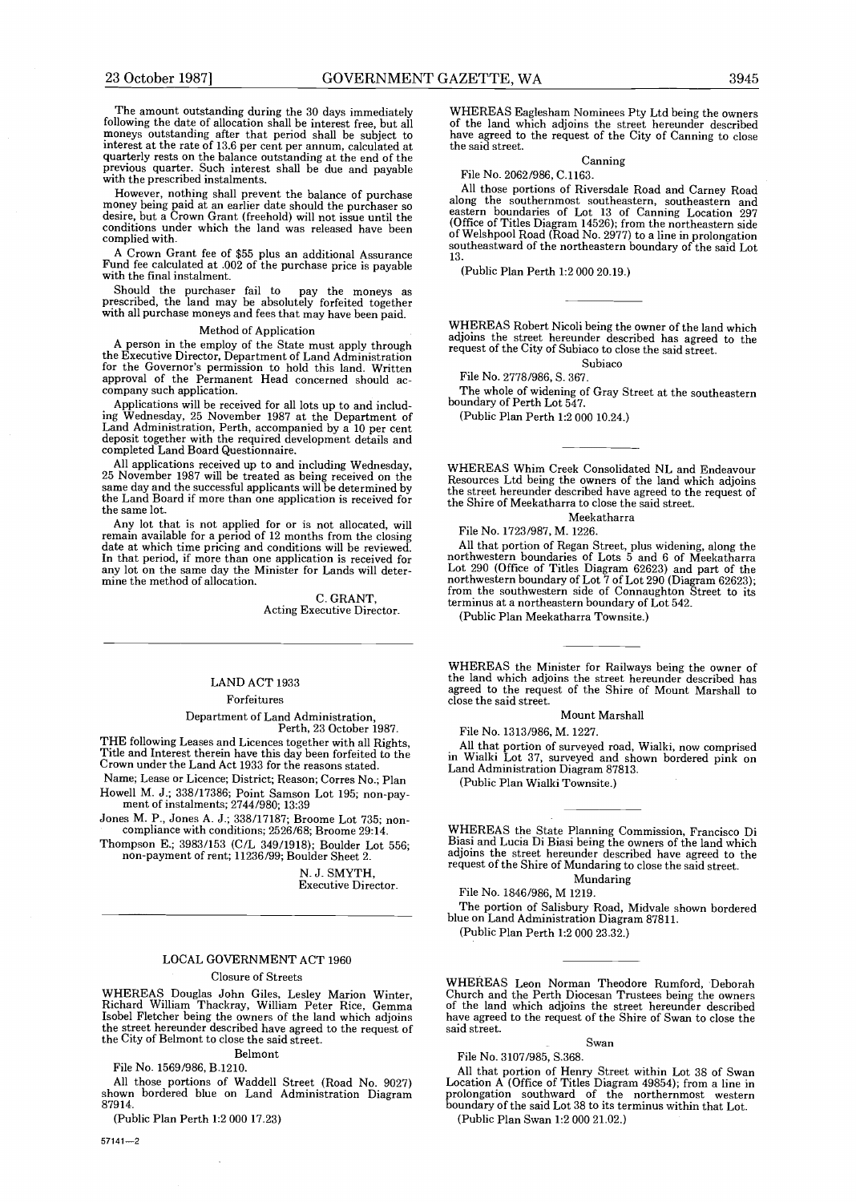The amount outstanding during the 30 days immediately following the date of allocation shall be interest free, but all moneys outstanding after that period shall be subject to interest at the rate of 13.6 per cent per annum, calculated at quarterly rests on the balance outstanding at the end of the previous quarter. Such interest shall be due and payable with the prescribed instalments.

However, nothing shall prevent the balance of purchase money being paid at an earlier date should the purchaser so desire, but a Crown Grant (freehold) will not issue until the conditions under which the land was released have been complied with.

A Crown Grant fee of $55 plus an additional Assurance Fund fee calculated at .002 of the purchase price is payable with the final instalment.

Should the purchaser fail to pay the moneys as prescribed, the land may be absolutely forfeited together with all purchase moneys and fees that may have been paid.

#### Method of Application

A person in the employ of the State must apply through the Executive Director, Department of Land Administration for the Governor's permission to hold this land. Written approval of the Permanent Head concerned should accompany such application.

Applications will be received for all lots up to and including Wednesday, 25 November 1987 at the Department of Land Administration, Perth, accompanied by a 10 per cent deposit together with the required development details and completed Land Board Questionnaire.

All applications received up to and including Wednesday, 25 November 1987 will be treated as being received on the same day and the successful applicants will be determined by the Land Board if more than one application is received for the same lot.

Any lot that is not applied for or is not allocated, will remain available for a period of 12 months from the closing date at which time pricing and conditions will be reviewed. In that period, if more than one application is received for any lot on the same day the Minister for Lands will determine the method of allocation.

C. GRANT,
Acting Executive Director.

---

## LAND ACT 1933

### Forfeitures

Department of Land Administration,
Perth, 23 October 1987.

THE following Leases and Licences together with all Rights, Title and Interest therein have this day been forfeited to the Crown under the Land Act 1933 for the reasons stated.

Name; Lease or Licence; District; Reason; Corres No.; Plan

Howell M. J.; 338/17386; Point Samson Lot 195; non-payment of instalments; 2744/980; 13:39

Jones M. P., Jones A. J.; 338/17187; Broome Lot 735; non-compliance with conditions; 2526/68; Broome 29:14.

Thompson E.; 3983/153 (C/L 349/1918); Boulder Lot 556; non-payment of rent; 11236/99; Boulder Sheet 2.

N. J. SMYTH,
Executive Director.

---

## LOCAL GOVERNMENT ACT 1960

### Closure of Streets

WHEREAS Douglas John Giles, Lesley Marion Winter, Richard William Thackray, William Peter Rice, Gemma Isobel Fletcher being the owners of the land which adjoins the street hereunder described have agreed to the request of the City of Belmont to close the said street.

#### Belmont

File No. 1569/986, B.1210.

All those portions of Waddell Street (Road No. 9027) shown bordered blue on Land Administration Diagram 87914.

(Public Plan Perth 1:2 000 17.23)

---

WHEREAS Eaglesham Nominees Pty Ltd being the owners of the land which adjoins the street hereunder described have agreed to the request of the City of Canning to close the said street.

#### Canning

File No. 2062/986, C.1163.

All those portions of Riversdale Road and Carney Road along the southernmost southeastern, southeastern and eastern boundaries of Lot 13 of Canning Location 297 (Office of Titles Diagram 14526); from the northeastern side of Welshpool Road (Road No. 2977) to a line in prolongation southeastward of the northeastern boundary of the said Lot 13.

(Public Plan Perth 1:2 000 20.19.)

---

WHEREAS Robert Nicoli being the owner of the land which adjoins the street hereunder described has agreed to the request of the City of Subiaco to close the said street.

#### Subiaco

File No. 2778/986, S. 367.

The whole of widening of Gray Street at the southeastern boundary of Perth Lot 547.

(Public Plan Perth 1:2 000 10.24.)

---

WHEREAS Whim Creek Consolidated NL and Endeavour Resources Ltd being the owners of the land which adjoins the street hereunder described have agreed to the request of the Shire of Meekatharra to close the said street.

#### Meekatharra

File No. 1723/987, M. 1226.

All that portion of Regan Street, plus widening, along the northwestern boundaries of Lots 5 and 6 of Meekatharra Lot 290 (Office of Titles Diagram 62623) and part of the northwestern boundary of Lot 7 of Lot 290 (Diagram 62623); from the southwestern side of Connaughton Street to its terminus at a northeastern boundary of Lot 542.

(Public Plan Meekatharra Townsite.)

---

WHEREAS the Minister for Railways being the owner of the land which adjoins the street hereunder described has agreed to the request of the Shire of Mount Marshall to close the said street.

#### Mount Marshall

File No. 1313/986, M. 1227.

All that portion of surveyed road, Wialki, now comprised in Wialki Lot 37, surveyed and shown bordered pink on Land Administration Diagram 87813.

(Public Plan Wialki Townsite.)

---

WHEREAS the State Planning Commission, Francisco Di Biasi and Lucia Di Biasi being the owners of the land which adjoins the street hereunder described have agreed to the request of the Shire of Mundaring to close the said street.

#### Mundaring

File No. 1846/986, M 1219.

The portion of Salisbury Road, Midvale shown bordered blue on Land Administration Diagram 87811.

(Public Plan Perth 1:2 000 23.32.)

---

WHEREAS Leon Norman Theodore Rumford, Deborah Church and the Perth Diocesan Trustees being the owners of the land which adjoins the street hereunder described have agreed to the request of the Shire of Swan to close the said street.

#### Swan

File No. 3107/985, S.368.

All that portion of Henry Street within Lot 38 of Swan Location A (Office of Titles Diagram 49854); from a line in prolongation southward of the northernmost western boundary of the said Lot 38 to its terminus within that Lot.

(Public Plan Swan 1:2 000 21.02.)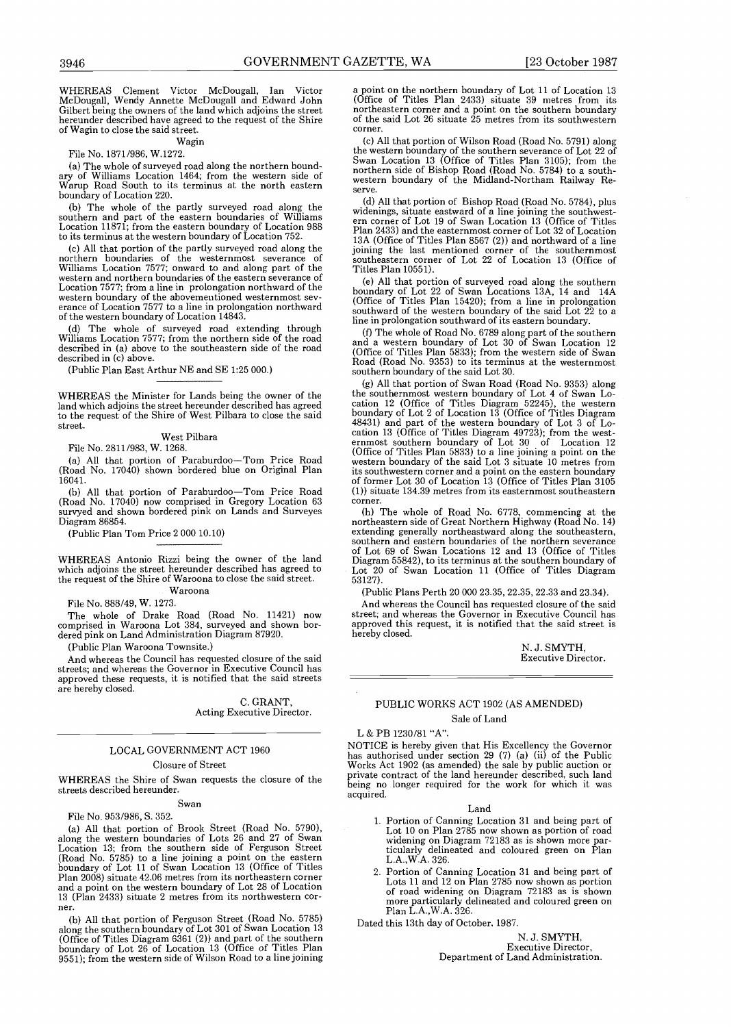WHEREAS Clement Victor McDougall, Ian Victor McDougall, Wendy Annette McDougall and Edward John Gilbert being the owners of the land which adjoins the street hereunder described have agreed to the request of the Shire of Wagin to close the said street.

Wagin

File No. 1871/986, W.1272.

(a) The whole of surveyed road along the northern boundary of Williams Location 1464; from the western side of Warup Road South to its terminus at the north eastern boundary of Location 220.

(b) The whole of the partly surveyed road along the southern and part of the eastern boundaries of Williams Location 11871; from the eastern boundary of Location 988 to its terminus at the western boundary of Location 752.

(c) All that portion of the partly surveyed road along the northern boundaries of the westernmost severance of Williams Location 7577; onward to and along part of the western and northern boundaries of the eastern severance of Location 7577; from a line in prolongation northward of the western boundary of the abovementioned westernmost severance of Location 7577 to a line in prolongation northward of the western boundary of Location 14843.

(d) The whole of surveyed road extending through Williams Location 7577; from the northern side of the road described in (a) above to the southeastern side of the road described in (c) above.

(Public Plan East Arthur NE and SE 1:25 000.)

---

WHEREAS the Minister for Lands being the owner of the land which adjoins the street hereunder described has agreed to the request of the Shire of West Pilbara to close the said street.

West Pilbara

File No. 2811/983, W. 1268.

(a) All that portion of Paraburdoo—Tom Price Road (Road No. 17040) shown bordered blue on Original Plan 16041.

(b) All that portion of Paraburdoo—Tom Price Road (Road No. 17040) now comprised in Gregory Location 63 survyed and shown bordered pink on Lands and Surveyes Diagram 86854.

(Public Plan Tom Price 2 000 10.10)

---

WHEREAS Antonio Rizzi being the owner of the land which adjoins the street hereunder described has agreed to the request of the Shire of Waroona to close the said street.

Waroona

File No. 888/49, W. 1273.

The whole of Drake Road (Road No. 11421) now comprised in Waroona Lot 384, surveyed and shown bordered pink on Land Administration Diagram 87920.

(Public Plan Waroona Townsite.)

And whereas the Council has requested closure of the said streets; and whereas the Governor in Executive Council has approved these requests, it is notified that the said streets are hereby closed.

C. GRANT,
Acting Executive Director.

---

## LOCAL GOVERNMENT ACT 1960

### Closure of Street

WHEREAS the Shire of Swan requests the closure of the streets described hereunder.

Swan

File No. 953/986, S. 352.

(a) All that portion of Brook Street (Road No. 5790), along the western boundaries of Lots 26 and 27 of Swan Location 13; from the southern side of Ferguson Street (Road No. 5785) to a line joining a point on the eastern boundary of Lot 11 of Swan Location 13 (Office of Titles Plan 2008) situate 42.06 metres from its northeastern corner and a point on the western boundary of Lot 28 of Location 13 (Plan 2433) situate 2 metres from its northwestern corner.

(b) All that portion of Ferguson Street (Road No. 5785) along the southern boundary of Lot 301 of Swan Location 13 (Office of Titles Diagram 6361 (2)) and part of the southern boundary of Lot 26 of Location 13 (Office of Titles Plan 9551); from the western side of Wilson Road to a line joining a point on the northern boundary of Lot 11 of Location 13 (Office of Titles Plan 2433) situate 39 metres from its northeastern corner and a point on the southern boundary of the said Lot 26 situate 25 metres from its southwestern corner.

(c) All that portion of Wilson Road (Road No. 5791) along the western boundary of the southern severance of Lot 22 of Swan Location 13 (Office of Titles Plan 3105); from the northern side of Bishop Road (Road No. 5784) to a southwestern boundary of the Midland-Northam Railway Reserve.

(d) All that portion of Bishop Road (Road No. 5784), plus widenings, situate eastward of a line joining the southwestern corner of Lot 19 of Swan Location 13 (Office of Titles Plan 2433) and the easternmost corner of Lot 32 of Location 13A (Office of Titles Plan 8567 (2)) and northward of a line joining the last mentioned corner of the southernmost southeastern corner of Lot 22 of Location 13 (Office of Titles Plan 10551).

(e) All that portion of surveyed road along the southern boundary of Lot 22 of Swan Locations 13A, 14 and 14A (Office of Titles Plan 15420); from a line in prolongation southward of the western boundary of the said Lot 22 to a line in prolongation southward of its eastern boundary.

(f) The whole of Road No. 6789 along part of the southern and a western boundary of Lot 30 of Swan Location 12 (Office of Titles Plan 5833); from the western side of Swan Road (Road No. 9353) to its terminus at the westernmost southern boundary of the said Lot 30.

(g) All that portion of Swan Road (Road No. 9353) along the southernmost western boundary of Lot 4 of Swan Location 12 (Office of Titles Diagram 52245), the western boundary of Lot 2 of Location 13 (Office of Titles Diagram 48431) and part of the western boundary of Lot 3 of Location 13 (Office of Titles Diagram 49723); from the westernmost southern boundary of Lot 30 of Location 12 (Office of Titles Plan 5833) to a line joining a point on the western boundary of the said Lot 3 situate 10 metres from its southwestern corner and a point on the eastern boundary of former Lot 30 of Location 13 (Office of Titles Plan 3105 (1)) situate 134.39 metres from its easternmost southeastern corner.

(h) The whole of Road No. 6778, commencing at the northeastern side of Great Northern Highway (Road No. 14) extending generally northeastward along the southeastern, southern and eastern boundaries of the northern severance of Lot 69 of Swan Locations 12 and 13 (Office of Titles Diagram 55842), to its terminus at the southern boundary of Lot 20 of Swan Location 11 (Office of Titles Diagram 53127).

(Public Plans Perth 20 000 23.35, 22.35, 22.33 and 23.34).

And whereas the Council has requested closure of the said street; and whereas the Governor in Executive Council has approved this request, it is notified that the said street is hereby closed.

N. J. SMYTH,
Executive Director.

---

## PUBLIC WORKS ACT 1902 (AS AMENDED)

### Sale of Land

L & PB 1230/81 "A".

NOTICE is hereby given that His Excellency the Governor has authorised under section 29 (7) (a) (ii) of the Public Works Act 1902 (as amended) the sale by public auction or private contract of the land hereunder described, such land being no longer required for the work for which it was acquired.

Land

1. Portion of Canning Location 31 and being part of Lot 10 on Plan 2785 now shown as portion of road widening on Diagram 72183 as is shown more particularly delineated and coloured green on Plan L.A.,W.A. 326.
2. Portion of Canning Location 31 and being part of Lots 11 and 12 on Plan 2785 now shown as portion of road widening on Diagram 72183 as is shown more particularly delineated and coloured green on Plan L.A.,W.A. 326.

Dated this 13th day of October, 1987.

N. J. SMYTH,
Executive Director,
Department of Land Administration.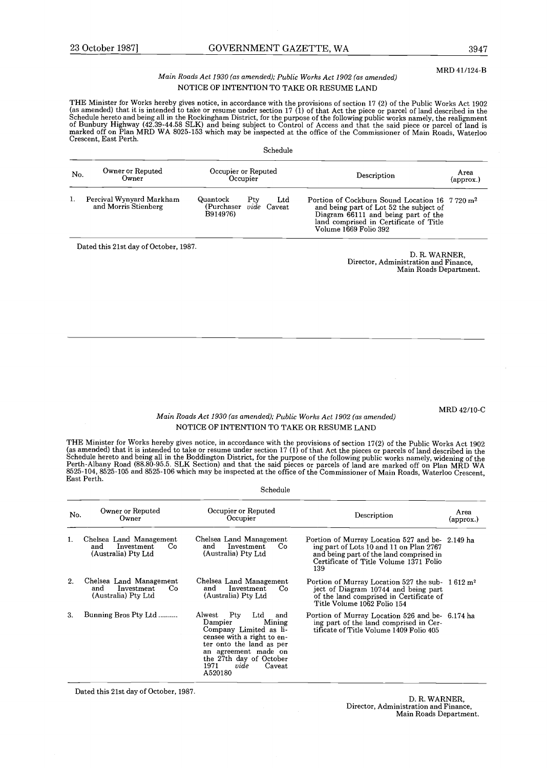MRD 41/124-B

*Main Roads Act 1930 (as amended); Public Works Act 1902 (as amended)*

NOTICE OF INTENTION TO TAKE OR RESUME LAND

THE Minister for Works hereby gives notice, in accordance with the provisions of section 17 (2) of the Public Works Act 1902 (as amended) that it is intended to take or resume under section 17 (1) of that Act the piece or parcel of land described in the Schedule hereto and being all in the Rockingham District, for the purpose of the following public works namely, the realignment of Bunbury Highway (42.39-44.58 SLK) and being subject to Control of Access and that the said piece or parcel of land is marked off on Plan MRD WA 8025-153 which may be inspected at the office of the Commissioner of Main Roads, Waterloo Crescent, East Perth.

Schedule

| No. | Owner or Reputed Owner | Occupier or Reputed Occupier | Description | Area (approx.) |
|---|---|---|---|---|
| 1. | Percival Wynyard Markham and Morris Stienberg | Quantock Pty Ltd (Purchaser *vide* Caveat B914976) | Portion of Cockburn Sound Location 16 and being part of Lot 52 the subject of Diagram 66111 and being part of the land comprised in Certificate of Title Volume 1669 Folio 392 | 7 720 m² |

Dated this 21st day of October, 1987.

D. R. WARNER,
Director, Administration and Finance,
Main Roads Department.

---

MRD 42/10-C

*Main Roads Act 1930 (as amended); Public Works Act 1902 (as amended)*

NOTICE OF INTENTION TO TAKE OR RESUME LAND

THE Minister for Works hereby gives notice, in accordance with the provisions of section 17(2) of the Public Works Act 1902 (as amended) that it is intended to take or resume under section 17 (1) of that Act the pieces or parcels of land described in the Schedule hereto and being all in the Boddington District, for the purpose of the following public works namely, widening of the Perth-Albany Road (88.80-95.5. SLK Section) and that the said pieces or parcels of land are marked off on Plan MRD WA 8525-104, 8525-105 and 8525-106 which may be inspected at the office of the Commissioner of Main Roads, Waterloo Crescent, East Perth.

Schedule

| No. | Owner or Reputed Owner | Occupier or Reputed Occupier | Description | Area (approx.) |
|---|---|---|---|---|
| 1. | Chelsea Land Management and Investment Co (Australia) Pty Ltd | Chelsea Land Management and Investment Co (Australia) Pty Ltd | Portion of Murray Location 527 and being part of Lots 10 and 11 on Plan 2767 and being part of the land comprised in Certificate of Title Volume 1371 Folio 139 | 2.149 ha |
| 2. | Chelsea Land Management and Investment Co (Australia) Pty Ltd | Chelsea Land Management and Investment Co (Australia) Pty Ltd | Portion of Murray Location 527 the subject of Diagram 10744 and being part of the land comprised in Certificate of Title Volume 1062 Folio 154 | 1 612 m² |
| 3. | Bunning Bros Pty Ltd .......... | Alwest Pty Ltd and Dampier Mining Company Limited as licensee with a right to enter onto the land as per an agreement made on the 27th day of October 1971 *vide* Caveat A520180 | Portion of Murray Location 526 and being part of the land comprised in Certificate of Title Volume 1409 Folio 405 | 6.174 ha |

Dated this 21st day of October, 1987.

D. R. WARNER,
Director, Administration and Finance,
Main Roads Department.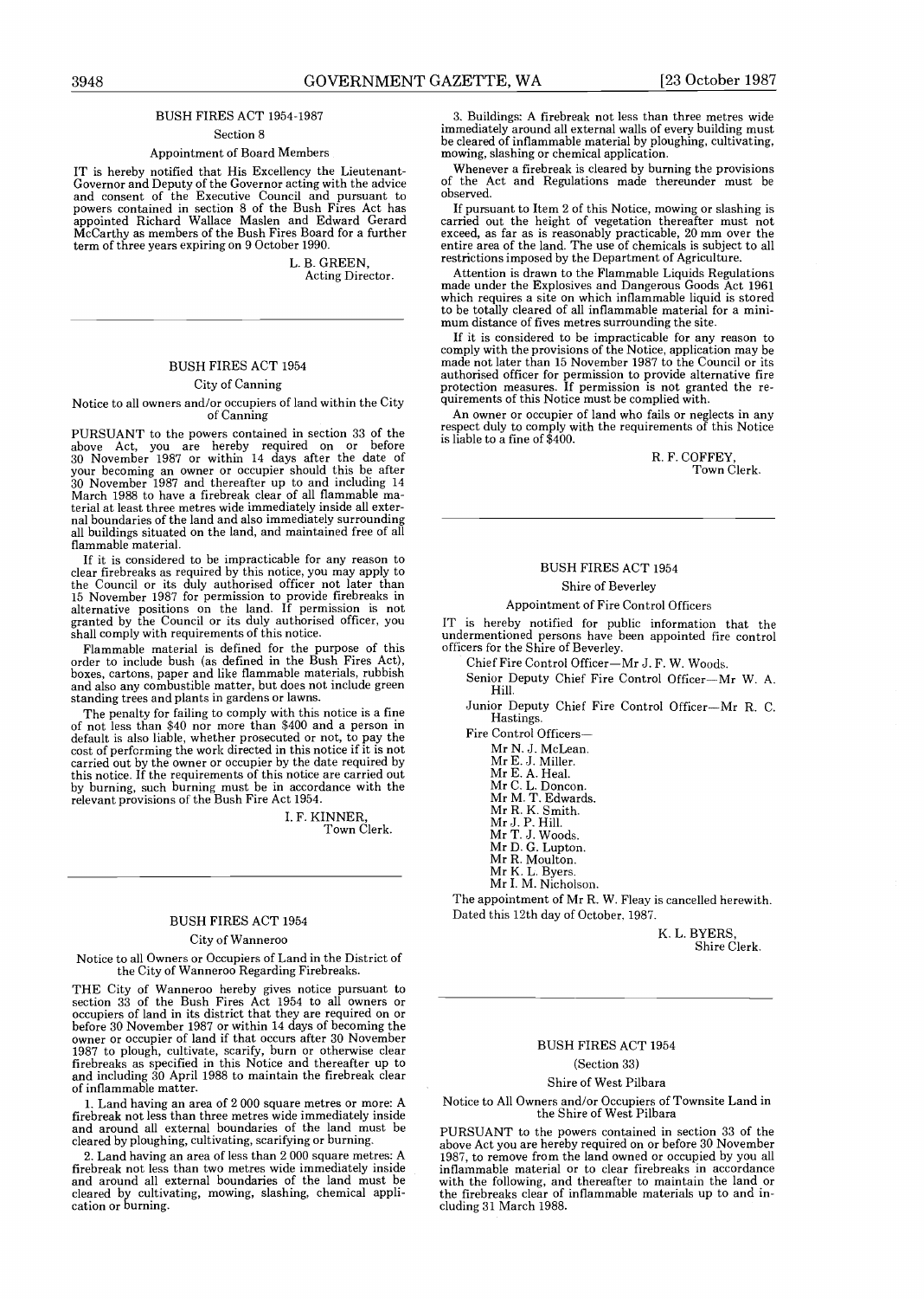## BUSH FIRES ACT 1954-1987

Section 8

Appointment of Board Members

IT is hereby notified that His Excellency the Lieutenant-Governor and Deputy of the Governor acting with the advice and consent of the Executive Council and pursuant to powers contained in section 8 of the Bush Fires Act has appointed Richard Wallace Maslen and Edward Gerard McCarthy as members of the Bush Fires Board for a further term of three years expiring on 9 October 1990.

L. B. GREEN,
Acting Director.

---

## BUSH FIRES ACT 1954

City of Canning

Notice to all owners and/or occupiers of land within the City of Canning

PURSUANT to the powers contained in section 33 of the above Act, you are hereby required on or before 30 November 1987 or within 14 days after the date of your becoming an owner or occupier should this be after 30 November 1987 and thereafter up to and including 14 March 1988 to have a firebreak clear of all flammable material at least three metres wide immediately inside all external boundaries of the land and also immediately surrounding all buildings situated on the land, and maintained free of all flammable material.

If it is considered to be impracticable for any reason to clear firebreaks as required by this notice, you may apply to the Council or its duly authorised officer not later than 15 November 1987 for permission to provide firebreaks in alternative positions on the land. If permission is not granted by the Council or its duly authorised officer, you shall comply with requirements of this notice.

Flammable material is defined for the purpose of this order to include bush (as defined in the Bush Fires Act), boxes, cartons, paper and like flammable materials, rubbish and also any combustible matter, but does not include green standing trees and plants in gardens or lawns.

The penalty for failing to comply with this notice is a fine of not less than $40 nor more than $400 and a person in default is also liable, whether prosecuted or not, to pay the cost of performing the work directed in this notice if it is not carried out by the owner or occupier by the date required by this notice. If the requirements of this notice are carried out by burning, such burning must be in accordance with the relevant provisions of the Bush Fire Act 1954.

I. F. KINNER,
Town Clerk.

---

## BUSH FIRES ACT 1954

City of Wanneroo

Notice to all Owners or Occupiers of Land in the District of the City of Wanneroo Regarding Firebreaks.

THE City of Wanneroo hereby gives notice pursuant to section 33 of the Bush Fires Act 1954 to all owners or occupiers of land in its district that they are required on or before 30 November 1987 or within 14 days of becoming the owner or occupier of land if that occurs after 30 November 1987 to plough, cultivate, scarify, burn or otherwise clear firebreaks as specified in this Notice and thereafter up to and including 30 April 1988 to maintain the firebreak clear of inflammable matter.

1. Land having an area of 2 000 square metres or more: A firebreak not less than three metres wide immediately inside and around all external boundaries of the land must be cleared by ploughing, cultivating, scarifying or burning.

2. Land having an area of less than 2 000 square metres: A firebreak not less than two metres wide immediately inside and around all external boundaries of the land must be cleared by cultivating, mowing, slashing, chemical application or burning.

3. Buildings: A firebreak not less than three metres wide immediately around all external walls of every building must be cleared of inflammable material by ploughing, cultivating, mowing, slashing or chemical application.

Whenever a firebreak is cleared by burning the provisions of the Act and Regulations made thereunder must be observed.

If pursuant to Item 2 of this Notice, mowing or slashing is carried out the height of vegetation thereafter must not exceed, as far as is reasonably practicable, 20 mm over the entire area of the land. The use of chemicals is subject to all restrictions imposed by the Department of Agriculture.

Attention is drawn to the Flammable Liquids Regulations made under the Explosives and Dangerous Goods Act 1961 which requires a site on which inflammable liquid is stored to be totally cleared of all inflammable material for a minimum distance of fives metres surrounding the site.

If it is considered to be impracticable for any reason to comply with the provisions of the Notice, application may be made not later than 15 November 1987 to the Council or its authorised officer for permission to provide alternative fire protection measures. If permission is not granted the requirements of this Notice must be complied with.

An owner or occupier of land who fails or neglects in any respect duly to comply with the requirements of this Notice is liable to a fine of $400.

R. F. COFFEY,
Town Clerk.

---

## BUSH FIRES ACT 1954

Shire of Beverley

Appointment of Fire Control Officers

IT is hereby notified for public information that the undermentioned persons have been appointed fire control officers for the Shire of Beverley.

Chief Fire Control Officer—Mr J. F. W. Woods.

Senior Deputy Chief Fire Control Officer—Mr W. A. Hill.

Junior Deputy Chief Fire Control Officer—Mr R. C. Hastings.

Fire Control Officers—

- Mr N. J. McLean.
- Mr E. J. Miller.
- Mr E. A. Heal.
- Mr C. L. Doncon.
- Mr M. T. Edwards.
- Mr R. K. Smith.
- Mr J. P. Hill.
- Mr T. J. Woods.
- Mr D. G. Lupton.
- Mr R. Moulton.
- Mr K. L. Byers.
- Mr I. M. Nicholson.

The appointment of Mr R. W. Fleay is cancelled herewith.

Dated this 12th day of October, 1987.

K. L. BYERS,
Shire Clerk.

---

## BUSH FIRES ACT 1954

(Section 33)

Shire of West Pilbara

Notice to All Owners and/or Occupiers of Townsite Land in the Shire of West Pilbara

PURSUANT to the powers contained in section 33 of the above Act you are hereby required on or before 30 November 1987, to remove from the land owned or occupied by you all inflammable material or to clear firebreaks in accordance with the following, and thereafter to maintain the land or the firebreaks clear of inflammable materials up to and including 31 March 1988.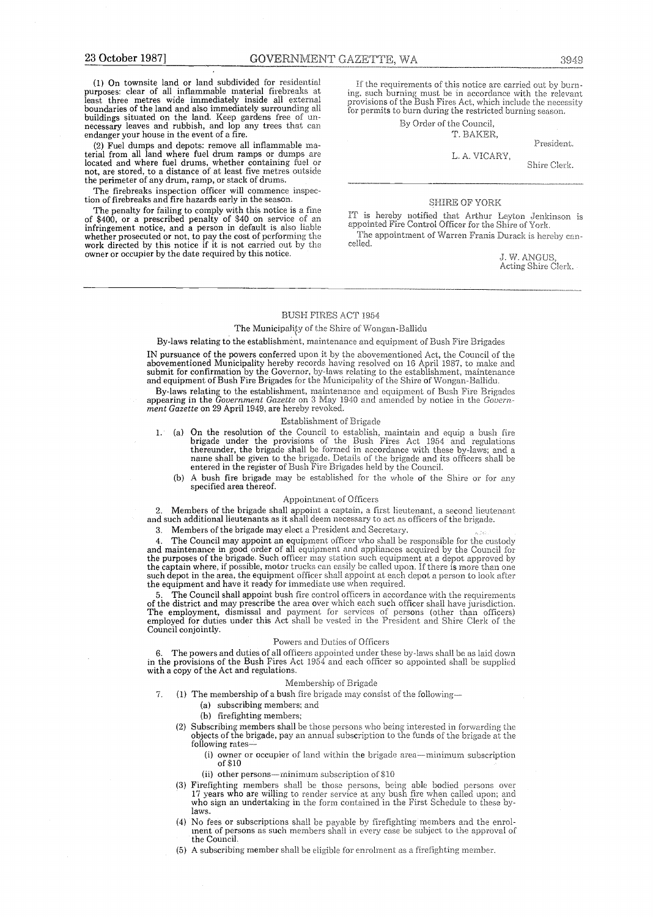(1) On townsite land or land subdivided for residential purposes: clear of all inflammable material firebreaks at least three metres wide immediately inside all external boundaries of the land and also immediately surrounding all buildings situated on the land. Keep gardens free of unnecessary leaves and rubbish, and lop any trees that can endanger your house in the event of a fire.

(2) Fuel dumps and depots: remove all inflammable material from all land where fuel drum ramps or dumps are located and where fuel drums, whether containing fuel or not, are stored, to a distance of at least five metres outside the perimeter of any drum, ramp, or stack of drums.

The firebreaks inspection officer will commence inspection of firebreaks and fire hazards early in the season.

The penalty for failing to comply with this notice is a fine of $400, or a prescribed penalty of $40 on service of an infringement notice, and a person in default is also liable whether prosecuted or not, to pay the cost of performing the work directed by this notice if it is not carried out by the owner or occupier by the date required by this notice.

If the requirements of this notice are carried out by burning, such burning must be in accordance with the relevant provisions of the Bush Fires Act, which include the necessity for permits to burn during the restricted burning season.

By Order of the Council,

T. BAKER, President.

L. A. VICARY, Shire Clerk.

---

## SHIRE OF YORK

IT is hereby notified that Arthur Leyton Jenkinson is appointed Fire Control Officer for the Shire of York.

The appointment of Warren Franis Durack is hereby cancelled.

J. W. ANGUS,
Acting Shire Clerk.

---

## BUSH FIRES ACT 1954

### The Municipality of the Shire of Wongan-Ballidu

### By-laws relating to the establishment, maintenance and equipment of Bush Fire Brigades

IN pursuance of the powers conferred upon it by the abovementioned Act, the Council of the abovementioned Municipality hereby records having resolved on 16 April 1987, to make and submit for confirmation by the Governor, by-laws relating to the establishment, maintenance and equipment of Bush Fire Brigades for the Municipality of the Shire of Wongan-Ballidu.

By-laws relating to the establishment, maintenance and equipment of Bush Fire Brigades appearing in the *Government Gazette* on 3 May 1940 and amended by notice in the *Government Gazette* on 29 April 1949, are hereby revoked.

#### Establishment of Brigade

1. (a) On the resolution of the Council to establish, maintain and equip a bush fire brigade under the provisions of the Bush Fires Act 1954 and regulations thereunder, the brigade shall be formed in accordance with these by-laws; and a name shall be given to the brigade. Details of the brigade and its officers shall be entered in the register of Bush Fire Brigades held by the Council.

   (b) A bush fire brigade may be established for the whole of the Shire or for any specified area thereof.

#### Appointment of Officers

2. Members of the brigade shall appoint a captain, a first lieutenant, a second lieutenant and such additional lieutenants as it shall deem necessary to act as officers of the brigade.

3. Members of the brigade may elect a President and Secretary.

4. The Council may appoint an equipment officer who shall be responsible for the custody and maintenance in good order of all equipment and appliances acquired by the Council for the purposes of the brigade. Such officer may station such equipment at a depot approved by the captain where, if possible, motor trucks can easily be called upon. If there is more than one such depot in the area, the equipment officer shall appoint at each depot a person to look after the equipment and have it ready for immediate use when required.

5. The Council shall appoint bush fire control officers in accordance with the requirements of the district and may prescribe the area over which each such officer shall have jurisdiction. The employment, dismissal and payment for services of persons (other than officers) employed for duties under this Act shall be vested in the President and Shire Clerk of the Council conjointly.

#### Powers and Duties of Officers

6. The powers and duties of all officers appointed under these by-laws shall be as laid down in the provisions of the Bush Fires Act 1954 and each officer so appointed shall be supplied with a copy of the Act and regulations.

#### Membership of Brigade

7. (1) The membership of a bush fire brigade may consist of the following—

   (a) subscribing members; and

   (b) firefighting members;

   (2) Subscribing members shall be those persons who being interested in forwarding the objects of the brigade, pay an annual subscription to the funds of the brigade at the following rates—

   (i) owner or occupier of land within the brigade area—minimum subscription of $10

   (ii) other persons—minimum subscription of $10

   (3) Firefighting members shall be those persons, being able bodied persons over 17 years who are willing to render service at any bush fire when called upon; and who sign an undertaking in the form contained in the First Schedule to these by-laws.

   (4) No fees or subscriptions shall be payable by firefighting members and the enrolment of persons as such members shall in every case be subject to the approval of the Council.

   (5) A subscribing member shall be eligible for enrolment as a firefighting member.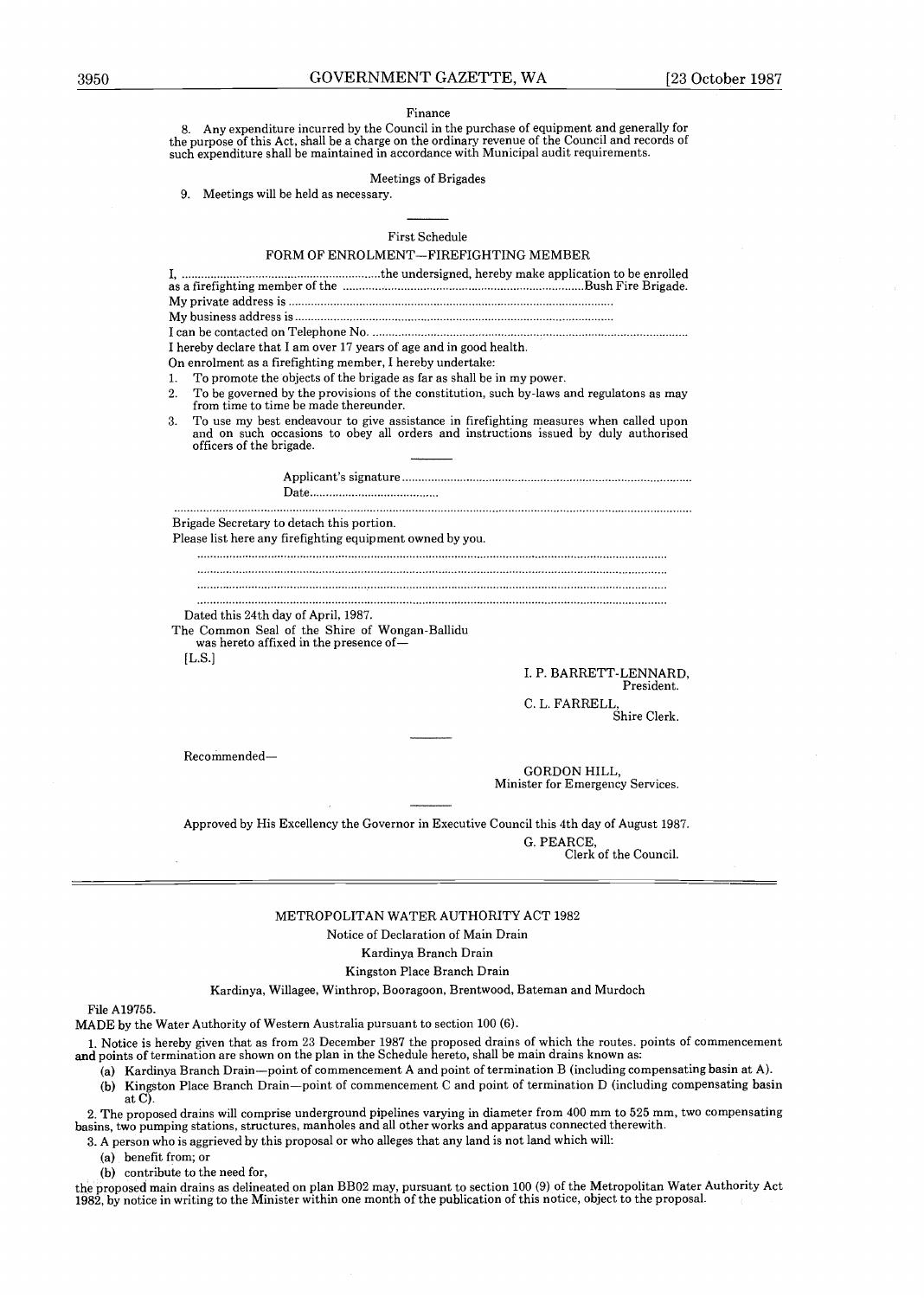### Finance

8. Any expenditure incurred by the Council in the purchase of equipment and generally for the purpose of this Act, shall be a charge on the ordinary revenue of the Council and records of such expenditure shall be maintained in accordance with Municipal audit requirements.

### Meetings of Brigades

9. Meetings will be held as necessary.

---

## First Schedule

### FORM OF ENROLMENT—FIREFIGHTING MEMBER

I, ..............................................................the undersigned, hereby make application to be enrolled as a firefighting member of the ...........................................................................Bush Fire Brigade.

My private address is ....................................................................................................

My business address is ..................................................................................................

I can be contacted on Telephone No. .................................................................................................

I hereby declare that I am over 17 years of age and in good health.

On enrolment as a firefighting member, I hereby undertake:

1. To promote the objects of the brigade as far as shall be in my power.
2. To be governed by the provisions of the constitution, such by-laws and regulatons as may from time to time be made thereunder.
3. To use my best endeavour to give assistance in firefighting measures when called upon and on such occasions to obey all orders and instructions issued by duly authorised officers of the brigade.

---

Applicant's signature .........................................................................................

Date........................................

.............................................................................................................................................................

Brigade Secretary to detach this portion.

Please list here any firefighting equipment owned by you.

.....................................................................................................................................

.....................................................................................................................................

.....................................................................................................................................

.....................................................................................................................................

Dated this 24th day of April, 1987.

The Common Seal of the Shire of Wongan-Ballidu was hereto affixed in the presence of—

[L.S.]

I. P. BARRETT-LENNARD,
President.

C. L. FARRELL,
Shire Clerk.

---

Recommended—

GORDON HILL,
Minister for Emergency Services.

---

Approved by His Excellency the Governor in Executive Council this 4th day of August 1987.

G. PEARCE,
Clerk of the Council.

---

## METROPOLITAN WATER AUTHORITY ACT 1982

Notice of Declaration of Main Drain

Kardinya Branch Drain

Kingston Place Branch Drain

Kardinya, Willagee, Winthrop, Booragoon, Brentwood, Bateman and Murdoch

File A19755.

MADE by the Water Authority of Western Australia pursuant to section 100 (6).

1. Notice is hereby given that as from 23 December 1987 the proposed drains of which the routes. points of commencement and points of termination are shown on the plan in the Schedule hereto, shall be main drains known as:

(a) Kardinya Branch Drain—point of commencement A and point of termination B (including compensating basin at A).

(b) Kingston Place Branch Drain—point of commencement C and point of termination D (including compensating basin at C).

2. The proposed drains will comprise underground pipelines varying in diameter from 400 mm to 525 mm, two compensating basins, two pumping stations, structures, manholes and all other works and apparatus connected therewith.

3. A person who is aggrieved by this proposal or who alleges that any land is not land which will:

(a) benefit from; or

(b) contribute to the need for,

the proposed main drains as delineated on plan BB02 may, pursuant to section 100 (9) of the Metropolitan Water Authority Act 1982, by notice in writing to the Minister within one month of the publication of this notice, object to the proposal.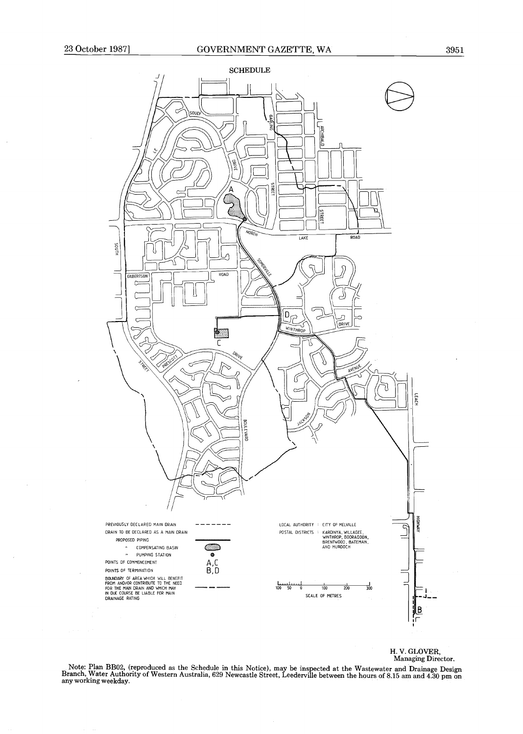## SCHEDULE

| | |
|---|---|
| PREVIOUSLY DECLARED MAIN DRAIN | - - - - - - - |
| DRAIN TO BE DECLARED AS A MAIN DRAIN | |
| PROPOSED PIPING | ———— |
| " COMPENSATING BASIN | |
| " PUMPING STATION | ● |
| POINTS OF COMMENCEMENT | A, C |
| POINTS OF TERMINATION | B, D |
| BOUNDARY OF AREA WHICH WILL BENEFIT FROM AND/OR CONTRIBUTE TO THE NEED FOR THE MAIN DRAIN AND WHICH MAY IN DUE COURSE BE LIABLE FOR MAIN DRAINAGE RATING | — — — |

LOCAL AUTHORITY : CITY OF MELVILLE

POSTAL DISTRICTS : KARDINYA, WILLAGEE, WINTHROP, BOORAGOON, BRENTWOOD, BATEMAN, AND MURDOCH

SCALE OF METRES: 100 50 0 100 200 300

H. V. GLOVER,
Managing Director.

Note: Plan BB02, (reproduced as the Schedule in this Notice), may be inspected at the Wastewater and Drainage Design Branch, Water Authority of Western Australia, 629 Newcastle Street, Leederville between the hours of 8.15 am and 4.30 pm on any working weekday.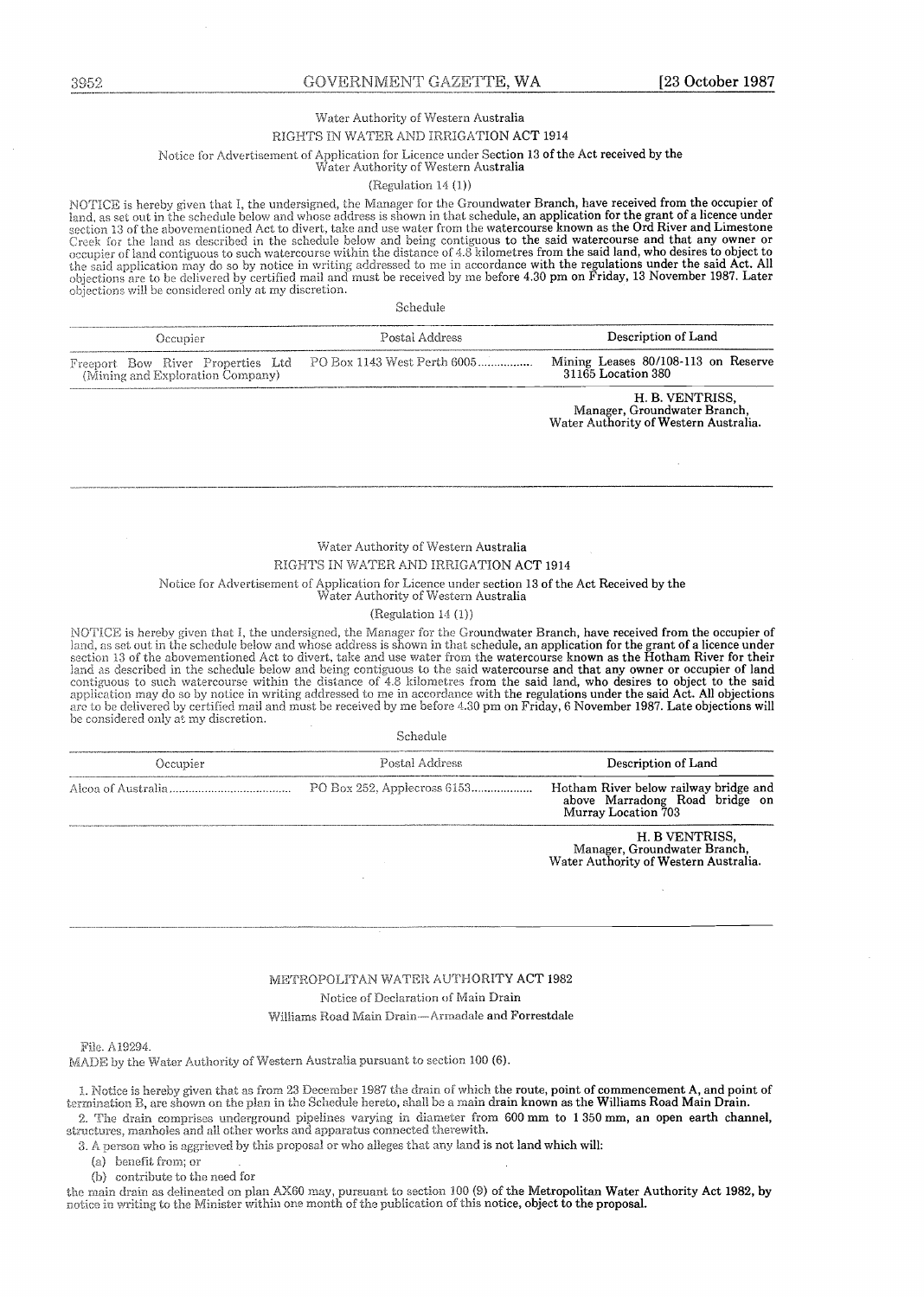Water Authority of Western Australia

RIGHTS IN WATER AND IRRIGATION ACT 1914

Notice for Advertisement of Application for Licence under Section 13 of the Act received by the Water Authority of Western Australia

(Regulation 14 (1))

NOTICE is hereby given that I, the undersigned, the Manager for the Groundwater Branch, have received from the occupier of land, as set out in the schedule below and whose address is shown in that schedule, an application for the grant of a licence under section 13 of the abovementioned Act to divert, take and use water from the watercourse known as the Ord River and Limestone Creek for the land as described in the schedule below and being contiguous to the said watercourse and that any owner or occupier of land contiguous to such watercourse within the distance of 4.8 kilometres from the said land, who desires to object to the said application may do so by notice in writing addressed to me in accordance with the regulations under the said Act. All objections are to be delivered by certified mail and must be received by me before 4.30 pm on Friday, 13 November 1987. Later objections will be considered only at my discretion.

Schedule

| Occupier | Postal Address | Description of Land |
|---|---|---|
| Freeport Bow River Properties Ltd (Mining and Exploration Company) | PO Box 1143 West Perth 6005................ | Mining Leases 80/108-113 on Reserve 31165 Location 380 |

H. B. VENTRISS,
Manager, Groundwater Branch,
Water Authority of Western Australia.

---

Water Authority of Western Australia

RIGHTS IN WATER AND IRRIGATION ACT 1914

Notice for Advertisement of Application for Licence under section 13 of the Act Received by the Water Authority of Western Australia

(Regulation 14 (1))

NOTICE is hereby given that I, the undersigned, the Manager for the Groundwater Branch, have received from the occupier of land, as set out in the schedule below and whose address is shown in that schedule, an application for the grant of a licence under section 13 of the abovementioned Act to divert, take and use water from the watercourse known as the Hotham River for their land as described in the schedule below and being contiguous to the said watercourse and that any owner or occupier of land contiguous to such watercourse within the distance of 4.8 kilometres from the said land, who desires to object to the said application may do so by notice in writing addressed to me in accordance with the regulations under the said Act. All objections are to be delivered by certified mail and must be received by me before 4.30 pm on Friday, 6 November 1987. Late objections will be considered only at my discretion.

Schedule

| Occupier | Postal Address | Description of Land |
|---|---|---|
| Alcoa of Australia...................................... | PO Box 252, Applecross 6153.................. | Hotham River below railway bridge and above Marradong Road bridge on Murray Location 703 |

H. B VENTRISS,
Manager, Groundwater Branch,
Water Authority of Western Australia.

---

METROPOLITAN WATER AUTHORITY ACT 1982

Notice of Declaration of Main Drain

Williams Road Main Drain—Armadale and Forrestdale

File. A19294.

MADE by the Water Authority of Western Australia pursuant to section 100 (6).

1. Notice is hereby given that as from 23 December 1987 the drain of which the route, point of commencement A, and point of termination B, are shown on the plan in the Schedule hereto, shall be a main drain known as the Williams Road Main Drain.

2. The drain comprises underground pipelines varying in diameter from 600 mm to 1 350 mm, an open earth channel, structures, manholes and all other works and apparatus connected therewith.

3. A person who is aggrieved by this proposal or who alleges that any land is not land which will:

(a) benefit from; or

(b) contribute to the need for

the main drain as delineated on plan AX60 may, pursuant to section 100 (9) of the Metropolitan Water Authority Act 1982, by notice in writing to the Minister within one month of the publication of this notice, object to the proposal.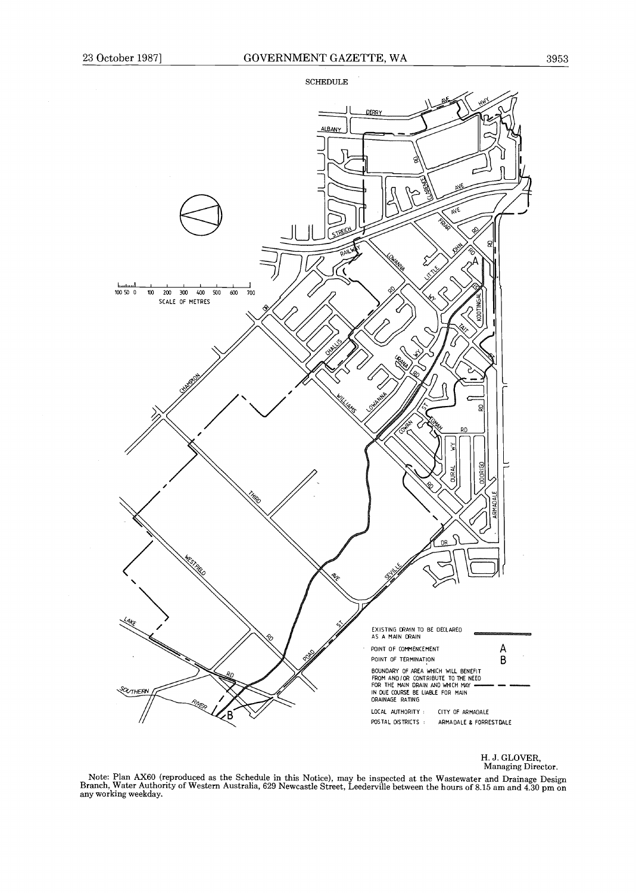SCHEDULE

EXISTING DRAIN TO BE DECLARED AS A MAIN DRAIN

POINT OF COMMENCEMENT A

POINT OF TERMINATION B

BOUNDARY OF AREA WHICH WILL BENEFIT FROM AND/OR CONTRIBUTE TO THE NEED FOR THE MAIN DRAIN AND WHICH MAY IN DUE COURSE BE LIABLE FOR MAIN DRAINAGE RATING

LOCAL AUTHORITY : CITY OF ARMADALE

POSTAL DISTRICTS : ARMADALE & FORRESTDALE

H. J. GLOVER,
Managing Director.

Note: Plan AX60 (reproduced as the Schedule in this Notice), may be inspected at the Wastewater and Drainage Design Branch, Water Authority of Western Australia, 629 Newcastle Street, Leederville between the hours of 8.15 am and 4.30 pm on any working weekday.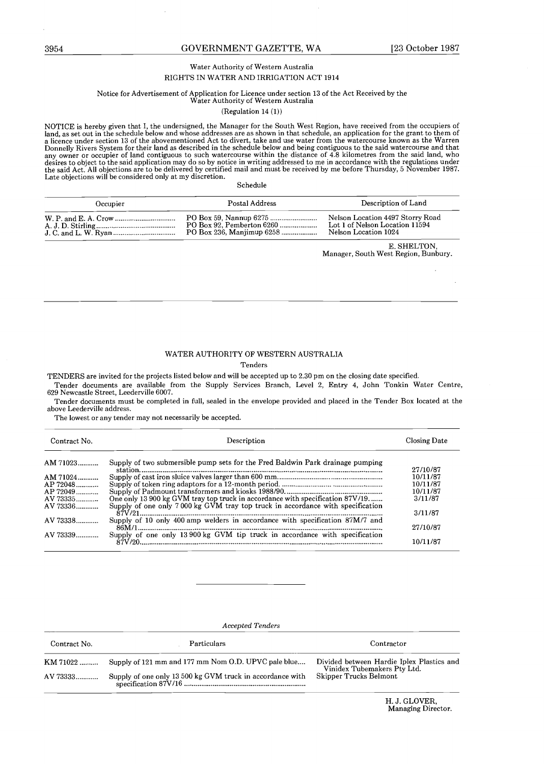## Water Authority of Western Australia

### RIGHTS IN WATER AND IRRIGATION ACT 1914

Notice for Advertisement of Application for Licence under section 13 of the Act Received by the Water Authority of Western Australia

(Regulation 14 (1))

NOTICE is hereby given that I, the undersigned, the Manager for the South West Region, have received from the occupiers of land, as set out in the schedule below and whose addresses are as shown in that schedule, an application for the grant to them of a licence under section 13 of the abovementioned Act to divert, take and use water from the watercourse known as the Warren Donnelly Rivers System for their land as described in the schedule below and being contiguous to the said watercourse and that any owner or occupier of land contiguous to such watercourse within the distance of 4.8 kilometres from the said land, who desires to object to the said application may do so by notice in writing addressed to me in accordance with the regulations under the said Act. All objections are to be delivered by certified mail and must be received by me before Thursday, 5 November 1987. Late objections will be considered only at my discretion.

Schedule

| Occupier | Postal Address | Description of Land |
|---|---|---|
| W. P. and E. A. Crow | PO Box 59, Nannup 6275 | Nelson Location 4497 Storry Road |
| A. J. D. Stirling | PO Box 92, Pemberton 6260 | Lot 1 of Nelson Location 11594 |
| J. C. and L. W. Ryan | PO Box 236, Manjimup 6258 | Nelson Location 1024 |

E. SHELTON,
Manager, South West Region, Bunbury.

---

## WATER AUTHORITY OF WESTERN AUSTRALIA

### Tenders

TENDERS are invited for the projects listed below and will be accepted up to 2.30 pm on the closing date specified.

Tender documents are available from the Supply Services Branch, Level 2, Entry 4, John Tonkin Water Centre, 629 Newcastle Street, Leederville 6007.

Tender documents must be completed in full, sealed in the envelope provided and placed in the Tender Box located at the above Leederville address.

The lowest or any tender may not necessarily be accepted.

| Contract No. | Description | Closing Date |
|---|---|---|
| AM 71023 | Supply of two submersible pump sets for the Fred Baldwin Park drainage pumping station | 27/10/87 |
| AM 71024 | Supply of cast iron sluice valves larger than 600 mm | 10/11/87 |
| AP 72048 | Supply of token ring adaptors for a 12-month period | 10/11/87 |
| AP 72049 | Supply of Padmount transformers and kiosks 1988/90 | 10/11/87 |
| AV 73335 | One only 13 900 kg GVM tray top truck in accordance with specification 87V/19 | 3/11/87 |
| AV 73336 | Supply of one only 7 000 kg GVM tray top truck in accordance with specification 87V/21 | 3/11/87 |
| AV 73338 | Supply of 10 only 400 amp welders in accordance with specification 87M/7 and 86M/1 | 27/10/87 |
| AV 73339 | Supply of one only 13 900 kg GVM tip truck in accordance with specification 87V/20 | 10/11/87 |

---

*Accepted Tenders*

| Contract No. | Particulars | Contractor |
|---|---|---|
| KM 71022 | Supply of 121 mm and 177 mm Nom O.D. UPVC pale blue | Divided between Hardie Iplex Plastics and Vinidex Tubemakers Pty Ltd. |
| AV 73333 | Supply of one only 13 500 kg GVM truck in accordance with specification 87V/16 | Skipper Trucks Belmont |

H. J. GLOVER,
Managing Director.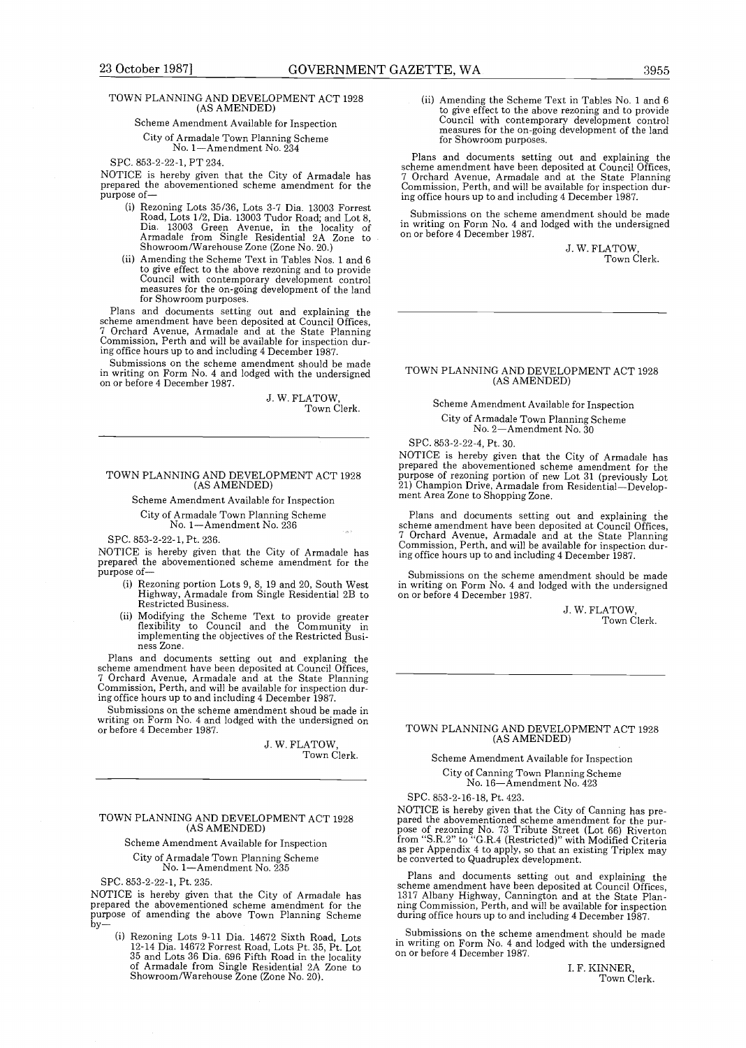## TOWN PLANNING AND DEVELOPMENT ACT 1928 (AS AMENDED)

Scheme Amendment Available for Inspection

City of Armadale Town Planning Scheme No. 1—Amendment No. 234

SPC. 853-2-22-1, PT 234.

NOTICE is hereby given that the City of Armadale has prepared the abovementioned scheme amendment for the purpose of—

(i) Rezoning Lots 35/36, Lots 3-7 Dia. 13003 Forrest Road, Lots 1/2, Dia. 13003 Tudor Road; and Lot 8, Dia. 13003 Green Avenue, in the locality of Armadale from Single Residential 2A Zone to Showroom/Warehouse Zone (Zone No. 20.)

(ii) Amending the Scheme Text in Tables Nos. 1 and 6 to give effect to the above rezoning and to provide Council with contemporary development control measures for the on-going development of the land for Showroom purposes.

Plans and documents setting out and explaining the scheme amendment have been deposited at Council Offices, 7 Orchard Avenue, Armadale and at the State Planning Commission, Perth and will be available for inspection during office hours up to and including 4 December 1987.

Submissions on the scheme amendment should be made in writing on Form No. 4 and lodged with the undersigned on or before 4 December 1987.

J. W. FLATOW,
Town Clerk.

---

## TOWN PLANNING AND DEVELOPMENT ACT 1928 (AS AMENDED)

Scheme Amendment Available for Inspection

City of Armadale Town Planning Scheme No. 1—Amendment No. 236

SPC. 853-2-22-1, Pt. 236.

NOTICE is hereby given that the City of Armadale has prepared the abovementioned scheme amendment for the purpose of—

(i) Rezoning portion Lots 9, 8, 19 and 20, South West Highway, Armadale from Single Residential 2B to Restricted Business.

(ii) Modifying the Scheme Text to provide greater flexibility to Council and the Community in implementing the objectives of the Restricted Business Zone.

Plans and documents setting out and explaning the scheme amendment have been deposited at Council Offices, 7 Orchard Avenue, Armadale and at the State Planning Commission, Perth, and will be available for inspection during office hours up to and including 4 December 1987.

Submissions on the scheme amendment shoud be made in writing on Form No. 4 and lodged with the undersigned on or before 4 December 1987.

J. W. FLATOW,
Town Clerk.

---

## TOWN PLANNING AND DEVELOPMENT ACT 1928 (AS AMENDED)

Scheme Amendment Available for Inspection

City of Armadale Town Planning Scheme No. 1—Amendment No. 235

SPC. 853-2-22-1, Pt. 235.

NOTICE is hereby given that the City of Armadale has prepared the abovementioned scheme amendment for the purpose of amending the above Town Planning Scheme by—

(i) Rezoning Lots 9-11 Dia. 14672 Sixth Road, Lots 12-14 Dia. 14672 Forrest Road, Lots Pt. 35, Pt. Lot 35 and Lots 36 Dia. 696 Fifth Road in the locality of Armadale from Single Residential 2A Zone to Showroom/Warehouse Zone (Zone No. 20).

(ii) Amending the Scheme Text in Tables No. 1 and 6 to give effect to the above rezoning and to provide Council with contemporary development control measures for the on-going development of the land for Showroom purposes.

Plans and documents setting out and explaining the scheme amendment have been deposited at Council Offices, 7 Orchard Avenue, Armadale and at the State Planning Commission, Perth, and will be available for inspection during office hours up to and including 4 December 1987.

Submissions on the scheme amendment should be made in writing on Form No. 4 and lodged with the undersigned on or before 4 December 1987.

J. W. FLATOW,
Town Clerk.

---

## TOWN PLANNING AND DEVELOPMENT ACT 1928 (AS AMENDED)

Scheme Amendment Available for Inspection

City of Armadale Town Planning Scheme No. 2—Amendment No. 30

SPC. 853-2-22-4, Pt. 30.

NOTICE is hereby given that the City of Armadale has prepared the abovementioned scheme amendment for the purpose of rezoning portion of new Lot 31 (previously Lot 21) Champion Drive, Armadale from Residential—Development Area Zone to Shopping Zone.

Plans and documents setting out and explaining the scheme amendment have been deposited at Council Offices, 7 Orchard Avenue, Armadale and at the State Planning Commission, Perth, and will be available for inspection during office hours up to and including 4 December 1987.

Submissions on the scheme amendment should be made in writing on Form No. 4 and lodged with the undersigned on or before 4 December 1987.

J. W. FLATOW,
Town Clerk.

---

## TOWN PLANNING AND DEVELOPMENT ACT 1928 (AS AMENDED)

Scheme Amendment Available for Inspection

City of Canning Town Planning Scheme No. 16—Amendment No. 423

SPC. 853-2-16-18, Pt. 423.

NOTICE is hereby given that the City of Canning has prepared the abovementioned scheme amendment for the purpose of rezoning No. 73 Tribute Street (Lot 66) Riverton from "S.R.2" to "G.R.4 (Restricted)" with Modified Criteria as per Appendix 4 to apply, so that an existing Triplex may be converted to Quadruplex development.

Plans and documents setting out and explaining the scheme amendment have been deposited at Council Offices, 1317 Albany Highway, Cannington and at the State Planning Commission, Perth, and will be available for inspection during office hours up to and including 4 December 1987.

Submissions on the scheme amendment should be made in writing on Form No. 4 and lodged with the undersigned on or before 4 December 1987.

I. F. KINNER,
Town Clerk.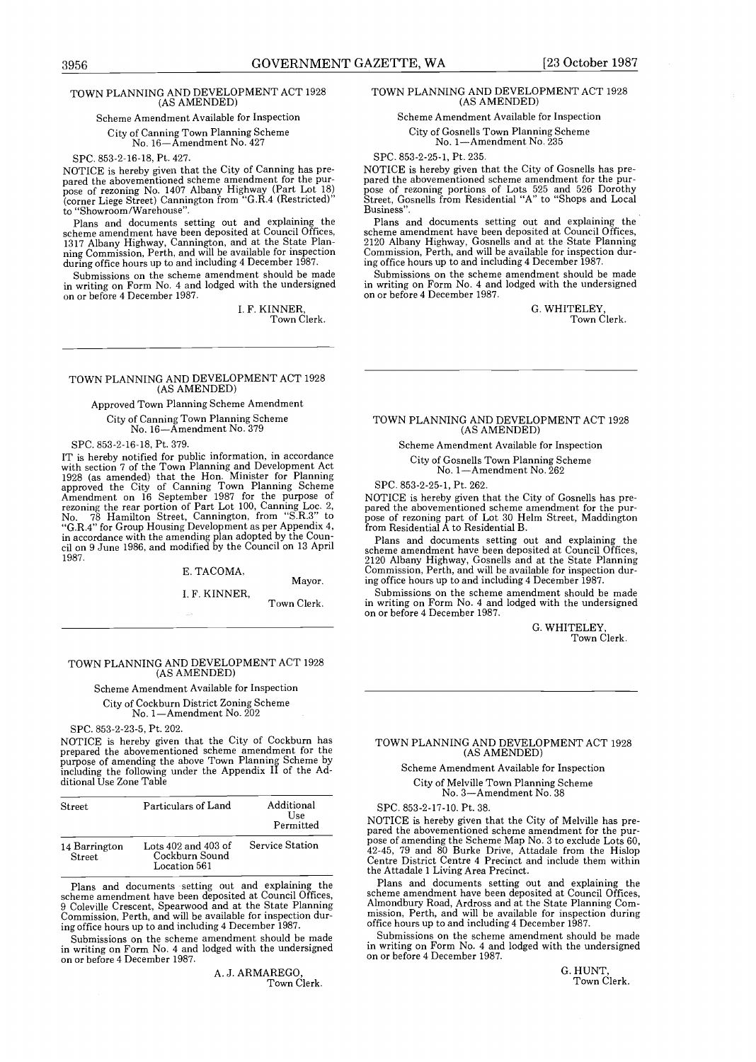## TOWN PLANNING AND DEVELOPMENT ACT 1928 (AS AMENDED)

Scheme Amendment Available for Inspection

City of Canning Town Planning Scheme No. 16—Amendment No. 427

SPC. 853-2-16-18, Pt. 427.

NOTICE is hereby given that the City of Canning has prepared the abovementioned scheme amendment for the purpose of rezoning No. 1407 Albany Highway (Part Lot 18) (corner Liege Street) Cannington from "G.R.4 (Restricted)" to "Showroom/Warehouse".

Plans and documents setting out and explaining the scheme amendment have been deposited at Council Offices, 1317 Albany Highway, Cannington, and at the State Planning Commission, Perth, and will be available for inspection during office hours up to and including 4 December 1987.

Submissions on the scheme amendment should be made in writing on Form No. 4 and lodged with the undersigned on or before 4 December 1987.

I. F. KINNER,
Town Clerk.

---

## TOWN PLANNING AND DEVELOPMENT ACT 1928 (AS AMENDED)

Approved Town Planning Scheme Amendment

City of Canning Town Planning Scheme No. 16—Amendment No. 379

SPC. 853-2-16-18, Pt. 379.

IT is hereby notified for public information, in accordance with section 7 of the Town Planning and Development Act 1928 (as amended) that the Hon. Minister for Planning approved the City of Canning Town Planning Scheme Amendment on 16 September 1987 for the purpose of rezoning the rear portion of Part Lot 100, Canning Loc. 2, No. 78 Hamilton Street, Cannington, from "S.R.3" to "G.R.4" for Group Housing Development as per Appendix 4, in accordance with the amending plan adopted by the Council on 9 June 1986, and modified by the Council on 13 April 1987.

E. TACOMA,
Mayor.

I. F. KINNER,
Town Clerk.

---

## TOWN PLANNING AND DEVELOPMENT ACT 1928 (AS AMENDED)

Scheme Amendment Available for Inspection

City of Cockburn District Zoning Scheme No. 1—Amendment No. 202

SPC. 853-2-23-5, Pt. 202.

NOTICE is hereby given that the City of Cockburn has prepared the abovementioned scheme amendment for the purpose of amending the above Town Planning Scheme by including the following under the Appendix II of the Additional Use Zone Table

| Street | Particulars of Land | Additional Use Permitted |
|---|---|---|
| 14 Barrington Street | Lots 402 and 403 of Cockburn Sound Location 561 | Service Station |

Plans and documents setting out and explaining the scheme amendment have been deposited at Council Offices, 9 Coleville Crescent, Spearwood and at the State Planning Commission, Perth, and will be available for inspection during office hours up to and including 4 December 1987.

Submissions on the scheme amendment should be made in writing on Form No. 4 and lodged with the undersigned on or before 4 December 1987.

A. J. ARMAREGO,
Town Clerk.

---

## TOWN PLANNING AND DEVELOPMENT ACT 1928 (AS AMENDED)

Scheme Amendment Available for Inspection

City of Gosnells Town Planning Scheme No. 1—Amendment No. 235

SPC. 853-2-25-1, Pt. 235.

NOTICE is hereby given that the City of Gosnells has prepared the abovementioned scheme amendment for the purpose of rezoning portions of Lots 525 and 526 Dorothy Street, Gosnells from Residential "A" to "Shops and Local Business".

Plans and documents setting out and explaining the scheme amendment have been deposited at Council Offices, 2120 Albany Highway, Gosnells and at the State Planning Commission, Perth, and will be available for inspection during office hours up to and including 4 December 1987.

Submissions on the scheme amendment should be made in writing on Form No. 4 and lodged with the undersigned on or before 4 December 1987.

G. WHITELEY,
Town Clerk.

---

## TOWN PLANNING AND DEVELOPMENT ACT 1928 (AS AMENDED)

Scheme Amendment Available for Inspection

City of Gosnells Town Planning Scheme No. 1—Amendment No. 262

SPC. 853-2-25-1, Pt. 262.

NOTICE is hereby given that the City of Gosnells has prepared the abovementioned scheme amendment for the purpose of rezoning part of Lot 30 Helm Street, Maddington from Residential A to Residential B.

Plans and documents setting out and explaining the scheme amendment have been deposited at Council Offices, 2120 Albany Highway, Gosnells and at the State Planning Commission, Perth, and will be available for inspection during office hours up to and including 4 December 1987.

Submissions on the scheme amendment should be made in writing on Form No. 4 and lodged with the undersigned on or before 4 December 1987.

G. WHITELEY,
Town Clerk.

---

## TOWN PLANNING AND DEVELOPMENT ACT 1928 (AS AMENDED)

Scheme Amendment Available for Inspection

City of Melville Town Planning Scheme No. 3—Amendment No. 38

SPC. 853-2-17-10. Pt. 38.

NOTICE is hereby given that the City of Melville has prepared the abovementioned scheme amendment for the purpose of amending the Scheme Map No. 3 to exclude Lots 60, 42-45, 79 and 80 Burke Drive, Attadale from the Hislop Centre District Centre 4 Precinct and include them within the Attadale 1 Living Area Precinct.

Plans and documents setting out and explaining the scheme amendment have been deposited at Council Offices, Almondbury Road, Ardross and at the State Planning Commission, Perth, and will be available for inspection during office hours up to and including 4 December 1987.

Submissions on the scheme amendment should be made in writing on Form No. 4 and lodged with the undersigned on or before 4 December 1987.

G. HUNT,
Town Clerk.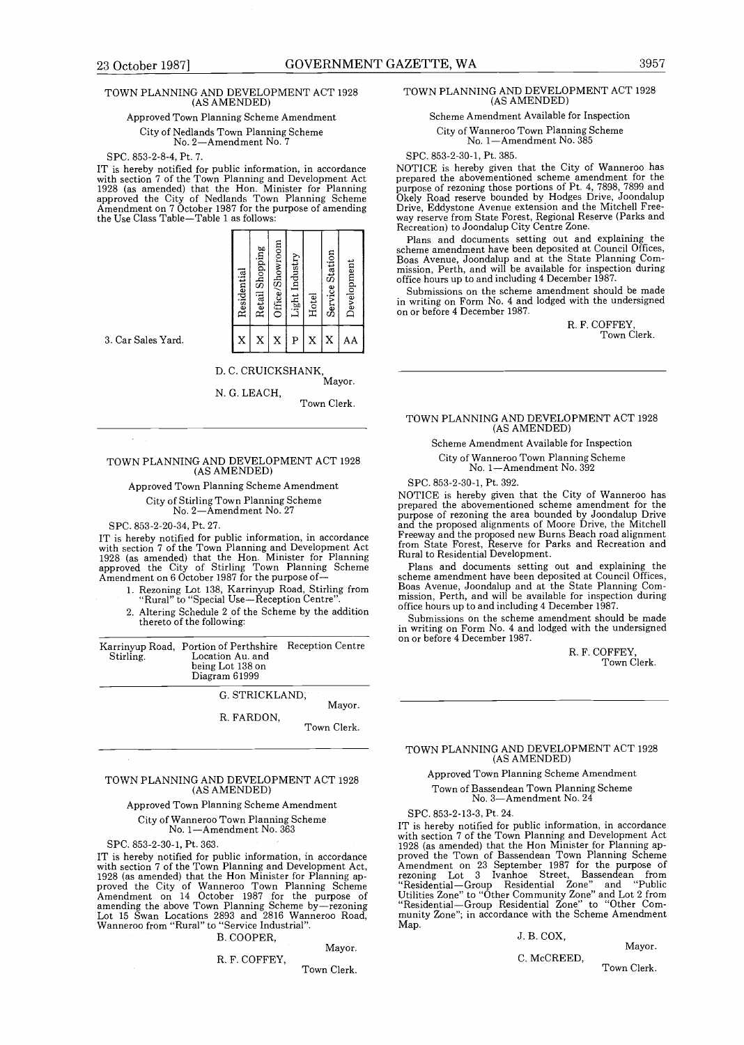TOWN PLANNING AND DEVELOPMENT ACT 1928 (AS AMENDED)

Approved Town Planning Scheme Amendment

City of Nedlands Town Planning Scheme No. 2—Amendment No. 7

SPC. 853-2-8-4, Pt. 7.

IT is hereby notified for public information, in accordance with section 7 of the Town Planning and Development Act 1928 (as amended) that the Hon. Minister for Planning approved the City of Nedlands Town Planning Scheme Amendment on 7 October 1987 for the purpose of amending the Use Class Table—Table 1 as follows:

| | Residential | Retail Shopping | Office/Showroom | Light Industry | Hotel | Service Station | Development |
|---|---|---|---|---|---|---|---|
| 3. Car Sales Yard. | X | X | X | P | X | X | AA |

D. C. CRUICKSHANK,
Mayor.

N. G. LEACH,
Town Clerk.

---

TOWN PLANNING AND DEVELOPMENT ACT 1928 (AS AMENDED)

Approved Town Planning Scheme Amendment

City of Stirling Town Planning Scheme No. 2—Amendment No. 27

SPC. 853-2-20-34, Pt. 27.

IT is hereby notified for public information, in accordance with section 7 of the Town Planning and Development Act 1928 (as amended) that the Hon. Minister for Planning approved the City of Stirling Town Planning Scheme Amendment on 6 October 1987 for the purpose of—

1. Rezoning Lot 138, Karrinyup Road, Stirling from "Rural" to "Special Use—Reception Centre".
2. Altering Schedule 2 of the Scheme by the addition thereto of the following:

| | | |
|---|---|---|
| Karrinyup Road, Stirling. | Portion of Perthshire Location Au. and being Lot 138 on Diagram 61999 | Reception Centre |

G. STRICKLAND,
Mayor.

R. FARDON,
Town Clerk.

---

TOWN PLANNING AND DEVELOPMENT ACT 1928 (AS AMENDED)

Approved Town Planning Scheme Amendment

City of Wanneroo Town Planning Scheme No. 1—Amendment No. 363

SPC. 853-2-30-1, Pt. 363.

IT is hereby notified for public information, in accordance with section 7 of the Town Planning and Development Act, 1928 (as amended) that the Hon Minister for Planning approved the City of Wanneroo Town Planning Scheme Amendment on 14 October 1987 for the purpose of amending the above Town Planning Scheme by—rezoning Lot 15 Swan Locations 2893 and 2816 Wanneroo Road, Wanneroo from "Rural" to "Service Industrial".

B. COOPER,
Mayor.

R. F. COFFEY,
Town Clerk.

---

TOWN PLANNING AND DEVELOPMENT ACT 1928 (AS AMENDED)

Scheme Amendment Available for Inspection

City of Wanneroo Town Planning Scheme No. 1—Amendment No. 385

SPC. 853-2-30-1, Pt. 385.

NOTICE is hereby given that the City of Wanneroo has prepared the abovementioned scheme amendment for the purpose of rezoning those portions of Pt. 4, 7898, 7899 and Okely Road reserve bounded by Hodges Drive, Joondalup Drive, Eddystone Avenue extension and the Mitchell Freeway reserve from State Forest, Regional Reserve (Parks and Recreation) to Joondalup City Centre Zone.

Plans and documents setting out and explaining the scheme amendment have been deposited at Council Offices, Boas Avenue, Joondalup and at the State Planning Commission, Perth, and will be available for inspection during office hours up to and including 4 December 1987.

Submissions on the scheme amendment should be made in writing on Form No. 4 and lodged with the undersigned on or before 4 December 1987.

R. F. COFFEY,
Town Clerk.

---

TOWN PLANNING AND DEVELOPMENT ACT 1928 (AS AMENDED)

Scheme Amendment Available for Inspection

City of Wanneroo Town Planning Scheme No. 1—Amendment No. 392

SPC. 853-2-30-1, Pt. 392.

NOTICE is hereby given that the City of Wanneroo has prepared the abovementioned scheme amendment for the purpose of rezoning the area bounded by Joondalup Drive and the proposed alignments of Moore Drive, the Mitchell Freeway and the proposed new Burns Beach road alignment from State Forest, Reserve for Parks and Recreation and Rural to Residential Development.

Plans and documents setting out and explaining the scheme amendment have been deposited at Council Offices, Boas Avenue, Joondalup and at the State Planning Commission, Perth, and will be available for inspection during office hours up to and including 4 December 1987.

Submissions on the scheme amendment should be made in writing on Form No. 4 and lodged with the undersigned on or before 4 December 1987.

R. F. COFFEY,
Town Clerk.

---

TOWN PLANNING AND DEVELOPMENT ACT 1928 (AS AMENDED)

Approved Town Planning Scheme Amendment

Town of Bassendean Town Planning Scheme No. 3—Amendment No. 24

SPC. 853-2-13-3, Pt. 24.

IT is hereby notified for public information, in accordance with section 7 of the Town Planning and Development Act 1928 (as amended) that the Hon Minister for Planning approved the Town of Bassendean Town Planning Scheme Amendment on 23 September 1987 for the purpose of rezoning Lot 3 Ivanhoe Street, Bassendean from "Residential—Group Residential Zone" and "Public Utilities Zone" to "Other Community Zone" and Lot 2 from "Residential—Group Residential Zone" to "Other Community Zone"; in accordance with the Scheme Amendment Map.

J. B. COX,
Mayor.

C. McCREED,
Town Clerk.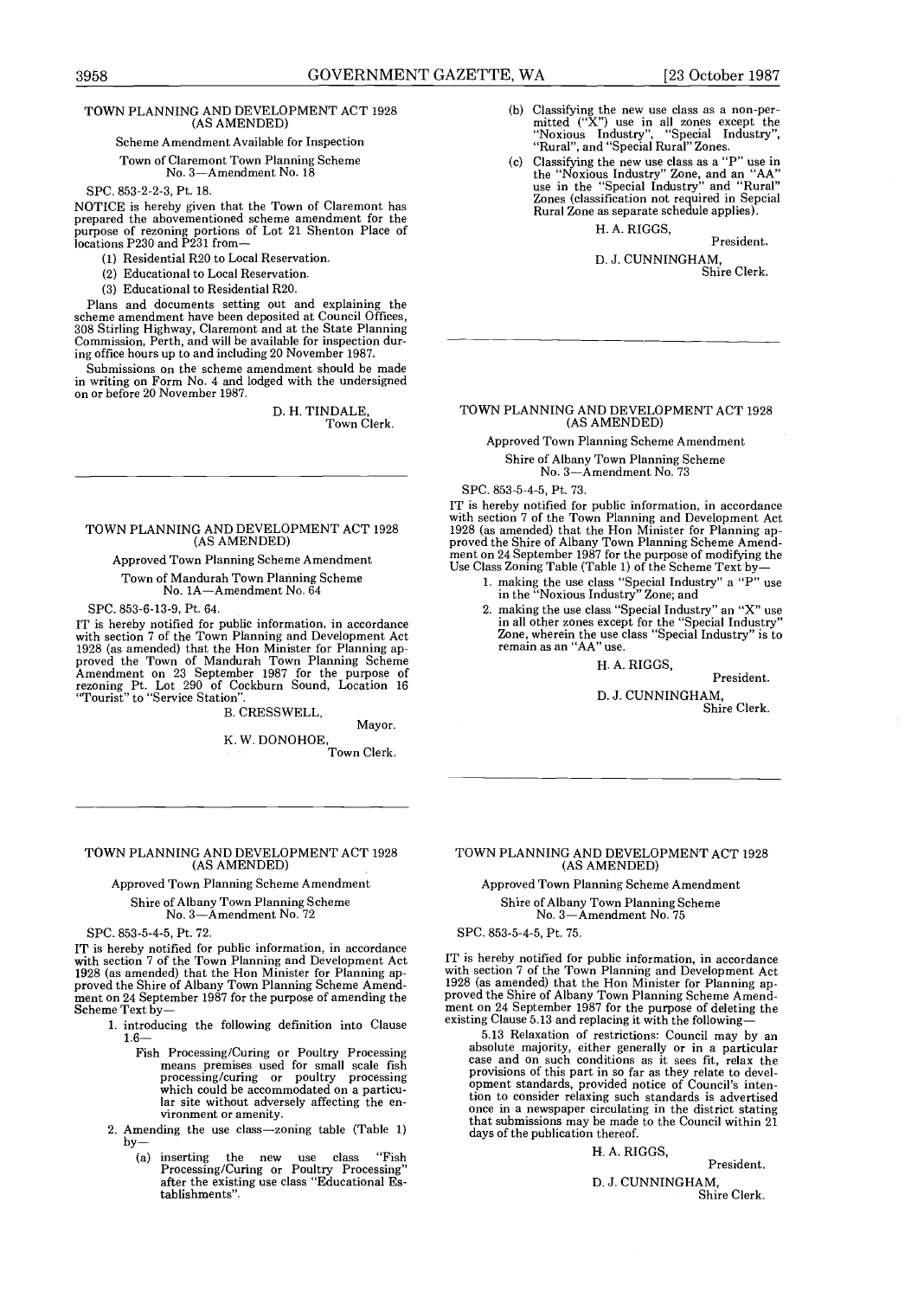## TOWN PLANNING AND DEVELOPMENT ACT 1928 (AS AMENDED)

Scheme Amendment Available for Inspection

Town of Claremont Town Planning Scheme No. 3—Amendment No. 18

SPC. 853-2-2-3, Pt. 18.

NOTICE is hereby given that the Town of Claremont has prepared the abovementioned scheme amendment for the purpose of rezoning portions of Lot 21 Shenton Place of locations P230 and P231 from—

(1) Residential R20 to Local Reservation.

(2) Educational to Local Reservation.

(3) Educational to Residential R20.

Plans and documents setting out and explaining the scheme amendment have been deposited at Council Offices, 308 Stirling Highway, Claremont and at the State Planning Commission, Perth, and will be available for inspection during office hours up to and including 20 November 1987.

Submissions on the scheme amendment should be made in writing on Form No. 4 and lodged with the undersigned on or before 20 November 1987.

D. H. TINDALE,
Town Clerk.

---

## TOWN PLANNING AND DEVELOPMENT ACT 1928 (AS AMENDED)

Approved Town Planning Scheme Amendment

Town of Mandurah Town Planning Scheme No. 1A—Amendment No. 64

SPC. 853-6-13-9, Pt. 64.

IT is hereby notified for public information, in accordance with section 7 of the Town Planning and Development Act 1928 (as amended) that the Hon Minister for Planning approved the Town of Mandurah Town Planning Scheme Amendment on 23 September 1987 for the purpose of rezoning Pt. Lot 290 of Cockburn Sound, Location 16 "Tourist" to "Service Station".

B. CRESSWELL,
Mayor.

K. W. DONOHOE,
Town Clerk.

---

## TOWN PLANNING AND DEVELOPMENT ACT 1928 (AS AMENDED)

Approved Town Planning Scheme Amendment

Shire of Albany Town Planning Scheme No. 3—Amendment No. 72

SPC. 853-5-4-5, Pt. 72.

IT is hereby notified for public information, in accordance with section 7 of the Town Planning and Development Act 1928 (as amended) that the Hon Minister for Planning approved the Shire of Albany Town Planning Scheme Amendment on 24 September 1987 for the purpose of amending the Scheme Text by—

1. introducing the following definition into Clause 1.6—

   Fish Processing/Curing or Poultry Processing means premises used for small scale fish processing/curing or poultry processing which could be accommodated on a particular site without adversely affecting the environment or amenity.

2. Amending the use class—zoning table (Table 1) by—

   (a) inserting the new use class "Fish Processing/Curing or Poultry Processing" after the existing use class "Educational Establishments".

   (b) Classifying the new use class as a non-permitted ("X") use in all zones except the "Noxious Industry", "Special Industry", "Rural", and "Special Rural" Zones.

   (c) Classifying the new use class as a "P" use in the "Noxious Industry" Zone, and an "AA" use in the "Special Industry" and "Rural" Zones (classification not required in Sepcial Rural Zone as separate schedule applies).

H. A. RIGGS,
President.

D. J. CUNNINGHAM,
Shire Clerk.

---

## TOWN PLANNING AND DEVELOPMENT ACT 1928 (AS AMENDED)

Approved Town Planning Scheme Amendment

Shire of Albany Town Planning Scheme No. 3—Amendment No. 73

SPC. 853-5-4-5, Pt. 73.

IT is hereby notified for public information, in accordance with section 7 of the Town Planning and Development Act 1928 (as amended) that the Hon Minister for Planning approved the Shire of Albany Town Planning Scheme Amendment on 24 September 1987 for the purpose of modifying the Use Class Zoning Table (Table 1) of the Scheme Text by—

1. making the use class "Special Industry" a "P" use in the "Noxious Industry" Zone; and
2. making the use class "Special Industry" an "X" use in all other zones except for the "Special Industry" Zone, wherein the use class "Special Industry" is to remain as an "AA" use.

H. A. RIGGS,
President.

D. J. CUNNINGHAM,
Shire Clerk.

---

## TOWN PLANNING AND DEVELOPMENT ACT 1928 (AS AMENDED)

Approved Town Planning Scheme Amendment

Shire of Albany Town Planning Scheme No. 3—Amendment No. 75

SPC. 853-5-4-5, Pt. 75.

IT is hereby notified for public information, in accordance with section 7 of the Town Planning and Development Act 1928 (as amended) that the Hon Minister for Planning approved the Shire of Albany Town Planning Scheme Amendment on 24 September 1987 for the purpose of deleting the existing Clause 5.13 and replacing it with the following—

5.13 Relaxation of restrictions: Council may by an absolute majority, either generally or in a particular case and on such conditions as it sees fit, relax the provisions of this part in so far as they relate to development standards, provided notice of Council's intention to consider relaxing such standards is advertised once in a newspaper circulating in the district stating that submissions may be made to the Council within 21 days of the publication thereof.

H. A. RIGGS,
President.

D. J. CUNNINGHAM,
Shire Clerk.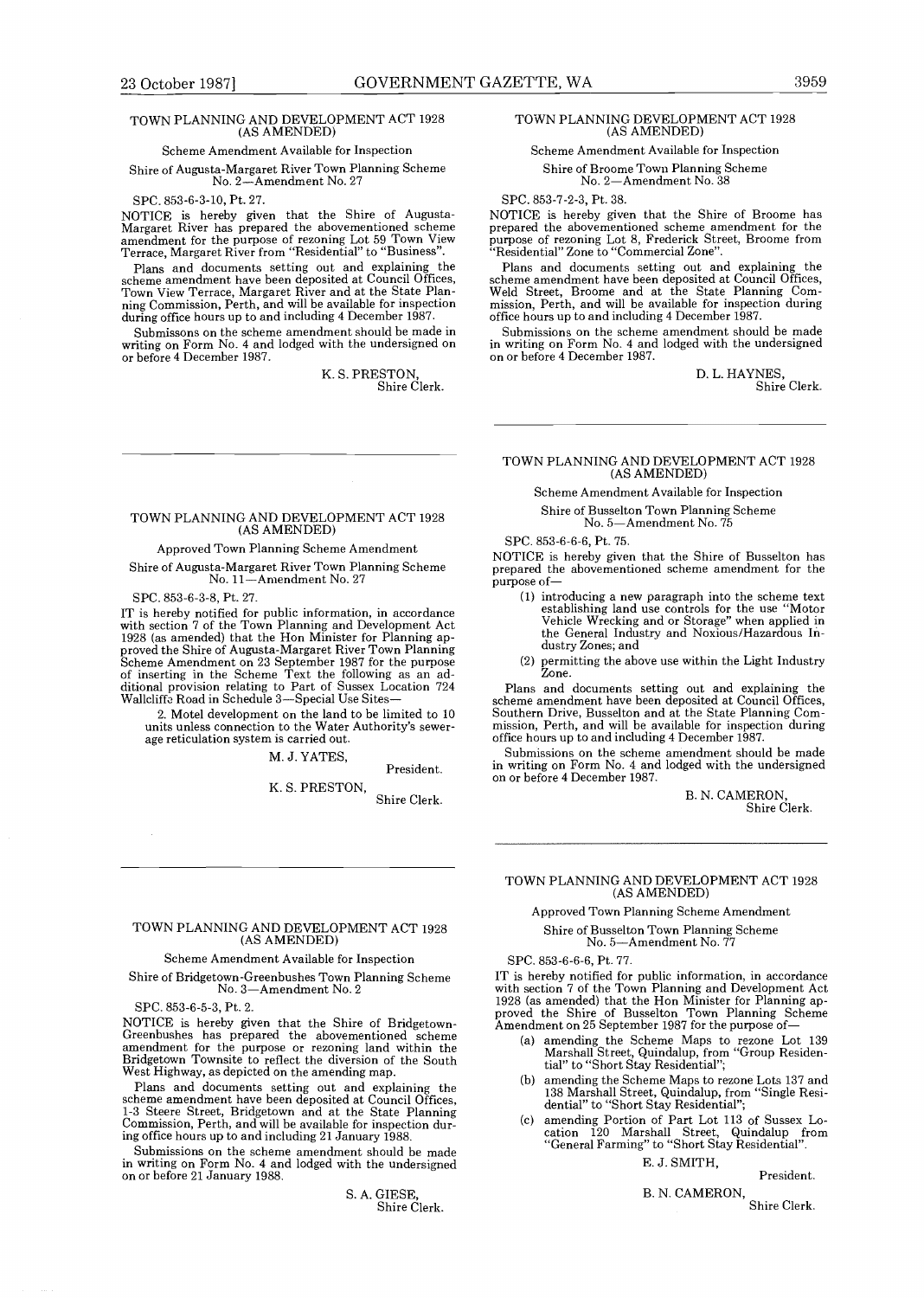## TOWN PLANNING AND DEVELOPMENT ACT 1928 (AS AMENDED)

Scheme Amendment Available for Inspection

Shire of Augusta-Margaret River Town Planning Scheme No. 2—Amendment No. 27

SPC. 853-6-3-10, Pt. 27.

NOTICE is hereby given that the Shire of Augusta-Margaret River has prepared the abovementioned scheme amendment for the purpose of rezoning Lot 59 Town View Terrace, Margaret River from "Residential" to "Business".

Plans and documents setting out and explaining the scheme amendment have been deposited at Council Offices, Town View Terrace, Margaret River and at the State Planning Commission, Perth, and will be available for inspection during office hours up to and including 4 December 1987.

Submissons on the scheme amendment should be made in writing on Form No. 4 and lodged with the undersigned on or before 4 December 1987.

K. S. PRESTON,
Shire Clerk.

---

## TOWN PLANNING AND DEVELOPMENT ACT 1928 (AS AMENDED)

Approved Town Planning Scheme Amendment

Shire of Augusta-Margaret River Town Planning Scheme No. 11—Amendment No. 27

SPC. 853-6-3-8, Pt. 27.

IT is hereby notified for public information, in accordance with section 7 of the Town Planning and Development Act 1928 (as amended) that the Hon Minister for Planning approved the Shire of Augusta-Margaret River Town Planning Scheme Amendment on 23 September 1987 for the purpose of inserting in the Scheme Text the following as an additional provision relating to Part of Sussex Location 724 Wallcliffe Road in Schedule 3—Special Use Sites—

> 2. Motel development on the land to be limited to 10 units unless connection to the Water Authority's sewerage reticulation system is carried out.

M. J. YATES,
President.

K. S. PRESTON,
Shire Clerk.

---

## TOWN PLANNING AND DEVELOPMENT ACT 1928 (AS AMENDED)

Scheme Amendment Available for Inspection

Shire of Bridgetown-Greenbushes Town Planning Scheme No. 3—Amendment No. 2

SPC. 853-6-5-3, Pt. 2.

NOTICE is hereby given that the Shire of Bridgetown-Greenbushes has prepared the abovementioned scheme amendment for the purpose or rezoning land within the Bridgetown Townsite to reflect the diversion of the South West Highway, as depicted on the amending map.

Plans and documents setting out and explaining the scheme amendment have been deposited at Council Offices, 1-3 Steere Street, Bridgetown and at the State Planning Commission, Perth, and will be available for inspection during office hours up to and including 21 January 1988.

Submissions on the scheme amendment should be made in writing on Form No. 4 and lodged with the undersigned on or before 21 January 1988.

S. A. GIESE,
Shire Clerk.

---

## TOWN PLANNING DEVELOPMENT ACT 1928 (AS AMENDED)

Scheme Amendment Available for Inspection

Shire of Broome Town Planning Scheme No. 2—Amendment No. 38

SPC. 853-7-2-3, Pt. 38.

NOTICE is hereby given that the Shire of Broome has prepared the abovementioned scheme amendment for the purpose of rezoning Lot 8, Frederick Street, Broome from "Residential" Zone to "Commercial Zone".

Plans and documents setting out and explaining the scheme amendment have been deposited at Council Offices, Weld Street, Broome and at the State Planning Commission, Perth, and will be available for inspection during office hours up to and including 4 December 1987.

Submissions on the scheme amendment should be made in writing on Form No. 4 and lodged with the undersigned on or before 4 December 1987.

D. L. HAYNES,
Shire Clerk.

---

## TOWN PLANNING AND DEVELOPMENT ACT 1928 (AS AMENDED)

Scheme Amendment Available for Inspection

Shire of Busselton Town Planning Scheme No. 5—Amendment No. 75

SPC. 853-6-6-6, Pt. 75.

NOTICE is hereby given that the Shire of Busselton has prepared the abovementioned scheme amendment for the purpose of—

(1) introducing a new paragraph into the scheme text establishing land use controls for the use "Motor Vehicle Wrecking and or Storage" when applied in the General Industry and Noxious/Hazardous Industry Zones; and

(2) permitting the above use within the Light Industry Zone.

Plans and documents setting out and explaining the scheme amendment have been deposited at Council Offices, Southern Drive, Busselton and at the State Planning Commission, Perth, and will be available for inspection during office hours up to and including 4 December 1987.

Submissions on the scheme amendment should be made in writing on Form No. 4 and lodged with the undersigned on or before 4 December 1987.

B. N. CAMERON,
Shire Clerk.

---

## TOWN PLANNING AND DEVELOPMENT ACT 1928 (AS AMENDED)

Approved Town Planning Scheme Amendment

Shire of Busselton Town Planning Scheme No. 5—Amendment No. 77

SPC. 853-6-6-6, Pt. 77.

IT is hereby notified for public information, in accordance with section 7 of the Town Planning and Development Act 1928 (as amended) that the Hon Minister for Planning approved the Shire of Busselton Town Planning Scheme Amendment on 25 September 1987 for the purpose of—

(a) amending the Scheme Maps to rezone Lot 139 Marshall Street, Quindalup, from "Group Residential" to "Short Stay Residential";

(b) amending the Scheme Maps to rezone Lots 137 and 138 Marshall Street, Quindalup, from "Single Residential" to "Short Stay Residential";

(c) amending Portion of Part Lot 113 of Sussex Location 120 Marshall Street, Quindalup from "General Farming" to "Short Stay Residential".

E. J. SMITH,
President.

B. N. CAMERON,
Shire Clerk.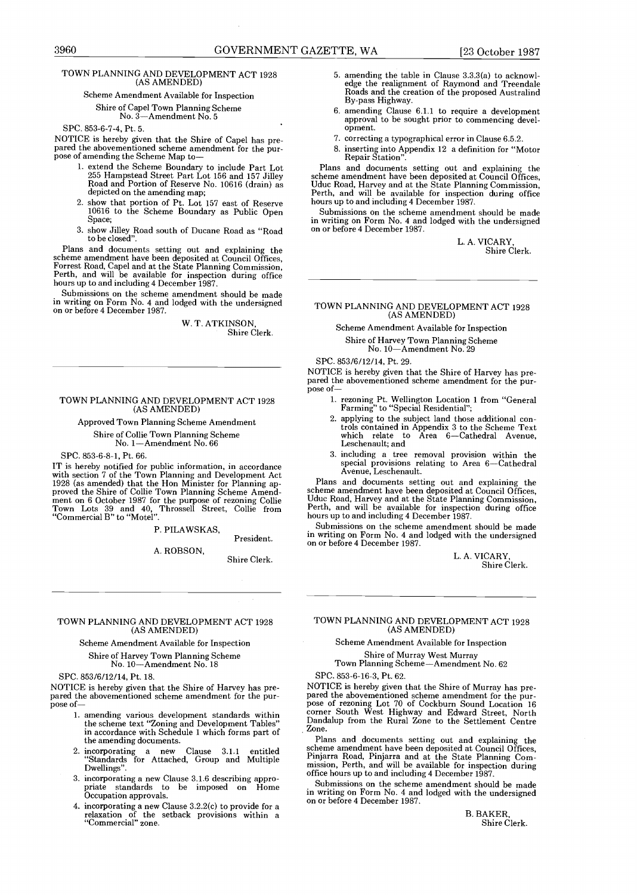## TOWN PLANNING AND DEVELOPMENT ACT 1928 (AS AMENDED)

### Scheme Amendment Available for Inspection

Shire of Capel Town Planning Scheme No. 3—Amendment No. 5

SPC. 853-6-7-4, Pt. 5.

NOTICE is hereby given that the Shire of Capel has prepared the abovementioned scheme amendment for the purpose of amending the Scheme Map to—

1. extend the Scheme Boundary to include Part Lot 255 Hampstead Street Part Lot 156 and 157 Jilley Road and Portion of Reserve No. 10616 (drain) as depicted on the amending map;
2. show that portion of Pt. Lot 157 east of Reserve 10616 to the Scheme Boundary as Public Open Space;
3. show Jilley Road south of Ducane Road as "Road to be closed".

Plans and documents setting out and explaining the scheme amendment have been deposited at Council Offices, Forrest Road, Capel and at the State Planning Commission, Perth, and will be available for inspection during office hours up to and including 4 December 1987.

Submissions on the scheme amendment should be made in writing on Form No. 4 and lodged with the undersigned on or before 4 December 1987.

W. T. ATKINSON,
Shire Clerk.

---

## TOWN PLANNING AND DEVELOPMENT ACT 1928 (AS AMENDED)

### Approved Town Planning Scheme Amendment

Shire of Collie Town Planning Scheme No. 1—Amendment No. 66

SPC. 853-6-8-1, Pt. 66.

IT is hereby notified for public information, in accordance with section 7 of the Town Planning and Development Act 1928 (as amended) that the Hon Minister for Planning approved the Shire of Collie Town Planning Scheme Amendment on 6 October 1987 for the purpose of rezoning Collie Town Lots 39 and 40, Throssell Street, Collie from "Commercial B" to "Motel".

P. PILAWSKAS,
President.

A. ROBSON,
Shire Clerk.

---

## TOWN PLANNING AND DEVELOPMENT ACT 1928 (AS AMENDED)

### Scheme Amendment Available for Inspection

Shire of Harvey Town Planning Scheme No. 10—Amendment No. 18

SPC. 853/6/12/14, Pt. 18.

NOTICE is hereby given that the Shire of Harvey has prepared the abovementioned scheme amendment for the purpose of—

1. amending various development standards within the scheme text "Zoning and Development Tables" in accordance with Schedule 1 which forms part of the amending documents.
2. incorporating a new Clause 3.1.1 entitled "Standards for Attached, Group and Multiple Dwellings".
3. incorporating a new Clause 3.1.6 describing appropriate standards to be imposed on Home Occupation approvals.
4. incorporating a new Clause 3.2.2(c) to provide for a relaxation of the setback provisions within a "Commercial" zone.
5. amending the table in Clause 3.3.3(a) to acknowledge the realignment of Raymond and Treendale Roads and the creation of the proposed Australind By-pass Highway.
6. amending Clause 6.1.1 to require a development approval to be sought prior to commencing development.
7. correcting a typographical error in Clause 6.5.2.
8. inserting into Appendix 12 a definition for "Motor Repair Station".

Plans and documents setting out and explaining the scheme amendment have been deposited at Council Offices, Uduc Road, Harvey and at the State Planning Commission, Perth, and will be available for inspection during office hours up to and including 4 December 1987.

Submissions on the scheme amendment should be made in writing on Form No. 4 and lodged with the undersigned on or before 4 December 1987.

L. A. VICARY,
Shire Clerk.

---

## TOWN PLANNING AND DEVELOPMENT ACT 1928 (AS AMENDED)

### Scheme Amendment Available for Inspection

Shire of Harvey Town Planning Scheme No. 10—Amendment No. 29

SPC. 853/6/12/14, Pt. 29.

NOTICE is hereby given that the Shire of Harvey has prepared the abovementioned scheme amendment for the purpose of—

1. rezoning Pt. Wellington Location 1 from "General Farming" to "Special Residential";
2. applying to the subject land those additional controls contained in Appendix 3 to the Scheme Text which relate to Area 6—Cathedral Avenue, Leschenault; and
3. including a tree removal provision within the special provisions relating to Area 6—Cathedral Avenue, Leschenault.

Plans and documents setting out and explaining the scheme amendment have been deposited at Council Offices, Uduc Road, Harvey and at the State Planning Commission, Perth, and will be available for inspection during office hours up to and including 4 December 1987.

Submissions on the scheme amendment should be made in writing on Form No. 4 and lodged with the undersigned on or before 4 December 1987.

L. A. VICARY,
Shire Clerk.

---

## TOWN PLANNING AND DEVELOPMENT ACT 1928 (AS AMENDED)

### Scheme Amendment Available for Inspection

Shire of Murray West Murray Town Planning Scheme—Amendment No. 62

SPC. 853-6-16-3, Pt. 62.

NOTICE is hereby given that the Shire of Murray has prepared the abovementioned scheme amendment for the purpose of rezoning Lot 70 of Cockburn Sound Location 16 corner South West Highway and Edward Street, North Dandalup from the Rural Zone to the Settlement Centre Zone.

Plans and documents setting out and explaining the scheme amendment have been deposited at Council Offices, Pinjarra Road, Pinjarra and at the State Planning Commission, Perth, and will be available for inspection during office hours up to and including 4 December 1987.

Submissions on the scheme amendment should be made in writing on Form No. 4 and lodged with the undersigned on or before 4 December 1987.

B. BAKER,
Shire Clerk.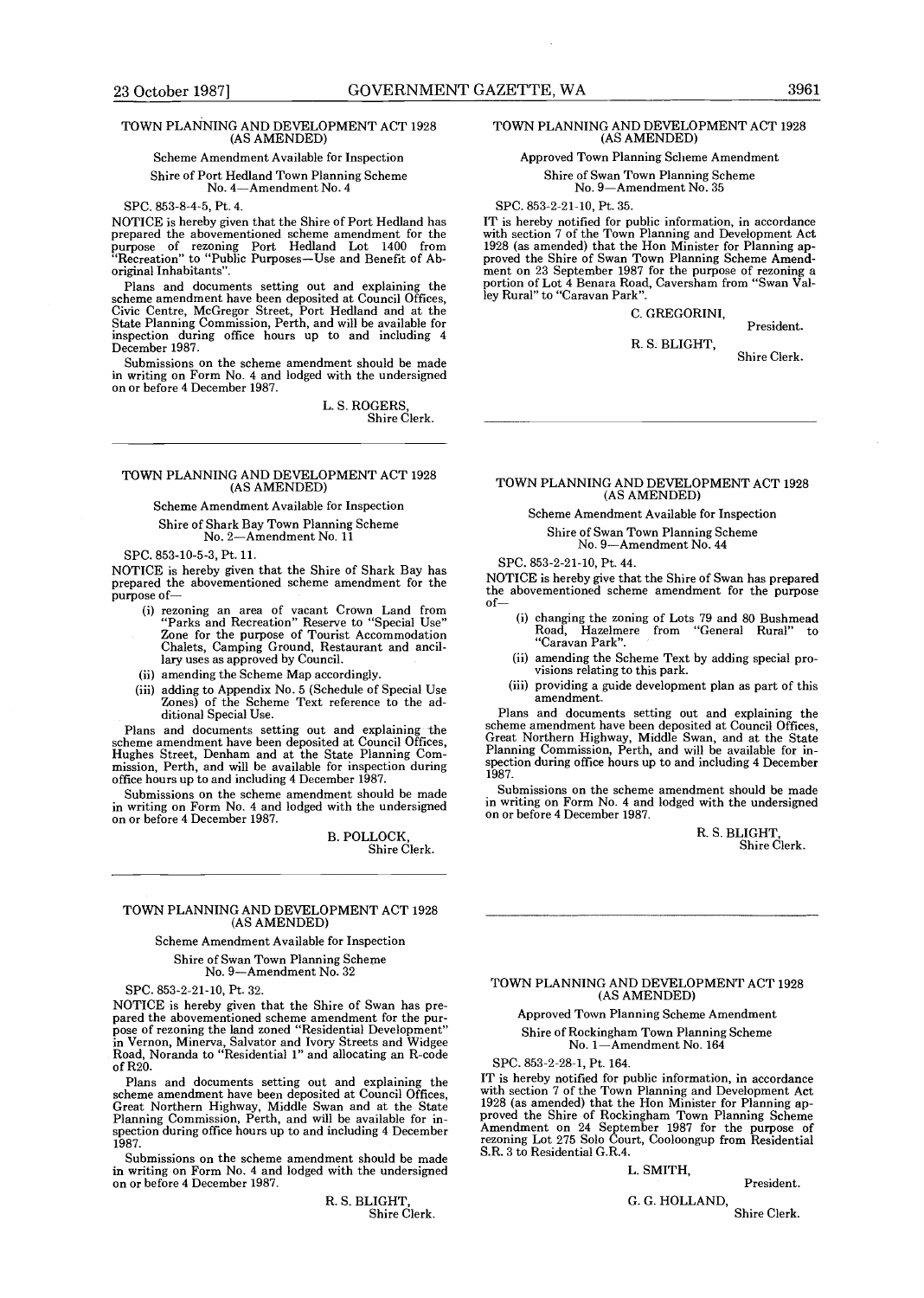## TOWN PLANNING AND DEVELOPMENT ACT 1928 (AS AMENDED)

Scheme Amendment Available for Inspection

Shire of Port Hedland Town Planning Scheme No. 4—Amendment No. 4

SPC. 853-8-4-5, Pt. 4.

NOTICE is hereby given that the Shire of Port Hedland has prepared the abovementioned scheme amendment for the purpose of rezoning Port Hedland Lot 1400 from "Recreation" to "Public Purposes—Use and Benefit of Aboriginal Inhabitants".

Plans and documents setting out and explaining the scheme amendment have been deposited at Council Offices, Civic Centre, McGregor Street, Port Hedland and at the State Planning Commission, Perth, and will be available for inspection during office hours up to and including 4 December 1987.

Submissions on the scheme amendment should be made in writing on Form No. 4 and lodged with the undersigned on or before 4 December 1987.

L. S. ROGERS,
Shire Clerk.

---

## TOWN PLANNING AND DEVELOPMENT ACT 1928 (AS AMENDED)

Scheme Amendment Available for Inspection

Shire of Shark Bay Town Planning Scheme No. 2—Amendment No. 11

SPC. 853-10-5-3, Pt. 11.

NOTICE is hereby given that the Shire of Shark Bay has prepared the abovementioned scheme amendment for the purpose of—

(i) rezoning an area of vacant Crown Land from "Parks and Recreation" Reserve to "Special Use" Zone for the purpose of Tourist Accommodation Chalets, Camping Ground, Restaurant and ancillary uses as approved by Council.

(ii) amending the Scheme Map accordingly.

(iii) adding to Appendix No. 5 (Schedule of Special Use Zones) of the Scheme Text reference to the additional Special Use.

Plans and documents setting out and explaining the scheme amendment have been deposited at Council Offices, Hughes Street, Denham and at the State Planning Commission, Perth, and will be available for inspection during office hours up to and including 4 December 1987.

Submissions on the scheme amendment should be made in writing on Form No. 4 and lodged with the undersigned on or before 4 December 1987.

B. POLLOCK,
Shire Clerk.

---

## TOWN PLANNING AND DEVELOPMENT ACT 1928 (AS AMENDED)

Scheme Amendment Available for Inspection

Shire of Swan Town Planning Scheme No. 9—Amendment No. 32

SPC. 853-2-21-10, Pt. 32.

NOTICE is hereby given that the Shire of Swan has prepared the abovementioned scheme amendment for the purpose of rezoning the land zoned "Residential Development" in Vernon, Minerva, Salvator and Ivory Streets and Widgee Road, Noranda to "Residential 1" and allocating an R-code of R20.

Plans and documents setting out and explaining the scheme amendment have been deposited at Council Offices, Great Northern Highway, Middle Swan and at the State Planning Commission, Perth, and will be available for inspection during office hours up to and including 4 December 1987.

Submissions on the scheme amendment should be made in writing on Form No. 4 and lodged with the undersigned on or before 4 December 1987.

R. S. BLIGHT,
Shire Clerk.

---

## TOWN PLANNING AND DEVELOPMENT ACT 1928 (AS AMENDED)

Approved Town Planning Scheme Amendment

Shire of Swan Town Planning Scheme No. 9—Amendment No. 35

SPC. 853-2-21-10, Pt. 35.

IT is hereby notified for public information, in accordance with section 7 of the Town Planning and Development Act 1928 (as amended) that the Hon Minister for Planning approved the Shire of Swan Town Planning Scheme Amendment on 23 September 1987 for the purpose of rezoning a portion of Lot 4 Benara Road, Caversham from "Swan Valley Rural" to "Caravan Park".

C. GREGORINI,
President.

R. S. BLIGHT,
Shire Clerk.

---

## TOWN PLANNING AND DEVELOPMENT ACT 1928 (AS AMENDED)

Scheme Amendment Available for Inspection

Shire of Swan Town Planning Scheme No. 9—Amendment No. 44

SPC. 853-2-21-10, Pt. 44.

NOTICE is hereby give that the Shire of Swan has prepared the abovementioned scheme amendment for the purpose of—

(i) changing the zoning of Lots 79 and 80 Bushmead Road, Hazelmere from "General Rural" to "Caravan Park".

(ii) amending the Scheme Text by adding special provisions relating to this park.

(iii) providing a guide development plan as part of this amendment.

Plans and documents setting out and explaining the scheme amendment have been deposited at Council Offices, Great Northern Highway, Middle Swan, and at the State Planning Commission, Perth, and will be available for inspection during office hours up to and including 4 December 1987.

Submissions on the scheme amendment should be made in writing on Form No. 4 and lodged with the undersigned on or before 4 December 1987.

R. S. BLIGHT,
Shire Clerk.

---

## TOWN PLANNING AND DEVELOPMENT ACT 1928 (AS AMENDED)

Approved Town Planning Scheme Amendment

Shire of Rockingham Town Planning Scheme No. 1—Amendment No. 164

SPC. 853-2-28-1, Pt. 164.

IT is hereby notified for public information, in accordance with section 7 of the Town Planning and Development Act 1928 (as amended) that the Hon Minister for Planning approved the Shire of Rockingham Town Planning Scheme Amendment on 24 September 1987 for the purpose of rezoning Lot 275 Solo Court, Cooloongup from Residential S.R. 3 to Residential G.R.4.

L. SMITH,
President.

G. G. HOLLAND,
Shire Clerk.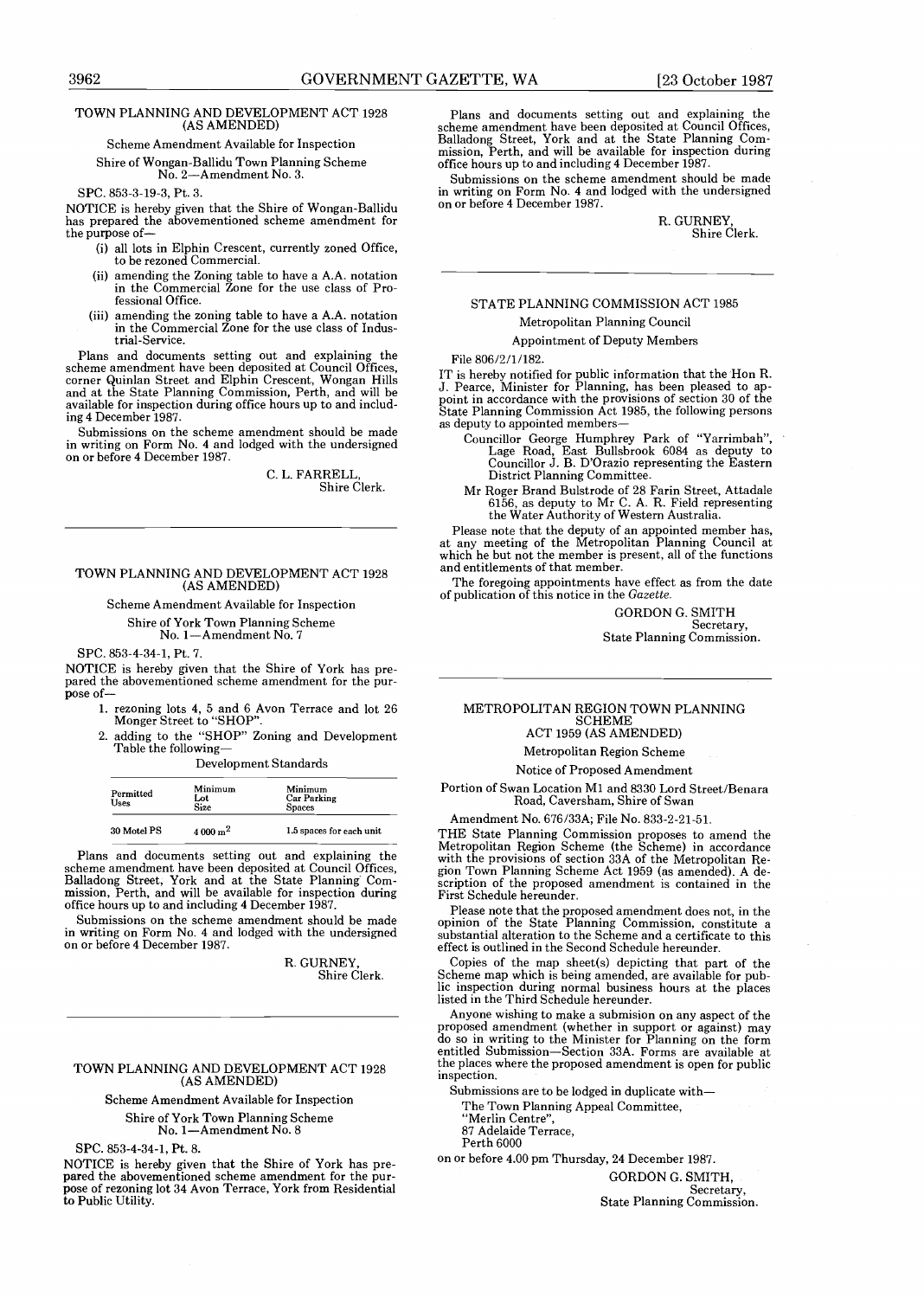TOWN PLANNING AND DEVELOPMENT ACT 1928 (AS AMENDED)

Scheme Amendment Available for Inspection

Shire of Wongan-Ballidu Town Planning Scheme No. 2—Amendment No. 3.

SPC. 853-3-19-3, Pt. 3.

NOTICE is hereby given that the Shire of Wongan-Ballidu has prepared the abovementioned scheme amendment for the purpose of—

(i) all lots in Elphin Crescent, currently zoned Office, to be rezoned Commercial.

(ii) amending the Zoning table to have a A.A. notation in the Commercial Zone for the use class of Professional Office.

(iii) amending the zoning table to have a A.A. notation in the Commercial Zone for the use class of Industrial-Service.

Plans and documents setting out and explaining the scheme amendment have been deposited at Council Offices, corner Quinlan Street and Elphin Crescent, Wongan Hills and at the State Planning Commission, Perth, and will be available for inspection during office hours up to and including 4 December 1987.

Submissions on the scheme amendment should be made in writing on Form No. 4 and lodged with the undersigned on or before 4 December 1987.

C. L. FARRELL,
Shire Clerk.

---

TOWN PLANNING AND DEVELOPMENT ACT 1928 (AS AMENDED)

Scheme Amendment Available for Inspection

Shire of York Town Planning Scheme No. 1—Amendment No. 7

SPC. 853-4-34-1, Pt. 7.

NOTICE is hereby given that the Shire of York has prepared the abovementioned scheme amendment for the purpose of—

1. rezoning lots 4, 5 and 6 Avon Terrace and lot 26 Monger Street to "SHOP".
2. adding to the "SHOP" Zoning and Development Table the following—

Development Standards

| Permitted Uses | Minimum Lot Size | Minimum Car Parking Spaces |
|---|---|---|
| 30 Motel PS | 4 000 $m^2$ | 1.5 spaces for each unit |

Plans and documents setting out and explaining the scheme amendment have been deposited at Council Offices, Balladong Street, York and at the State Planning Commission, Perth, and will be available for inspection during office hours up to and including 4 December 1987.

Submissions on the scheme amendment should be made in writing on Form No. 4 and lodged with the undersigned on or before 4 December 1987.

R. GURNEY,
Shire Clerk.

---

TOWN PLANNING AND DEVELOPMENT ACT 1928 (AS AMENDED)

Scheme Amendment Available for Inspection

Shire of York Town Planning Scheme No. 1—Amendment No. 8

SPC. 853-4-34-1, Pt. 8.

NOTICE is hereby given that the Shire of York has prepared the abovementioned scheme amendment for the purpose of rezoning lot 34 Avon Terrace, York from Residential to Public Utility.

Plans and documents setting out and explaining the scheme amendment have been deposited at Council Offices, Balladong Street, York and at the State Planning Commission, Perth, and will be available for inspection during office hours up to and including 4 December 1987.

Submissions on the scheme amendment should be made in writing on Form No. 4 and lodged with the undersigned on or before 4 December 1987.

R. GURNEY,
Shire Clerk.

---

STATE PLANNING COMMISSION ACT 1985

Metropolitan Planning Council

Appointment of Deputy Members

File 806/2/1/182.

IT is hereby notified for public information that the Hon R. J. Pearce, Minister for Planning, has been pleased to appoint in accordance with the provisions of section 30 of the State Planning Commission Act 1985, the following persons as deputy to appointed members—

Councillor George Humphrey Park of "Yarrimbah", Lage Road, East Bullsbrook 6084 as deputy to Councillor J. B. D'Orazio representing the Eastern District Planning Committee.

Mr Roger Brand Bulstrode of 28 Farin Street, Attadale 6156, as deputy to Mr C. A. R. Field representing the Water Authority of Western Australia.

Please note that the deputy of an appointed member has, at any meeting of the Metropolitan Planning Council at which he but not the member is present, all of the functions and entitlements of that member.

The foregoing appointments have effect as from the date of publication of this notice in the *Gazette*.

GORDON G. SMITH
Secretary,
State Planning Commission.

---

METROPOLITAN REGION TOWN PLANNING SCHEME ACT 1959 (AS AMENDED)

Metropolitan Region Scheme

Notice of Proposed Amendment

Portion of Swan Location M1 and 8330 Lord Street/Benara Road, Caversham, Shire of Swan

Amendment No. 676/33A; File No. 833-2-21-51.

THE State Planning Commission proposes to amend the Metropolitan Region Scheme (the Scheme) in accordance with the provisions of section 33A of the Metropolitan Region Town Planning Scheme Act 1959 (as amended). A description of the proposed amendment is contained in the First Schedule hereunder.

Please note that the proposed amendment does not, in the opinion of the State Planning Commission, constitute a substantial alteration to the Scheme and a certificate to this effect is outlined in the Second Schedule hereunder.

Copies of the map sheet(s) depicting that part of the Scheme map which is being amended, are available for public inspection during normal business hours at the places listed in the Third Schedule hereunder.

Anyone wishing to make a submision on any aspect of the proposed amendment (whether in support or against) may do so in writing to the Minister for Planning on the form entitled Submission—Section 33A. Forms are available at the places where the proposed amendment is open for public inspection.

Submissions are to be lodged in duplicate with—

The Town Planning Appeal Committee,
"Merlin Centre",
87 Adelaide Terrace,
Perth 6000

on or before 4.00 pm Thursday, 24 December 1987.

GORDON G. SMITH,
Secretary,
State Planning Commission.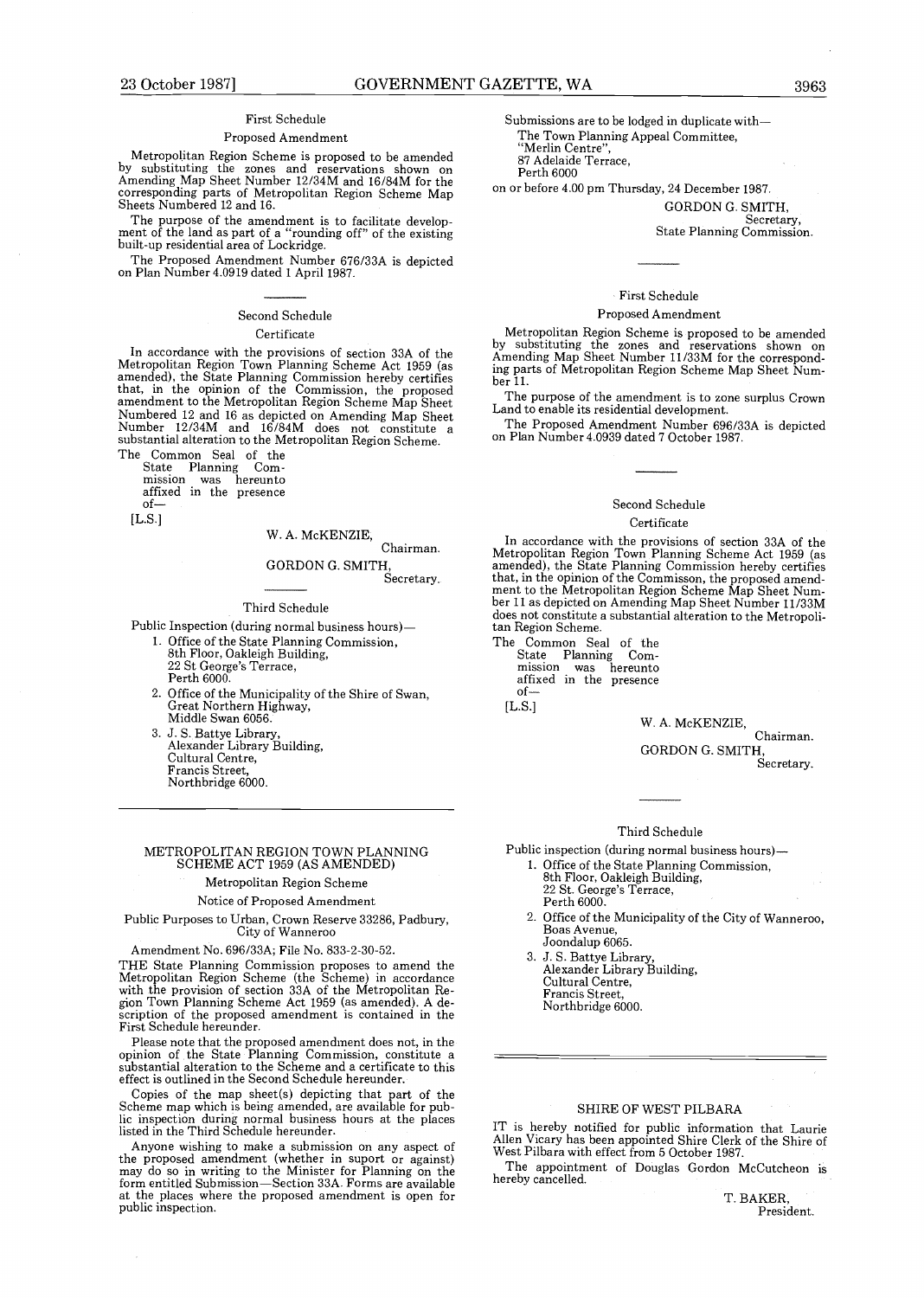First Schedule

Proposed Amendment

Metropolitan Region Scheme is proposed to be amended by substituting the zones and reservations shown on Amending Map Sheet Number 12/34M and 16/84M for the corresponding parts of Metropolitan Region Scheme Map Sheets Numbered 12 and 16.

The purpose of the amendment is to facilitate development of the land as part of a "rounding off" of the existing built-up residential area of Lockridge.

The Proposed Amendment Number 676/33A is depicted on Plan Number 4.0919 dated 1 April 1987.

---

Second Schedule

Certificate

In accordance with the provisions of section 33A of the Metropolitan Region Town Planning Scheme Act 1959 (as amended), the State Planning Commission hereby certifies that, in the opinion of the Commission, the proposed amendment to the Metropolitan Region Scheme Map Sheet Numbered 12 and 16 as depicted on Amending Map Sheet Number 12/34M and 16/84M does not constitute a substantial alteration to the Metropolitan Region Scheme.

The Common Seal of the State Planning Commission was hereunto affixed in the presence of—

[L.S.]

W. A. McKENZIE,
Chairman.

GORDON G. SMITH,
Secretary.

---

Third Schedule

Public Inspection (during normal business hours)—

1. Office of the State Planning Commission,
   8th Floor, Oakleigh Building,
   22 St George's Terrace,
   Perth 6000.
2. Office of the Municipality of the Shire of Swan,
   Great Northern Highway,
   Middle Swan 6056.
3. J. S. Battye Library,
   Alexander Library Building,
   Cultural Centre,
   Francis Street,
   Northbridge 6000.

---

## METROPOLITAN REGION TOWN PLANNING SCHEME ACT 1959 (AS AMENDED)

Metropolitan Region Scheme

Notice of Proposed Amendment

Public Purposes to Urban, Crown Reserve 33286, Padbury, City of Wanneroo

Amendment No. 696/33A; File No. 833-2-30-52.

THE State Planning Commission proposes to amend the Metropolitan Region Scheme (the Scheme) in accordance with the provision of section 33A of the Metropolitan Region Town Planning Scheme Act 1959 (as amended). A description of the proposed amendment is contained in the First Schedule hereunder.

Please note that the proposed amendment does not, in the opinion of the State Planning Commission, constitute a substantial alteration to the Scheme and a certificate to this effect is outlined in the Second Schedule hereunder.

Copies of the map sheet(s) depicting that part of the Scheme map which is being amended, are available for public inspection during normal business hours at the places listed in the Third Schedule hereunder.

Anyone wishing to make a submission on any aspect of the proposed amendment (whether in suport or against) may do so in writing to the Minister for Planning on the form entitled Submission—Section 33A. Forms are available at the places where the proposed amendment is open for public inspection.

Submissions are to be lodged in duplicate with—

The Town Planning Appeal Committee,
"Merlin Centre",
87 Adelaide Terrace,
Perth 6000

on or before 4.00 pm Thursday, 24 December 1987.

GORDON G. SMITH,
Secretary,
State Planning Commission.

---

First Schedule

Proposed Amendment

Metropolitan Region Scheme is proposed to be amended by substituting the zones and reservations shown on Amending Map Sheet Number 11/33M for the corresponding parts of Metropolitan Region Scheme Map Sheet Number 11.

The purpose of the amendment is to zone surplus Crown Land to enable its residential development.

The Proposed Amendment Number 696/33A is depicted on Plan Number 4.0939 dated 7 October 1987.

---

Second Schedule

Certificate

In accordance with the provisions of section 33A of the Metropolitan Region Town Planning Scheme Act 1959 (as amended), the State Planning Commission hereby certifies that, in the opinion of the Commisson, the proposed amendment to the Metropolitan Region Scheme Map Sheet Number 11 as depicted on Amending Map Sheet Number 11/33M does not constitute a substantial alteration to the Metropolitan Region Scheme.

The Common Seal of the State Planning Commission was hereunto affixed in the presence of—

[L.S.]

W. A. McKENZIE,
Chairman.

GORDON G. SMITH,
Secretary.

---

Third Schedule

Public inspection (during normal business hours)—

1. Office of the State Planning Commission,
   8th Floor, Oakleigh Building,
   22 St. George's Terrace,
   Perth 6000.
2. Office of the Municipality of the City of Wanneroo,
   Boas Avenue,
   Joondalup 6065.
3. J. S. Battye Library,
   Alexander Library Building,
   Cultural Centre,
   Francis Street,
   Northbridge 6000.

---

## SHIRE OF WEST PILBARA

IT is hereby notified for public information that Laurie Allen Vicary has been appointed Shire Clerk of the Shire of West Pilbara with effect from 5 October 1987.

The appointment of Douglas Gordon McCutcheon is hereby cancelled.

T. BAKER,
President.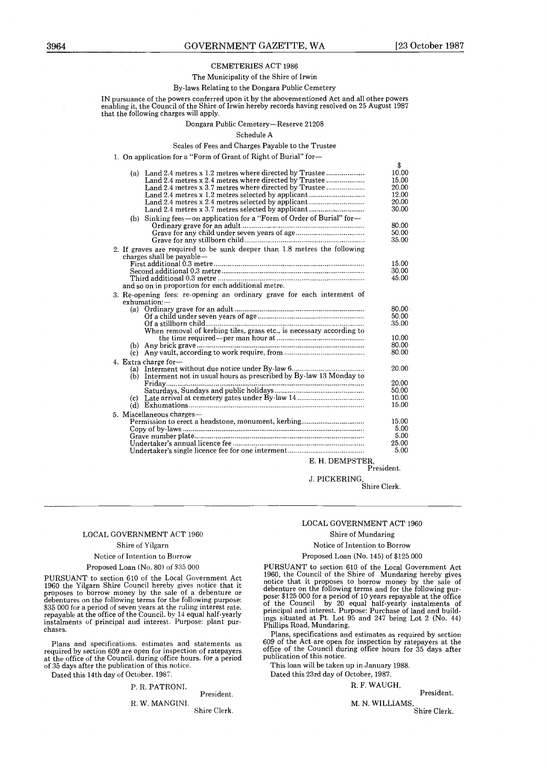## CEMETERIES ACT 1986

The Municipality of the Shire of Irwin

By-laws Relating to the Dongara Public Cemetery

IN pursuance of the powers conferred upon it by the abovementioned Act and all other powers enabling it, the Council of the Shire of Irwin hereby records having resolved on 25 August 1987 that the following charges will apply.

Dongara Public Cemetery—Reserve 21208

Schedule A

Scales of Fees and Charges Payable to the Trustee

| | $ |
|---|---|
| 1. On application for a "Form of Grant of Right of Burial" for— | |
| (a) Land 2.4 metres x 1.2 metres where directed by Trustee | 10.00 |
| Land 2.4 metres x 2.4 metres where directed by Trustee | 15.00 |
| Land 2.4 metres x 3.7 metres where directed by Trustee | 20.00 |
| Land 2.4 metres x 1.2 metres selected by applicant | 12.00 |
| Land 2.4 metres x 2.4 metres selected by applicant | 20.00 |
| Land 2.4 metres x 3.7 metres selected by applicant | 30.00 |
| (b) Sinking fees—on application for a "Form of Order of Burial" for— | |
| Ordinary grave for an adult | 80.00 |
| Grave for any child under seven years of age | 50.00 |
| Grave for any stillborn child | 35.00 |
| 2. If graves are required to be sunk deeper than 1.8 metres the following charges shall be payable— | |
| First additional 0.3 metre | 15.00 |
| Second additional 0.3 metre | 30.00 |
| Third additional 0.3 metre | 45.00 |
| and so on in proportion for each additional metre. | |
| 3. Re-opening fees: re-opening an ordinary grave for each interment of exhumation:— | |
| (a) Ordinary grave for an adult | 80.00 |
| Of a child under seven years of age | 50.00 |
| Of a stillborn child | 35.00 |
| When removal of kerbing tiles, grass etc., is necessary according to the time required—per man hour at | 10.00 |
| (b) Any brick grave | 80.00 |
| (c) Any vault, according to work require, from | 80.00 |
| 4. Extra charge for— | |
| (a) Interment without due notice under By-law 6 | 20.00 |
| (b) Interment not in usual hours as prescribed by By-law 13 Monday to Friday | 20.00 |
| Saturdays, Sundays and public holidays | 50.00 |
| (c) Late arrival at cemetery gates under By-law 14 | 10.00 |
| (d) Exhumations | 15.00 |
| 5. Miscellaneous charges— | |
| Permission to erect a headstone, monument, kerbing | 15.00 |
| Copy of by-laws | 5.00 |
| Grave number plate | 5.00 |
| Undertaker's annual licence fee | 25.00 |
| Undertaker's single licence fee for one interment | 5.00 |

E. H. DEMPSTER,
President.

J. PICKERING,
Shire Clerk.

---

## LOCAL GOVERNMENT ACT 1960

Shire of Yilgarn

Notice of Intention to Borrow

Proposed Loan (No. 80) of $35 000

PURSUANT to section 610 of the Local Government Act 1960 the Yilgarn Shire Council hereby gives notice that it proposes to borrow money by the sale of a debenture or debentures on the following terms for the following purpose: $35 000 for a period of seven years at the ruling interest rate, repayable at the office of the Council, by 14 equal half-yearly instalments of principal and interest. Purpose: plant purchases.

Plans and specifications, estimates and statements as required by section 609 are open for inspection of ratepayers at the office of the Council, during office hours, for a period of 35 days after the publication of this notice.

Dated this 14th day of October, 1987.

P. R. PATRONI,
President.

R. W. MANGINI,
Shire Clerk.

---

## LOCAL GOVERNMENT ACT 1960

Shire of Mundaring

Notice of Intention to Borrow

Proposed Loan (No. 145) of $125 000

PURSUANT to section 610 of the Local Government Act 1960, the Council of the Shire of Mundaring hereby gives notice that it proposes to borrow money by the sale of debenture on the following terms and for the following purpose: $125 000 for a period of 10 years repayable at the office of the Council by 20 equal half-yearly instalments of principal and interest. Purpose: Purchase of land and buildings situated at Pt. Lot 95 and 247 being Lot 2 (No. 44) Phillips Road, Mundaring.

Plans, specifications and estimates as required by section 609 of the Act are open for inspection by ratepayers at the office of the Council during office hours for 35 days after publication of this notice.

This loan will be taken up in January 1988.

Dated this 23rd day of October, 1987.

R. F. WAUGH,
President.

M. N. WILLIAMS,
Shire Clerk.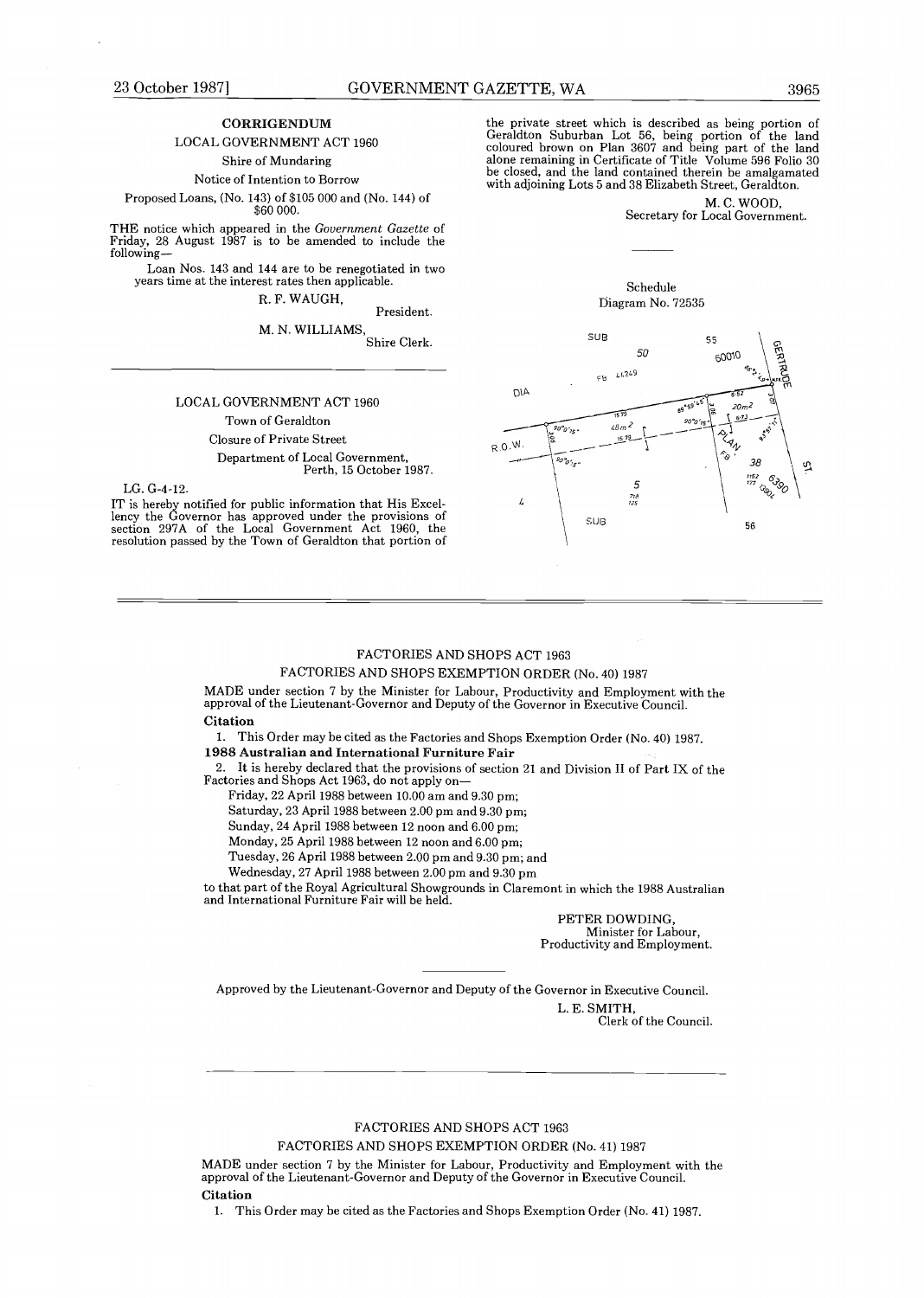## CORRIGENDUM

LOCAL GOVERNMENT ACT 1960

Shire of Mundaring

Notice of Intention to Borrow

Proposed Loans, (No. 143) of $105 000 and (No. 144) of $60 000.

THE notice which appeared in the *Government Gazette* of Friday, 28 August 1987 is to be amended to include the following—

Loan Nos. 143 and 144 are to be renegotiated in two years time at the interest rates then applicable.

R. F. WAUGH,
President.

M. N. WILLIAMS,
Shire Clerk.

---

LOCAL GOVERNMENT ACT 1960

Town of Geraldton

Closure of Private Street

Department of Local Government,
Perth, 15 October 1987.

LG. G-4-12.

IT is hereby notified for public information that His Excellency the Governor has approved under the provisions of section 297A of the Local Government Act 1960, the resolution passed by the Town of Geraldton that portion of the private street which is described as being portion of Geraldton Suburban Lot 56, being portion of the land coloured brown on Plan 3607 and being part of the land alone remaining in Certificate of Title Volume 596 Folio 30 be closed, and the land contained therein be amalgamated with adjoining Lots 5 and 38 Elizabeth Street, Geraldton.

M. C. WOOD,
Secretary for Local Government.

Schedule

Diagram No. 72535

---

FACTORIES AND SHOPS ACT 1963

FACTORIES AND SHOPS EXEMPTION ORDER (No. 40) 1987

MADE under section 7 by the Minister for Labour, Productivity and Employment with the approval of the Lieutenant-Governor and Deputy of the Governor in Executive Council.

**Citation**

1. This Order may be cited as the Factories and Shops Exemption Order (No. 40) 1987.

**1988 Australian and International Furniture Fair**

2. It is hereby declared that the provisions of section 21 and Division II of Part IX of the Factories and Shops Act 1963, do not apply on—

Friday, 22 April 1988 between 10.00 am and 9.30 pm;

Saturday, 23 April 1988 between 2.00 pm and 9.30 pm;

Sunday, 24 April 1988 between 12 noon and 6.00 pm;

Monday, 25 April 1988 between 12 noon and 6.00 pm;

Tuesday, 26 April 1988 between 2.00 pm and 9.30 pm; and

Wednesday, 27 April 1988 between 2.00 pm and 9.30 pm

to that part of the Royal Agricultural Showgrounds in Claremont in which the 1988 Australian and International Furniture Fair will be held.

PETER DOWDING,
Minister for Labour,
Productivity and Employment.

Approved by the Lieutenant-Governor and Deputy of the Governor in Executive Council.

L. E. SMITH,
Clerk of the Council.

---

FACTORIES AND SHOPS ACT 1963

FACTORIES AND SHOPS EXEMPTION ORDER (No. 41) 1987

MADE under section 7 by the Minister for Labour, Productivity and Employment with the approval of the Lieutenant-Governor and Deputy of the Governor in Executive Council.

**Citation**

1. This Order may be cited as the Factories and Shops Exemption Order (No. 41) 1987.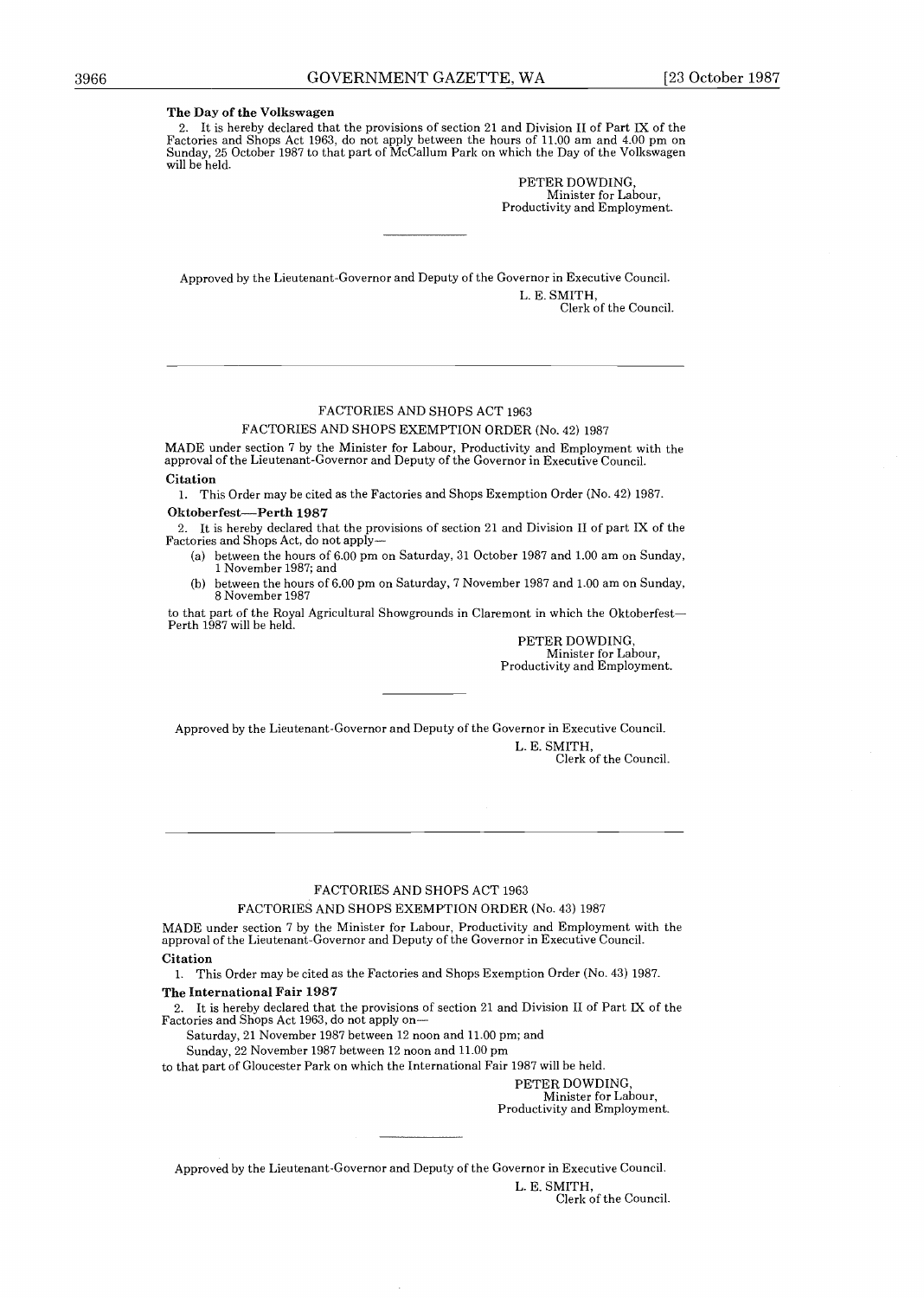**The Day of the Volkswagen**

2. It is hereby declared that the provisions of section 21 and Division II of Part IX of the Factories and Shops Act 1963, do not apply between the hours of 11.00 am and 4.00 pm on Sunday, 25 October 1987 to that part of McCallum Park on which the Day of the Volkswagen will be held.

PETER DOWDING,
Minister for Labour,
Productivity and Employment.

---

Approved by the Lieutenant-Governor and Deputy of the Governor in Executive Council.

L. E. SMITH,
Clerk of the Council.

---

FACTORIES AND SHOPS ACT 1963

FACTORIES AND SHOPS EXEMPTION ORDER (No. 42) 1987

MADE under section 7 by the Minister for Labour, Productivity and Employment with the approval of the Lieutenant-Governor and Deputy of the Governor in Executive Council.

**Citation**

1. This Order may be cited as the Factories and Shops Exemption Order (No. 42) 1987.

**Oktoberfest—Perth 1987**

2. It is hereby declared that the provisions of section 21 and Division II of part IX of the Factories and Shops Act, do not apply—

(a) between the hours of 6.00 pm on Saturday, 31 October 1987 and 1.00 am on Sunday, 1 November 1987; and

(b) between the hours of 6.00 pm on Saturday, 7 November 1987 and 1.00 am on Sunday, 8 November 1987

to that part of the Royal Agricultural Showgrounds in Claremont in which the Oktoberfest—Perth 1987 will be held.

PETER DOWDING,
Minister for Labour,
Productivity and Employment.

---

Approved by the Lieutenant-Governor and Deputy of the Governor in Executive Council.

L. E. SMITH,
Clerk of the Council.

---

FACTORIES AND SHOPS ACT 1963

FACTORIES AND SHOPS EXEMPTION ORDER (No. 43) 1987

MADE under section 7 by the Minister for Labour, Productivity and Employment with the approval of the Lieutenant-Governor and Deputy of the Governor in Executive Council.

**Citation**

1. This Order may be cited as the Factories and Shops Exemption Order (No. 43) 1987.

**The International Fair 1987**

2. It is hereby declared that the provisions of section 21 and Division II of Part IX of the Factories and Shops Act 1963, do not apply on—

Saturday, 21 November 1987 between 12 noon and 11.00 pm; and

Sunday, 22 November 1987 between 12 noon and 11.00 pm

to that part of Gloucester Park on which the International Fair 1987 will be held.

PETER DOWDING,
Minister for Labour,
Productivity and Employment.

---

Approved by the Lieutenant-Governor and Deputy of the Governor in Executive Council.

L. E. SMITH,
Clerk of the Council.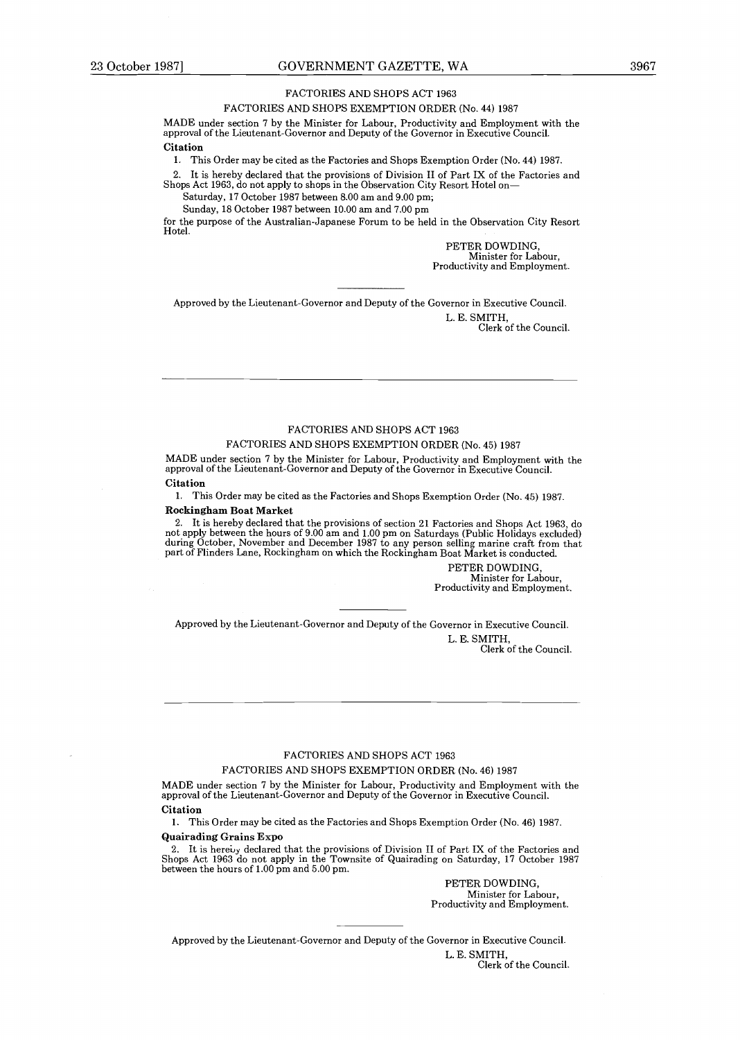FACTORIES AND SHOPS ACT 1963

FACTORIES AND SHOPS EXEMPTION ORDER (No. 44) 1987

MADE under section 7 by the Minister for Labour, Productivity and Employment with the approval of the Lieutenant-Governor and Deputy of the Governor in Executive Council.

**Citation**

1. This Order may be cited as the Factories and Shops Exemption Order (No. 44) 1987.

2. It is hereby declared that the provisions of Division II of Part IX of the Factories and Shops Act 1963, do not apply to shops in the Observation City Resort Hotel on—

Saturday, 17 October 1987 between 8.00 am and 9.00 pm;

Sunday, 18 October 1987 between 10.00 am and 7.00 pm

for the purpose of the Australian-Japanese Forum to be held in the Observation City Resort Hotel.

PETER DOWDING,
Minister for Labour,
Productivity and Employment.

---

Approved by the Lieutenant-Governor and Deputy of the Governor in Executive Council.

L. E. SMITH,
Clerk of the Council.

---

FACTORIES AND SHOPS ACT 1963

FACTORIES AND SHOPS EXEMPTION ORDER (No. 45) 1987

MADE under section 7 by the Minister for Labour, Productivity and Employment with the approval of the Lieutenant-Governor and Deputy of the Governor in Executive Council.

**Citation**

1. This Order may be cited as the Factories and Shops Exemption Order (No. 45) 1987.

**Rockingham Boat Market**

2. It is hereby declared that the provisions of section 21 Factories and Shops Act 1963, do not apply between the hours of 9.00 am and 1.00 pm on Saturdays (Public Holidays excluded) during October, November and December 1987 to any person selling marine craft from that part of Flinders Lane, Rockingham on which the Rockingham Boat Market is conducted.

PETER DOWDING,
Minister for Labour,
Productivity and Employment.

---

Approved by the Lieutenant-Governor and Deputy of the Governor in Executive Council.

L. E. SMITH,
Clerk of the Council.

---

FACTORIES AND SHOPS ACT 1963

FACTORIES AND SHOPS EXEMPTION ORDER (No. 46) 1987

MADE under section 7 by the Minister for Labour, Productivity and Employment with the approval of the Lieutenant-Governor and Deputy of the Governor in Executive Council.

**Citation**

1. This Order may be cited as the Factories and Shops Exemption Order (No. 46) 1987.

**Quairading Grains Expo**

2. It is hereby declared that the provisions of Division II of Part IX of the Factories and Shops Act 1963 do not apply in the Townsite of Quairading on Saturday, 17 October 1987 between the hours of 1.00 pm and 5.00 pm.

PETER DOWDING,
Minister for Labour,
Productivity and Employment.

---

Approved by the Lieutenant-Governor and Deputy of the Governor in Executive Council.

L. E. SMITH,
Clerk of the Council.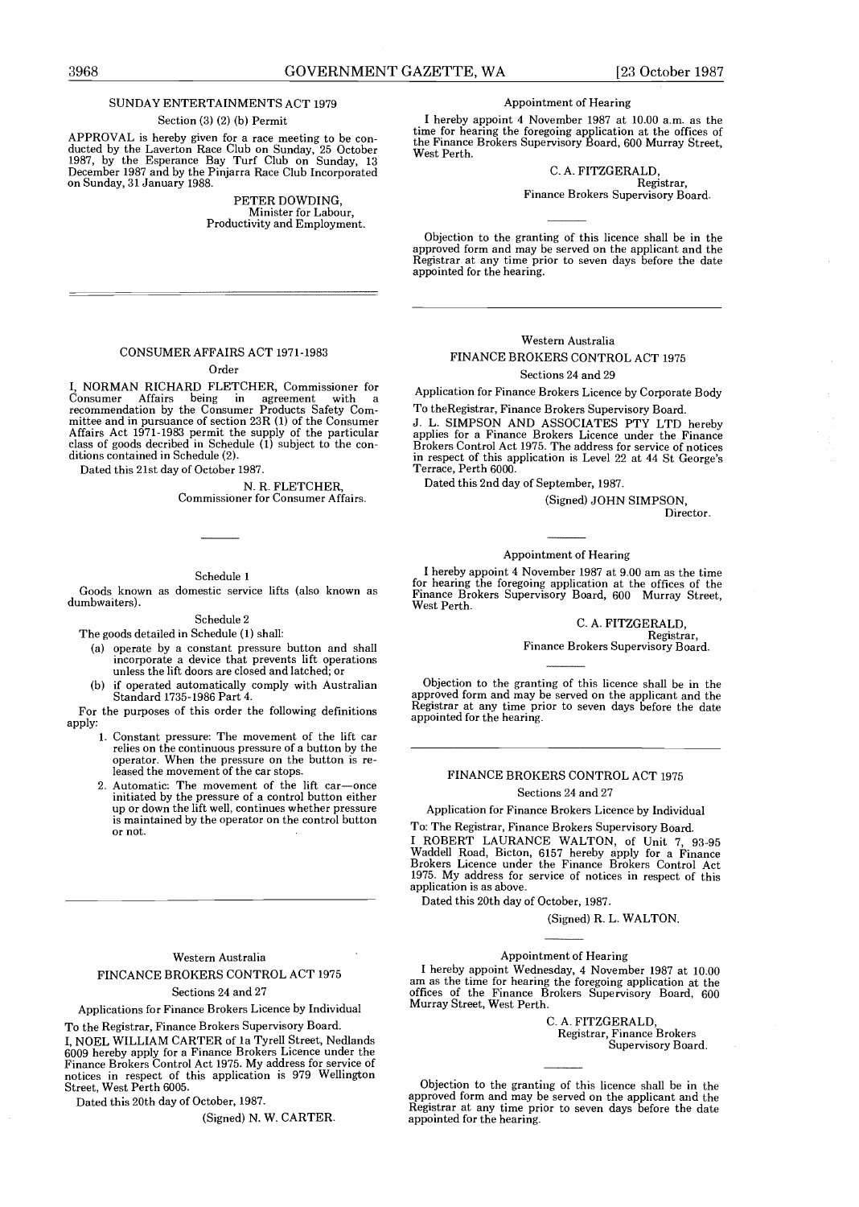## SUNDAY ENTERTAINMENTS ACT 1979

Section (3) (2) (b) Permit

APPROVAL is hereby given for a race meeting to be conducted by the Laverton Race Club on Sunday, 25 October 1987, by the Esperance Bay Turf Club on Sunday, 13 December 1987 and by the Pinjarra Race Club Incorporated on Sunday, 31 January 1988.

PETER DOWDING,
Minister for Labour,
Productivity and Employment.

---

## CONSUMER AFFAIRS ACT 1971-1983

Order

I, NORMAN RICHARD FLETCHER, Commissioner for Consumer Affairs being in agreement with a recommendation by the Consumer Products Safety Committee and in pursuance of section 23R (1) of the Consumer Affairs Act 1971-1983 permit the supply of the particular class of goods decribed in Schedule (1) subject to the conditions contained in Schedule (2).

Dated this 21st day of October 1987.

N. R. FLETCHER,
Commissioner for Consumer Affairs.

---

Schedule 1

Goods known as domestic service lifts (also known as dumbwaiters).

Schedule 2

The goods detailed in Schedule (1) shall:

(a) operate by a constant pressure button and shall incorporate a device that prevents lift operations unless the lift doors are closed and latched; or

(b) if operated automatically comply with Australian Standard 1735-1986 Part 4.

For the purposes of this order the following definitions apply:

1. Constant pressure: The movement of the lift car relies on the continuous pressure of a button by the operator. When the pressure on the button is released the movement of the car stops.
2. Automatic: The movement of the lift car—once initiated by the pressure of a control button either up or down the lift well, continues whether pressure is maintained by the operator on the control button or not.

---

Western Australia

## FINCANCE BROKERS CONTROL ACT 1975

Sections 24 and 27

Applications for Finance Brokers Licence by Individual

To the Registrar, Finance Brokers Supervisory Board.

I, NOEL WILLIAM CARTER of 1a Tyrell Street, Nedlands 6009 hereby apply for a Finance Brokers Licence under the Finance Brokers Control Act 1975. My address for service of notices in respect of this application is 979 Wellington Street, West Perth 6005.

Dated this 20th day of October, 1987.

(Signed) N. W. CARTER.

Appointment of Hearing

I hereby appoint 4 November 1987 at 10.00 a.m. as the time for hearing the foregoing application at the offices of the Finance Brokers Supervisory Board, 600 Murray Street, West Perth.

C. A. FITZGERALD,
Registrar,
Finance Brokers Supervisory Board.

Objection to the granting of this licence shall be in the approved form and may be served on the applicant and the Registrar at any time prior to seven days before the date appointed for the hearing.

---

Western Australia

## FINANCE BROKERS CONTROL ACT 1975

Sections 24 and 29

Application for Finance Brokers Licence by Corporate Body

To theRegistrar, Finance Brokers Supervisory Board.

J. L. SIMPSON AND ASSOCIATES PTY LTD hereby applies for a Finance Brokers Licence under the Finance Brokers Control Act 1975. The address for service of notices in respect of this application is Level 22 at 44 St George's Terrace, Perth 6000.

Dated this 2nd day of September, 1987.

(Signed) JOHN SIMPSON,
Director.

Appointment of Hearing

I hereby appoint 4 November 1987 at 9.00 am as the time for hearing the foregoing application at the offices of the Finance Brokers Supervisory Board, 600 Murray Street, West Perth.

C. A. FITZGERALD,
Registrar,
Finance Brokers Supervisory Board.

Objection to the granting of this licence shall be in the approved form and may be served on the applicant and the Registrar at any time prior to seven days before the date appointed for the hearing.

---

## FINANCE BROKERS CONTROL ACT 1975

Sections 24 and 27

Application for Finance Brokers Licence by Individual

To: The Registrar, Finance Brokers Supervisory Board.

I ROBERT LAURANCE WALTON, of Unit 7, 93-95 Waddell Road, Bicton, 6157 hereby apply for a Finance Brokers Licence under the Finance Brokers Control Act 1975. My address for service of notices in respect of this application is as above.

Dated this 20th day of October, 1987.

(Signed) R. L. WALTON.

Appointment of Hearing

I hereby appoint Wednesday, 4 November 1987 at 10.00 am as the time for hearing the foregoing application at the offices of the Finance Brokers Supervisory Board, 600 Murray Street, West Perth.

C. A. FITZGERALD,
Registrar, Finance Brokers
Supervisory Board.

Objection to the granting of this licence shall be in the approved form and may be served on the applicant and the Registrar at any time prior to seven days before the date appointed for the hearing.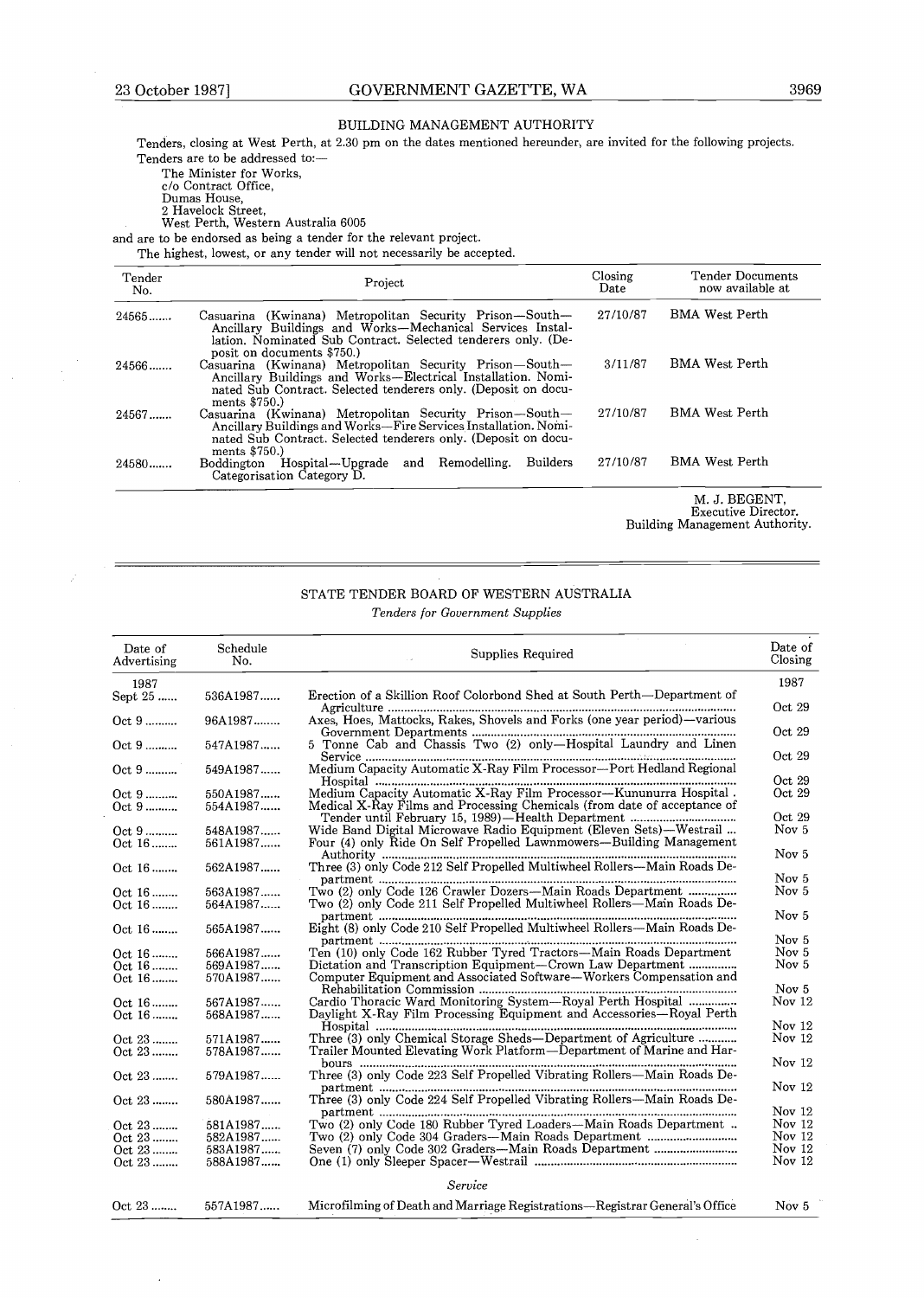## BUILDING MANAGEMENT AUTHORITY

Tenders, closing at West Perth, at 2.30 pm on the dates mentioned hereunder, are invited for the following projects.

Tenders are to be addressed to:—

The Minister for Works,
c/o Contract Office,
Dumas House,
2 Havelock Street,
West Perth, Western Australia 6005

and are to be endorsed as being a tender for the relevant project.

The highest, lowest, or any tender will not necessarily be accepted.

| Tender No. | Project | Closing Date | Tender Documents now available at |
|---|---|---|---|
| 24565....... | Casuarina (Kwinana) Metropolitan Security Prison—South—Ancillary Buildings and Works—Mechanical Services Installation. Nominated Sub Contract. Selected tenderers only. (Deposit on documents $750.) | 27/10/87 | BMA West Perth |
| 24566....... | Casuarina (Kwinana) Metropolitan Security Prison—South—Ancillary Buildings and Works—Electrical Installation. Nominated Sub Contract. Selected tenderers only. (Deposit on documents $750.) | 3/11/87 | BMA West Perth |
| 24567....... | Casuarina (Kwinana) Metropolitan Security Prison—South—Ancillary Buildings and Works—Fire Services Installation. Nominated Sub Contract. Selected tenderers only. (Deposit on documents $750.) | 27/10/87 | BMA West Perth |
| 24580....... | Boddington Hospital—Upgrade and Remodelling. Builders Categorisation Category D. | 27/10/87 | BMA West Perth |

M. J. BEGENT,
Executive Director.
Building Management Authority.

---

## STATE TENDER BOARD OF WESTERN AUSTRALIA

*Tenders for Government Supplies*

| Date of Advertising | Schedule No. | Supplies Required | Date of Closing |
|---|---|---|---|
| 1987 | | | 1987 |
| Sept 25 ...... | 536A1987...... | Erection of a Skillion Roof Colorbond Shed at South Perth—Department of Agriculture | Oct 29 |
| Oct 9 .......... | 96A1987........ | Axes, Hoes, Mattocks, Rakes, Shovels and Forks (one year period)—various Government Departments | Oct 29 |
| Oct 9 .......... | 547A1987...... | 5 Tonne Cab and Chassis Two (2) only—Hospital Laundry and Linen Service | Oct 29 |
| Oct 9 .......... | 549A1987...... | Medium Capacity Automatic X-Ray Film Processor—Port Hedland Regional Hospital | Oct 29 |
| Oct 9 .......... | 550A1987...... | Medium Capacity Automatic X-Ray Film Processor—Kununurra Hospital . | Oct 29 |
| Oct 9 .......... | 554A1987...... | Medical X-Ray Films and Processing Chemicals (from date of acceptance of Tender until February 15, 1989)—Health Department | Oct 29 |
| Oct 9 .......... | 548A1987...... | Wide Band Digital Microwave Radio Equipment (Eleven Sets)—Westrail ... | Nov 5 |
| Oct 16 ........ | 561A1987...... | Four (4) only Ride On Self Propelled Lawnmowers—Building Management Authority | Nov 5 |
| Oct 16 ........ | 562A1987...... | Three (3) only Code 212 Self Propelled Multiwheel Rollers—Main Roads Department | Nov 5 |
| Oct 16 ........ | 563A1987...... | Two (2) only Code 126 Crawler Dozers—Main Roads Department | Nov 5 |
| Oct 16 ........ | 564A1987...... | Two (2) only Code 211 Self Propelled Multiwheel Rollers—Main Roads Department | Nov 5 |
| Oct 16 ........ | 565A1987...... | Eight (8) only Code 210 Self Propelled Multiwheel Rollers—Main Roads Department | Nov 5 |
| Oct 16 ........ | 566A1987...... | Ten (10) only Code 162 Rubber Tyred Tractors—Main Roads Department | Nov 5 |
| Oct 16 ........ | 569A1987...... | Dictation and Transcription Equipment—Crown Law Department | Nov 5 |
| Oct 16 ........ | 570A1987...... | Computer Equipment and Associated Software—Workers Compensation and Rehabilitation Commission | Nov 5 |
| Oct 16 ........ | 567A1987...... | Cardio Thoracic Ward Monitoring System—Royal Perth Hospital | Nov 12 |
| Oct 16 ........ | 568A1987...... | Daylight X-Ray Film Processing Equipment and Accessories—Royal Perth Hospital | Nov 12 |
| Oct 23 ........ | 571A1987...... | Three (3) only Chemical Storage Sheds—Department of Agriculture | Nov 12 |
| Oct 23 ........ | 578A1987...... | Trailer Mounted Elevating Work Platform—Department of Marine and Harbours | Nov 12 |
| Oct 23 ........ | 579A1987...... | Three (3) only Code 223 Self Propelled Vibrating Rollers—Main Roads Department | Nov 12 |
| Oct 23 ........ | 580A1987...... | Three (3) only Code 224 Self Propelled Vibrating Rollers—Main Roads Department | Nov 12 |
| Oct 23 ........ | 581A1987...... | Two (2) only Code 180 Rubber Tyred Loaders—Main Roads Department .. | Nov 12 |
| Oct 23 ........ | 582A1987...... | Two (2) only Code 304 Graders—Main Roads Department | Nov 12 |
| Oct 23 ........ | 583A1987...... | Seven (7) only Code 302 Graders—Main Roads Department | Nov 12 |
| Oct 23 ........ | 588A1987...... | One (1) only Sleeper Spacer—Westrail | Nov 12 |
| | | *Service* | |
| Oct 23 ........ | 557A1987...... | Microfilming of Death and Marriage Registrations—Registrar General's Office | Nov 5 |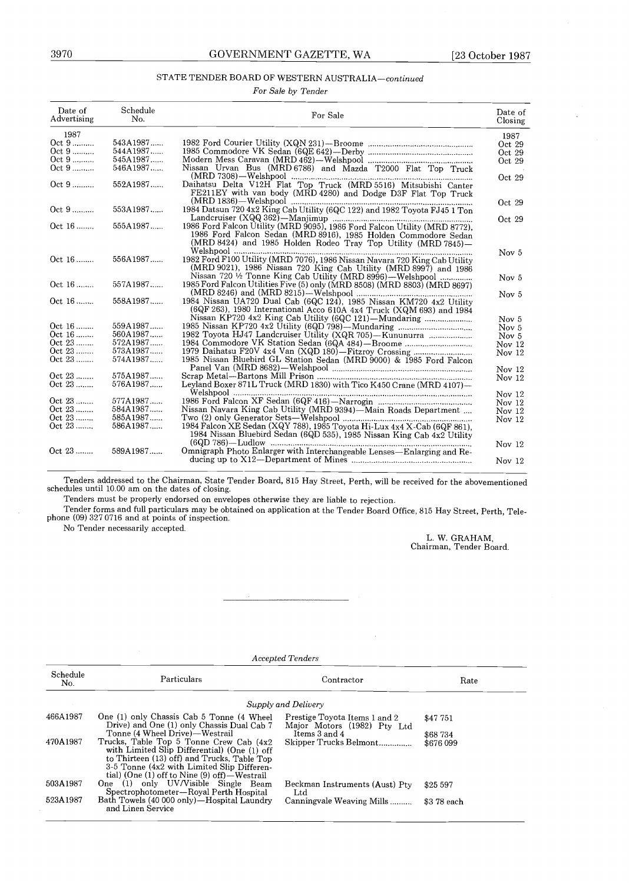## STATE TENDER BOARD OF WESTERN AUSTRALIA—*continued*

*For Sale by Tender*

| Date of Advertising | Schedule No. | For Sale | Date of Closing |
|---|---|---|---|
| 1987 | | | 1987 |
| Oct 9 | 543A1987 | 1982 Ford Courier Utility (XQN 231)—Broome | Oct 29 |
| Oct 9 | 544A1987 | 1985 Commodore VK Sedan (6QE 642)—Derby | Oct 29 |
| Oct 9 | 545A1987 | Modern Mess Caravan (MRD 462)—Welshpool | Oct 29 |
| Oct 9 | 546A1987 | Nissan Urvan Bus (MRD 6786) and Mazda T2000 Flat Top Truck (MRD 7308)—Welshpool | Oct 29 |
| Oct 9 | 552A1987 | Daihatsu Delta V12H Flat Top Truck (MRD 5516) Mitsubishi Canter FE211EY with van body (MRD 4280) and Dodge D3F Flat Top Truck (MRD 1836)—Welshpool | Oct 29 |
| Oct 9 | 553A1987 | 1984 Datsun 720 4x2 King Cab Utility (6QC 122) and 1982 Toyota FJ45 1 Ton Landcruiser (XQQ 362)—Manjimup | Oct 29 |
| Oct 16 | 555A1987 | 1986 Ford Falcon Utility (MRD 9095), 1986 Ford Falcon Utility (MRD 8772), 1986 Ford Falcon Sedan (MRD 8916), 1985 Holden Commodore Sedan (MRD 8424) and 1985 Holden Rodeo Tray Top Utility (MRD 7845)—Welshpool | Nov 5 |
| Oct 16 | 556A1987 | 1982 Ford F100 Utility (MRD 7076), 1986 Nissan Navara 720 King Cab Utility (MRD 9021), 1986 Nissan 720 King Cab Utility (MRD 8997) and 1986 Nissan 720 ½ Tonne King Cab Utility (MRD 8996)—Welshpool | Nov 5 |
| Oct 16 | 557A1987 | 1985 Ford Falcon Utilities Five (5) only (MRD 8508) (MRD 8803) (MRD 8697) (MRD 8246) and (MRD 8215)—Welshpool | Nov 5 |
| Oct 16 | 558A1987 | 1984 Nissan UA720 Dual Cab (6QC 124), 1985 Nissan KM720 4x2 Utility (6QF 263), 1980 International Acco 610A 4x4 Truck (XQM 693) and 1984 Nissan KP720 4x2 King Cab Utility (6QC 121)—Mundaring | Nov 5 |
| Oct 16 | 559A1987 | 1985 Nissan KP720 4x2 Utility (6QD 798)—Mundaring | Nov 5 |
| Oct 16 | 560A1987 | 1982 Toyota HJ47 Landcruiser Utility (XQR 705)—Kununurra | Nov 5 |
| Oct 23 | 572A1987 | 1984 Commodore VK Station Sedan (6QA 484)—Broome | Nov 12 |
| Oct 23 | 573A1987 | 1979 Daihatsu F20V 4x4 Van (XQD 180)—Fitzroy Crossing | Nov 12 |
| Oct 23 | 574A1987 | 1985 Nissan Bluebird GL Station Sedan (MRD 9000) & 1985 Ford Falcon Panel Van (MRD 8682)—Welshpool | Nov 12 |
| Oct 23 | 575A1987 | Scrap Metal—Bartons Mill Prison | Nov 12 |
| Oct 23 | 576A1987 | Leyland Boxer 871L Truck (MRD 1830) with Tico K450 Crane (MRD 4107)—Welshpool | Nov 12 |
| Oct 23 | 577A1987 | 1986 Ford Falcon XF Sedan (6QF 416)—Narrogin | Nov 12 |
| Oct 23 | 584A1987 | Nissan Navara King Cab Utility (MRD 9394)—Main Roads Department | Nov 12 |
| Oct 23 | 585A1987 | Two (2) only Generator Sets—Welshpool | Nov 12 |
| Oct 23 | 586A1987 | 1984 Falcon XE Sedan (XQY 788), 1985 Toyota Hi-Lux 4x4 X-Cab (6QF 861), 1984 Nissan Bluebird Sedan (6QD 535), 1985 Nissan King Cab 4x2 Utility (6QD 786)—Ludlow | Nov 12 |
| Oct 23 | 589A1987 | Omnigraph Photo Enlarger with Interchangeable Lenses—Enlarging and Reducing up to X12—Department of Mines | Nov 12 |

Tenders addressed to the Chairman, State Tender Board, 815 Hay Street, Perth, will be received for the abovementioned schedules until 10.00 am on the dates of closing.

Tenders must be properly endorsed on envelopes otherwise they are liable to rejection.

Tender forms and full particulars may be obtained on application at the Tender Board Office, 815 Hay Street, Perth, Telephone (09) 327 0716 and at points of inspection.

No Tender necessarily accepted.

L. W. GRAHAM,
Chairman, Tender Board.

---

*Accepted Tenders*

| Schedule No. | Particulars | Contractor | Rate |
|---|---|---|---|
| | *Supply and Delivery* | | |
| 466A1987 | One (1) only Chassis Cab 5 Tonne (4 Wheel Drive) and One (1) only Chassis Dual Cab 7 Tonne (4 Wheel Drive)—Westrail | Prestige Toyota Items 1 and 2<br>Major Motors (1982) Pty Ltd Items 3 and 4 | \$47 751<br>\$68 734 |
| 470A1987 | Trucks, Table Top 5 Tonne Crew Cab (4x2 with Limited Slip Differential) (One (1) off to Thirteen (13) off) and Trucks, Table Top 3-5 Tonne (4x2 with Limited Slip Differential) (One (1) off to Nine (9) off)—Westrail | Skipper Trucks Belmont | \$676 099 |
| 503A1987 | One (1) only UV/Visible Single Beam Spectrophotometer—Royal Perth Hospital | Beckman Instruments (Aust) Pty Ltd | \$25 597 |
| 523A1987 | Bath Towels (40 000 only)—Hospital Laundry and Linen Service | Canningvale Weaving Mills | \$3 78 each |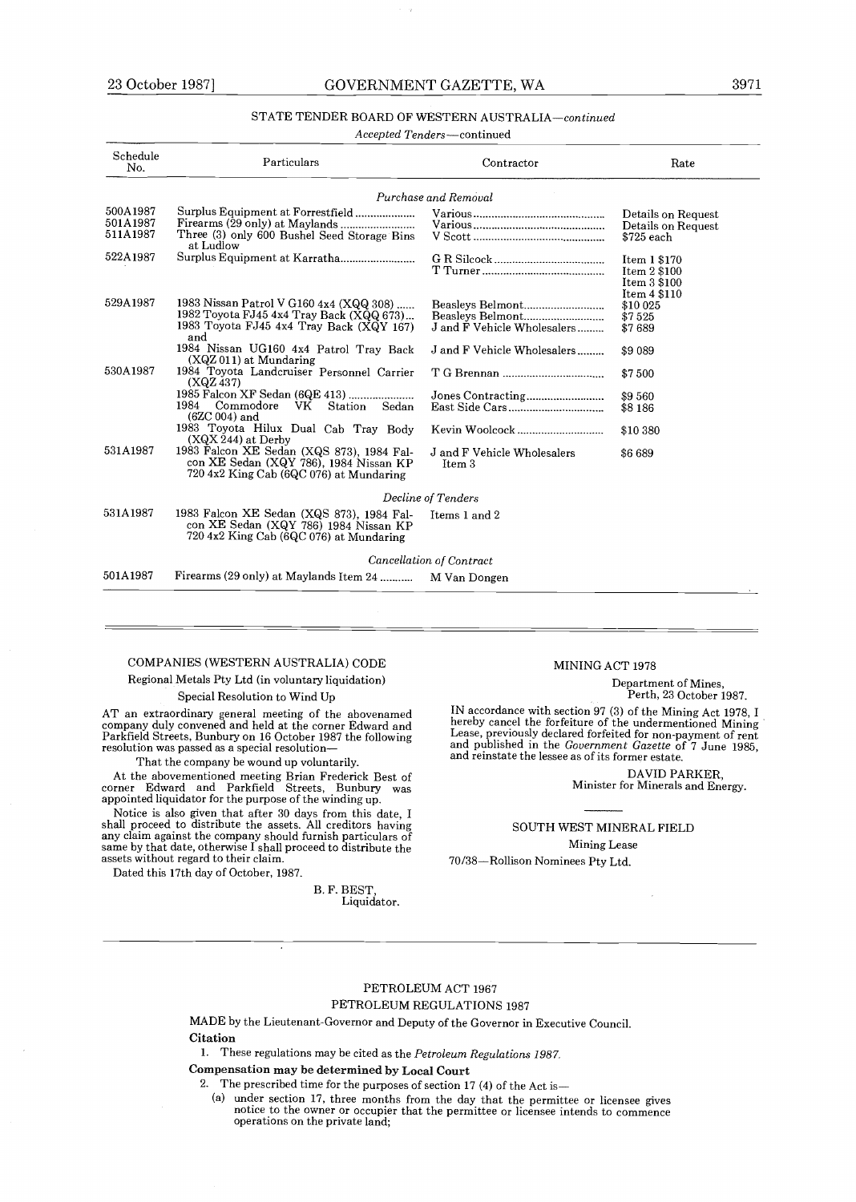STATE TENDER BOARD OF WESTERN AUSTRALIA—*continued*

*Accepted Tenders*—continued

| Schedule No. | Particulars | Contractor | Rate |
|---|---|---|---|
| | *Purchase and Removal* | | |
| 500A1987 | Surplus Equipment at Forrestfield | Various | Details on Request |
| 501A1987 | Firearms (29 only) at Maylands | Various | Details on Request |
| 511A1987 | Three (3) only 600 Bushel Seed Storage Bins at Ludlow | V Scott | $725 each |
| 522A1987 | Surplus Equipment at Karratha | G R Silcock | Item 1 $170 |
| | | T Turner | Item 2 $100 |
| | | | Item 3 $100 |
| | | | Item 4 $110 |
| 529A1987 | 1983 Nissan Patrol V G160 4x4 (XQQ 308) | Beasleys Belmont | $10 025 |
| | 1982 Toyota FJ45 4x4 Tray Back (XQQ 673) | Beasleys Belmont | $7 525 |
| | 1983 Toyota FJ45 4x4 Tray Back (XQY 167) and | J and F Vehicle Wholesalers | $7 689 |
| | 1984 Nissan UG160 4x4 Patrol Tray Back (XQZ 011) at Mundaring | J and F Vehicle Wholesalers | $9 089 |
| 530A1987 | 1984 Toyota Landcruiser Personnel Carrier (XQZ 437) | T G Brennan | $7 500 |
| | 1985 Falcon XF Sedan (6QE 413) | Jones Contracting | $9 560 |
| | 1984 Commodore VK Station Sedan (6ZC 004) and | East Side Cars | $8 186 |
| | 1983 Toyota Hilux Dual Cab Tray Body (XQX 244) at Derby | Kevin Woolcock | $10 380 |
| 531A1987 | 1983 Falcon XE Sedan (XQS 873), 1984 Falcon XE Sedan (XQY 786), 1984 Nissan KP 720 4x2 King Cab (6QC 076) at Mundaring | J and F Vehicle Wholesalers Item 3 | $6 689 |
| | *Decline of Tenders* | | |
| 531A1987 | 1983 Falcon XE Sedan (XQS 873), 1984 Falcon XE Sedan (XQY 786) 1984 Nissan KP 720 4x2 King Cab (6QC 076) at Mundaring | Items 1 and 2 | |
| | *Cancellation of Contract* | | |
| 501A1987 | Firearms (29 only) at Maylands Item 24 | M Van Dongen | |

COMPANIES (WESTERN AUSTRALIA) CODE

Regional Metals Pty Ltd (in voluntary liquidation)

Special Resolution to Wind Up

AT an extraordinary general meeting of the abovenamed company duly convened and held at the corner Edward and Parkfield Streets, Bunbury on 16 October 1987 the following resolution was passed as a special resolution—

That the company be wound up voluntarily.

At the abovementioned meeting Brian Frederick Best of corner Edward and Parkfield Streets, Bunbury was appointed liquidator for the purpose of the winding up.

Notice is also given that after 30 days from this date, I shall proceed to distribute the assets. All creditors having any claim against the company should furnish particulars of same by that date, otherwise I shall proceed to distribute the assets without regard to their claim.

Dated this 17th day of October, 1987.

B. F. BEST,
Liquidator.

MINING ACT 1978

Department of Mines,
Perth, 23 October 1987.

IN accordance with section 97 (3) of the Mining Act 1978, I hereby cancel the forfeiture of the undermentioned Mining Lease, previously declared forfeited for non-payment of rent and published in the *Government Gazette* of 7 June 1985, and reinstate the lessee as of its former estate.

DAVID PARKER,
Minister for Minerals and Energy.

SOUTH WEST MINERAL FIELD

Mining Lease

70/38—Rollison Nominees Pty Ltd.

PETROLEUM ACT 1967

PETROLEUM REGULATIONS 1987

MADE by the Lieutenant-Governor and Deputy of the Governor in Executive Council.

**Citation**

1. These regulations may be cited as the *Petroleum Regulations 1987*.

**Compensation may be determined by Local Court**

2. The prescribed time for the purposes of section 17 (4) of the Act is—

(a) under section 17, three months from the day that the permittee or licensee gives notice to the owner or occupier that the permittee or licensee intends to commence operations on the private land;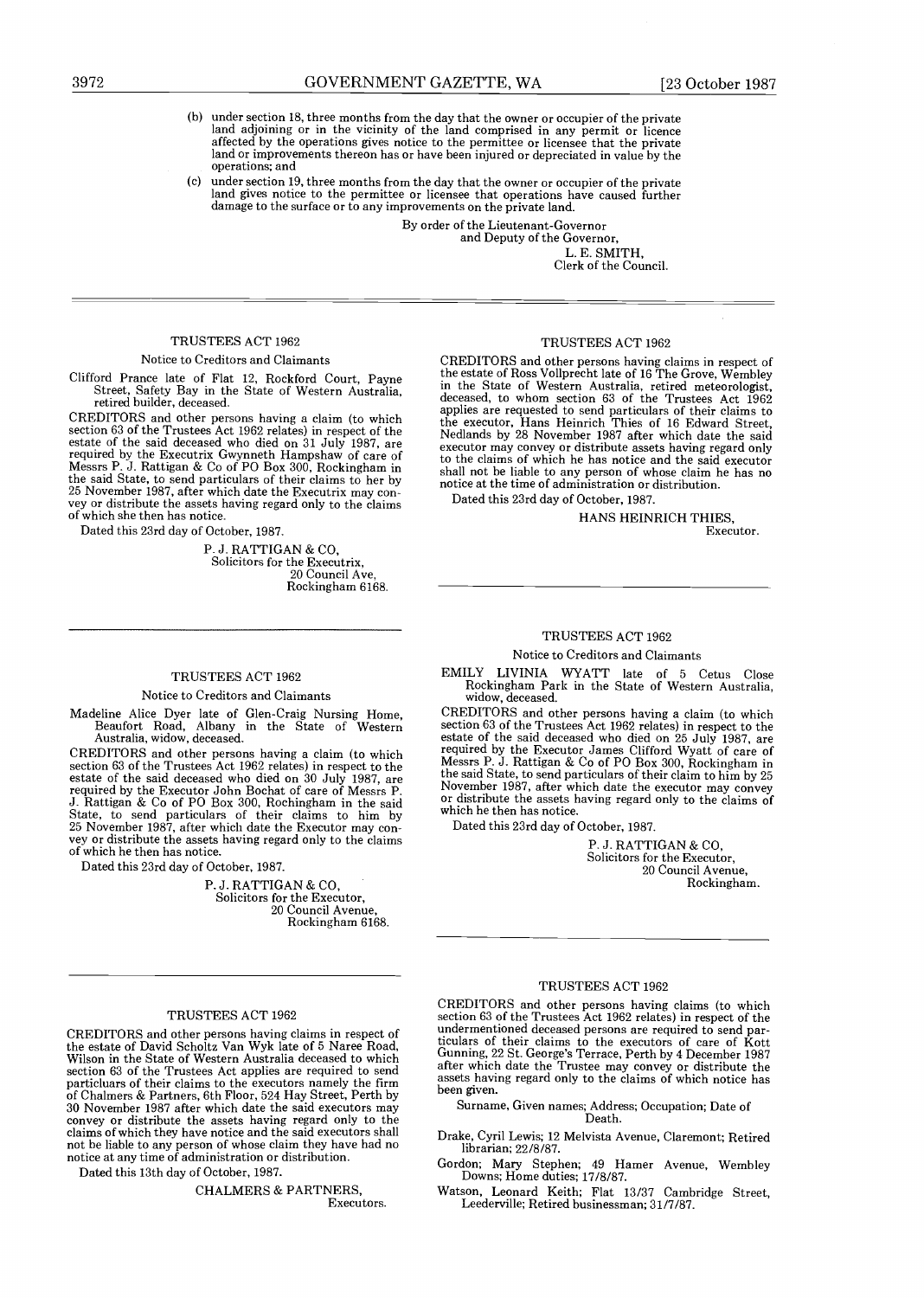(b) under section 18, three months from the day that the owner or occupier of the private land adjoining or in the vicinity of the land comprised in any permit or licence affected by the operations gives notice to the permittee or licensee that the private land or improvements thereon has or have been injured or depreciated in value by the operations; and

(c) under section 19, three months from the day that the owner or occupier of the private land gives notice to the permittee or licensee that operations have caused further damage to the surface or to any improvements on the private land.

By order of the Lieutenant-Governor
and Deputy of the Governor,
L. E. SMITH,
Clerk of the Council.

---

## TRUSTEES ACT 1962

Notice to Creditors and Claimants

Clifford Prance late of Flat 12, Rockford Court, Payne Street, Safety Bay in the State of Western Australia, retired builder, deceased.

CREDITORS and other persons having a claim (to which section 63 of the Trustees Act 1962 relates) in respect of the estate of the said deceased who died on 31 July 1987, are required by the Executrix Gwynneth Hampshaw of care of Messrs P. J. Rattigan & Co of PO Box 300, Rockingham in the said State, to send particulars of their claims to her by 25 November 1987, after which date the Executrix may convey or distribute the assets having regard only to the claims of which she then has notice.

Dated this 23rd day of October, 1987.

P. J. RATTIGAN & CO,
Solicitors for the Executrix,
20 Council Ave,
Rockingham 6168.

---

## TRUSTEES ACT 1962

Notice to Creditors and Claimants

Madeline Alice Dyer late of Glen-Craig Nursing Home, Beaufort Road, Albany in the State of Western Australia, widow, deceased.

CREDITORS and other persons having a claim (to which section 63 of the Trustees Act 1962 relates) in respect to the estate of the said deceased who died on 30 July 1987, are required by the Executor John Bochat of care of Messrs P. J. Rattigan & Co of PO Box 300, Rochingham in the said State, to send particulars of their claims to him by 25 November 1987, after which date the Executor may convey or distribute the assets having regard only to the claims of which he then has notice.

Dated this 23rd day of October, 1987.

P. J. RATTIGAN & CO,
Solicitors for the Executor,
20 Council Avenue,
Rockingham 6168.

---

## TRUSTEES ACT 1962

CREDITORS and other persons having claims in respect of the estate of David Scholtz Van Wyk late of 5 Naree Road, Wilson in the State of Western Australia deceased to which section 63 of the Trustees Act applies are required to send particluars of their claims to the executors namely the firm of Chalmers & Partners, 6th Floor, 524 Hay Street, Perth by 30 November 1987 after which date the said executors may convey or distribute the assets having regard only to the claims of which they have notice and the said executors shall not be liable to any person of whose claim they have had no notice at any time of administration or distribution.

Dated this 13th day of October, 1987.

CHALMERS & PARTNERS,
Executors.

---

## TRUSTEES ACT 1962

CREDITORS and other persons having claims in respect of the estate of Ross Vollprecht late of 16 The Grove, Wembley in the State of Western Australia, retired meteorologist, deceased, to whom section 63 of the Trustees Act 1962 applies are requested to send particulars of their claims to the executor, Hans Heinrich Thies of 16 Edward Street, Nedlands by 28 November 1987 after which date the said executor may convey or distribute assets having regard only to the claims of which he has notice and the said executor shall not be liable to any person of whose claim he has no notice at the time of administration or distribution.

Dated this 23rd day of October, 1987.

HANS HEINRICH THIES,
Executor.

---

## TRUSTEES ACT 1962

Notice to Creditors and Claimants

EMILY LIVINIA WYATT late of 5 Cetus Close Rockingham Park in the State of Western Australia, widow, deceased.

CREDITORS and other persons having a claim (to which section 63 of the Trustees Act 1962 relates) in respect to the estate of the said deceased who died on 25 July 1987, are required by the Executor James Clifford Wyatt of care of Messrs P. J. Rattigan & Co of PO Box 300, Rockingham in the said State, to send particulars of their claim to him by 25 November 1987, after which date the executor may convey or distribute the assets having regard only to the claims of which he then has notice.

Dated this 23rd day of October, 1987.

P. J. RATTIGAN & CO,
Solicitors for the Executor,
20 Council Avenue,
Rockingham.

---

## TRUSTEES ACT 1962

CREDITORS and other persons having claims (to which section 63 of the Trustees Act 1962 relates) in respect of the undermentioned deceased persons are required to send particulars of their claims to the executors of care of Kott Gunning, 22 St. George's Terrace, Perth by 4 December 1987 after which date the Trustee may convey or distribute the assets having regard only to the claims of which notice has been given.

Surname, Given names; Address; Occupation; Date of Death.

Drake, Cyril Lewis; 12 Melvista Avenue, Claremont; Retired librarian; 22/8/87.

Gordon; Mary Stephen; 49 Hamer Avenue, Wembley Downs; Home duties; 17/8/87.

Watson, Leonard Keith; Flat 13/37 Cambridge Street, Leederville; Retired businessman; 31/7/87.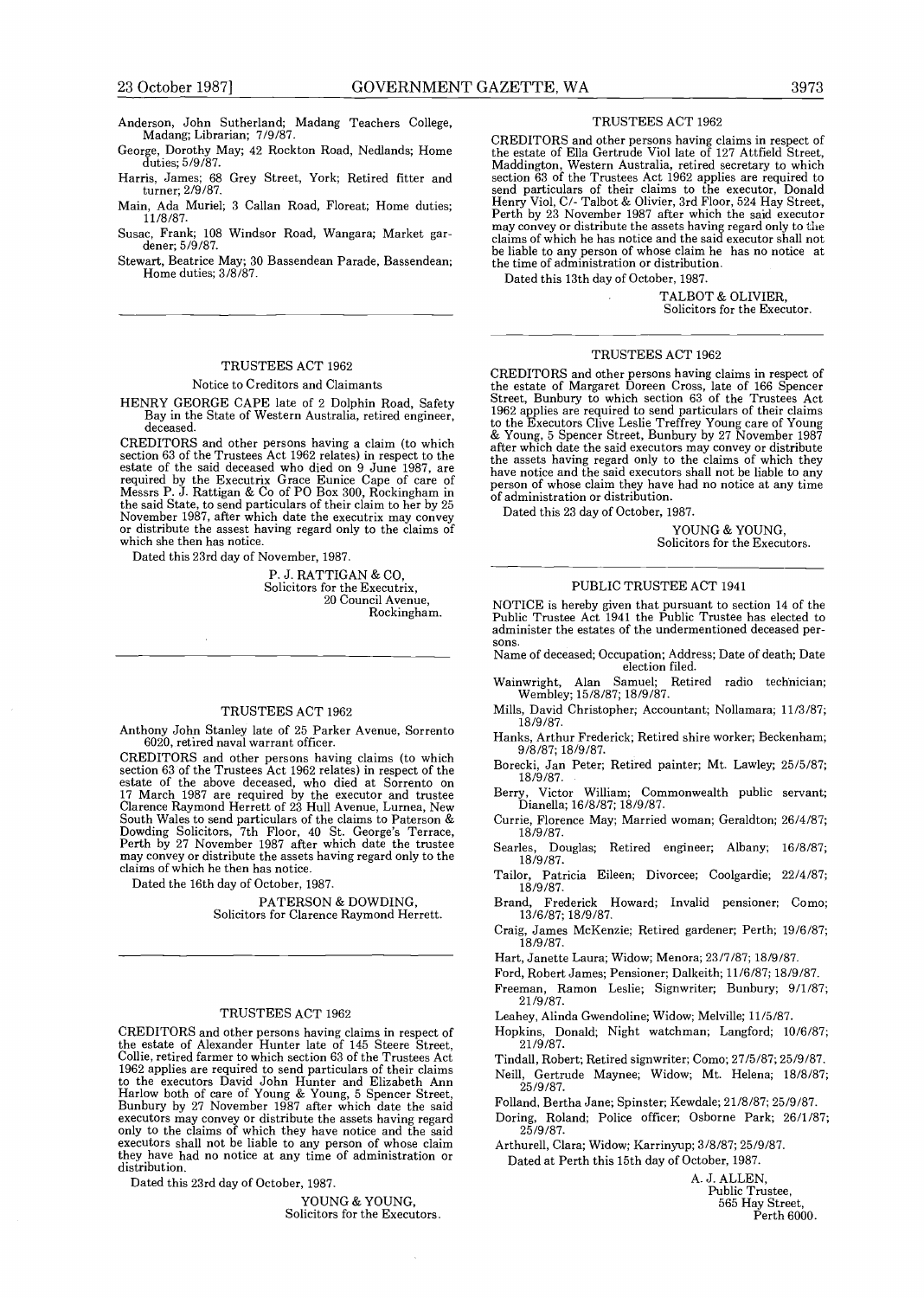Anderson, John Sutherland; Madang Teachers College, Madang; Librarian; 7/9/87.

George, Dorothy May; 42 Rockton Road, Nedlands; Home duties; 5/9/87.

Harris, James; 68 Grey Street, York; Retired fitter and turner; 2/9/87.

Main, Ada Muriel; 3 Callan Road, Floreat; Home duties; 11/8/87.

Susac, Frank; 108 Windsor Road, Wangara; Market gardener; 5/9/87.

Stewart, Beatrice May; 30 Bassendean Parade, Bassendean; Home duties; 3/8/87.

---

## TRUSTEES ACT 1962

Notice to Creditors and Claimants

HENRY GEORGE CAPE late of 2 Dolphin Road, Safety Bay in the State of Western Australia, retired engineer, deceased.

CREDITORS and other persons having a claim (to which section 63 of the Trustees Act 1962 relates) in respect to the estate of the said deceased who died on 9 June 1987, are required by the Executrix Grace Eunice Cape of care of Messrs P. J. Rattigan & Co of PO Box 300, Rockingham in the said State, to send particulars of their claim to her by 25 November 1987, after which date the executrix may convey or distribute the assest having regard only to the claims of which she then has notice.

Dated this 23rd day of November, 1987.

P. J. RATTIGAN & CO,
Solicitors for the Executrix,
20 Council Avenue,
Rockingham.

---

## TRUSTEES ACT 1962

Anthony John Stanley late of 25 Parker Avenue, Sorrento 6020, retired naval warrant officer.

CREDITORS and other persons having claims (to which section 63 of the Trustees Act 1962 relates) in respect of the estate of the above deceased, who died at Sorrento on 17 March 1987 are required by the executor and trustee Clarence Raymond Herrett of 23 Hull Avenue, Lurnea, New South Wales to send particulars of the claims to Paterson & Dowding Solicitors, 7th Floor, 40 St. George's Terrace, Perth by 27 November 1987 after which date the trustee may convey or distribute the assets having regard only to the claims of which he then has notice.

Dated the 16th day of October, 1987.

PATERSON & DOWDING,
Solicitors for Clarence Raymond Herrett.

---

## TRUSTEES ACT 1962

CREDITORS and other persons having claims in respect of the estate of Alexander Hunter late of 145 Steere Street, Collie, retired farmer to which section 63 of the Trustees Act 1962 applies are required to send particulars of their claims to the executors David John Hunter and Elizabeth Ann Harlow both of care of Young & Young, 5 Spencer Street, Bunbury by 27 November 1987 after which date the said executors may convey or distribute the assets having regard only to the claims of which they have notice and the said executors shall not be liable to any person of whose claim they have had no notice at any time of administration or distribution.

Dated this 23rd day of October, 1987.

YOUNG & YOUNG,
Solicitors for the Executors.

---

## TRUSTEES ACT 1962

CREDITORS and other persons having claims in respect of the estate of Ella Gertrude Viol late of 127 Attfield Street, Maddington, Western Australia, retired secretary to which section 63 of the Trustees Act 1962 applies are required to send particulars of their claims to the executor, Donald Henry Viol, C/- Talbot & Olivier, 3rd Floor, 524 Hay Street, Perth by 23 November 1987 after which the said executor may convey or distribute the assets having regard only to the claims of which he has notice and the said executor shall not be liable to any person of whose claim he has no notice at the time of administration or distribution.

Dated this 13th day of October, 1987.

TALBOT & OLIVIER,
Solicitors for the Executor.

---

## TRUSTEES ACT 1962

CREDITORS and other persons having claims in respect of the estate of Margaret Doreen Cross, late of 166 Spencer Street, Bunbury to which section 63 of the Trustees Act 1962 applies are required to send particulars of their claims to the Executors Clive Leslie Treffrey Young care of Young & Young, 5 Spencer Street, Bunbury by 27 November 1987 after which date the said executors may convey or distribute the assets having regard only to the claims of which they have notice and the said executors shall not be liable to any person of whose claim they have had no notice at any time of administration or distribution.

Dated this 23 day of October, 1987.

YOUNG & YOUNG,
Solicitors for the Executors.

---

## PUBLIC TRUSTEE ACT 1941

NOTICE is hereby given that pursuant to section 14 of the Public Trustee Act 1941 the Public Trustee has elected to administer the estates of the undermentioned deceased persons.

Name of deceased; Occupation; Address; Date of death; Date election filed.

Wainwright, Alan Samuel; Retired radio technician; Wembley; 15/8/87; 18/9/87.

Mills, David Christopher; Accountant; Nollamara; 11/3/87; 18/9/87.

Hanks, Arthur Frederick; Retired shire worker; Beckenham; 9/8/87; 18/9/87.

Borecki, Jan Peter; Retired painter; Mt. Lawley; 25/5/87; 18/9/87.

Berry, Victor William; Commonwealth public servant; Dianella; 16/8/87; 18/9/87.

Currie, Florence May; Married woman; Geraldton; 26/4/87; 18/9/87.

Searles, Douglas; Retired engineer; Albany; 16/8/87; 18/9/87.

Tailor, Patricia Eileen; Divorcee; Coolgardie; 22/4/87; 18/9/87.

Brand, Frederick Howard; Invalid pensioner; Como; 13/6/87; 18/9/87.

Craig, James McKenzie; Retired gardener; Perth; 19/6/87; 18/9/87.

Hart, Janette Laura; Widow; Menora; 23/7/87; 18/9/87.

Ford, Robert James; Pensioner; Dalkeith; 11/6/87; 18/9/87.

Freeman, Ramon Leslie; Signwriter; Bunbury; 9/1/87; 21/9/87.

Leahey, Alinda Gwendoline; Widow; Melville; 11/5/87.

Hopkins, Donald; Night watchman; Langford; 10/6/87; 21/9/87.

Tindall, Robert; Retired signwriter; Como; 27/5/87; 25/9/87.

Neill, Gertrude Maynee; Widow; Mt. Helena; 18/8/87; 25/9/87.

Folland, Bertha Jane; Spinster; Kewdale; 21/8/87; 25/9/87.

Doring, Roland; Police officer; Osborne Park; 26/1/87; 25/9/87.

Arthurell, Clara; Widow; Karrinyup; 3/8/87; 25/9/87.

Dated at Perth this 15th day of October, 1987.

A. J. ALLEN,
Public Trustee,
565 Hay Street,
Perth 6000.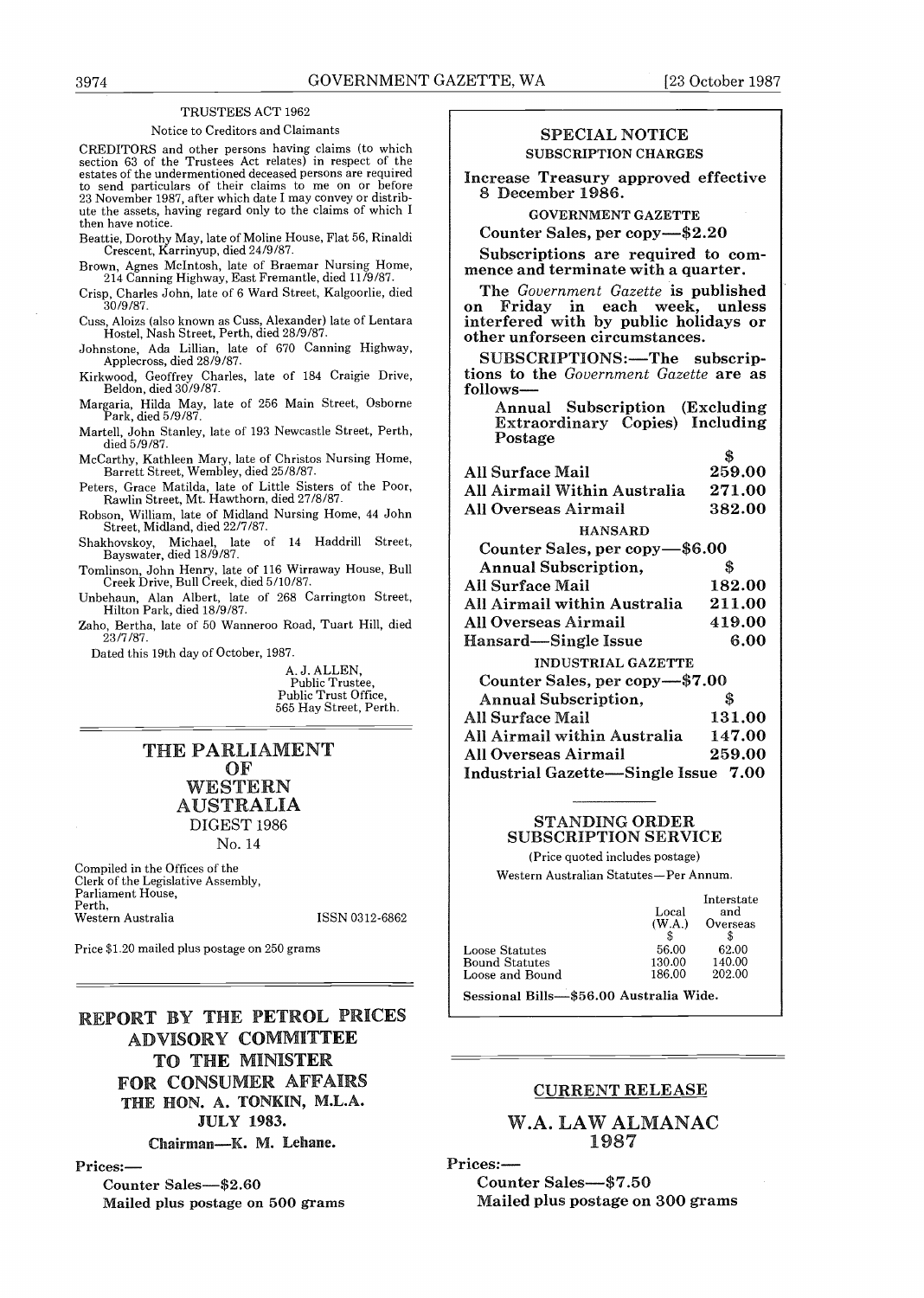## TRUSTEES ACT 1962

Notice to Creditors and Claimants

CREDITORS and other persons having claims (to which section 63 of the Trustees Act relates) in respect of the estates of the undermentioned deceased persons are required to send particulars of their claims to me on or before 23 November 1987, after which date I may convey or distribute the assets, having regard only to the claims of which I then have notice.

Beattie, Dorothy May, late of Moline House, Flat 56, Rinaldi Crescent, Karrinyup, died 24/9/87.

Brown, Agnes McIntosh, late of Braemar Nursing Home, 214 Canning Highway, East Fremantle, died 11/9/87.

Crisp, Charles John, late of 6 Ward Street, Kalgoorlie, died 30/9/87.

Cuss, Aloizs (also known as Cuss, Alexander) late of Lentara Hostel, Nash Street, Perth, died 28/9/87.

Johnstone, Ada Lillian, late of 670 Canning Highway, Applecross, died 28/9/87.

Kirkwood, Geoffrey Charles, late of 184 Craigie Drive, Beldon, died 30/9/87.

Margaria, Hilda May, late of 256 Main Street, Osborne Park, died 5/9/87.

Martell, John Stanley, late of 193 Newcastle Street, Perth, died 5/9/87.

McCarthy, Kathleen Mary, late of Christos Nursing Home, Barrett Street, Wembley, died 25/8/87.

Peters, Grace Matilda, late of Little Sisters of the Poor, Rawlin Street, Mt. Hawthorn, died 27/8/87.

Robson, William, late of Midland Nursing Home, 44 John Street, Midland, died 22/7/87.

Shakhovskoy, Michael, late of 14 Haddrill Street, Bayswater, died 18/9/87.

Tomlinson, John Henry, late of 116 Wirraway House, Bull Creek Drive, Bull Creek, died 5/10/87.

Unbehaun, Alan Albert, late of 268 Carrington Street, Hilton Park, died 18/9/87.

Zaho, Bertha, late of 50 Wanneroo Road, Tuart Hill, died 23/7/87.

Dated this 19th day of October, 1987.

A. J. ALLEN,
Public Trustee,
Public Trust Office,
565 Hay Street, Perth.

---

## THE PARLIAMENT OF WESTERN AUSTRALIA

DIGEST 1986

No. 14

Compiled in the Offices of the Clerk of the Legislative Assembly, Parliament House, Perth, Western Australia

ISSN 0312-6862

Price $1.20 mailed plus postage on 250 grams

---

## REPORT BY THE PETROL PRICES ADVISORY COMMITTEE TO THE MINISTER FOR CONSUMER AFFAIRS

**THE HON. A. TONKIN, M.L.A.**

**JULY 1983.**

**Chairman—K. M. Lehane.**

**Prices:—**

**Counter Sales—$2.60**

**Mailed plus postage on 500 grams**

---

## SPECIAL NOTICE

### SUBSCRIPTION CHARGES

**Increase Treasury approved effective 8 December 1986.**

**GOVERNMENT GAZETTE**

**Counter Sales, per copy—$2.20**

**Subscriptions are required to commence and terminate with a quarter.**

**The *Government Gazette* is published on Friday in each week, unless interfered with by public holidays or other unforseen circumstances.**

**SUBSCRIPTIONS:—The subscriptions to the *Government Gazette* are as follows—**

**Annual Subscription (Excluding Extraordinary Copies) Including Postage**

| | $ |
|---|---|
| **All Surface Mail** | **259.00** |
| **All Airmail Within Australia** | **271.00** |
| **All Overseas Airmail** | **382.00** |

**HANSARD**

**Counter Sales, per copy—$6.00**

| **Annual Subscription,** | **$** |
|---|---|
| **All Surface Mail** | **182.00** |
| **All Airmail within Australia** | **211.00** |
| **All Overseas Airmail** | **419.00** |
| **Hansard—Single Issue** | **6.00** |

**INDUSTRIAL GAZETTE**

**Counter Sales, per copy—$7.00**

| **Annual Subscription,** | **$** |
|---|---|
| **All Surface Mail** | **131.00** |
| **All Airmail within Australia** | **147.00** |
| **All Overseas Airmail** | **259.00** |
| **Industrial Gazette—Single Issue** | **7.00** |

### STANDING ORDER SUBSCRIPTION SERVICE

(Price quoted includes postage)

Western Australian Statutes—Per Annum.

| | Local (W.A.) $ | Interstate and Overseas $ |
|---|---|---|
| Loose Statutes | 56.00 | 62.00 |
| Bound Statutes | 130.00 | 140.00 |
| Loose and Bound | 186.00 | 202.00 |

**Sessional Bills—$56.00 Australia Wide.**

---

## CURRENT RELEASE

## W.A. LAW ALMANAC 1987

**Prices:—**

**Counter Sales—$7.50**

**Mailed plus postage on 300 grams**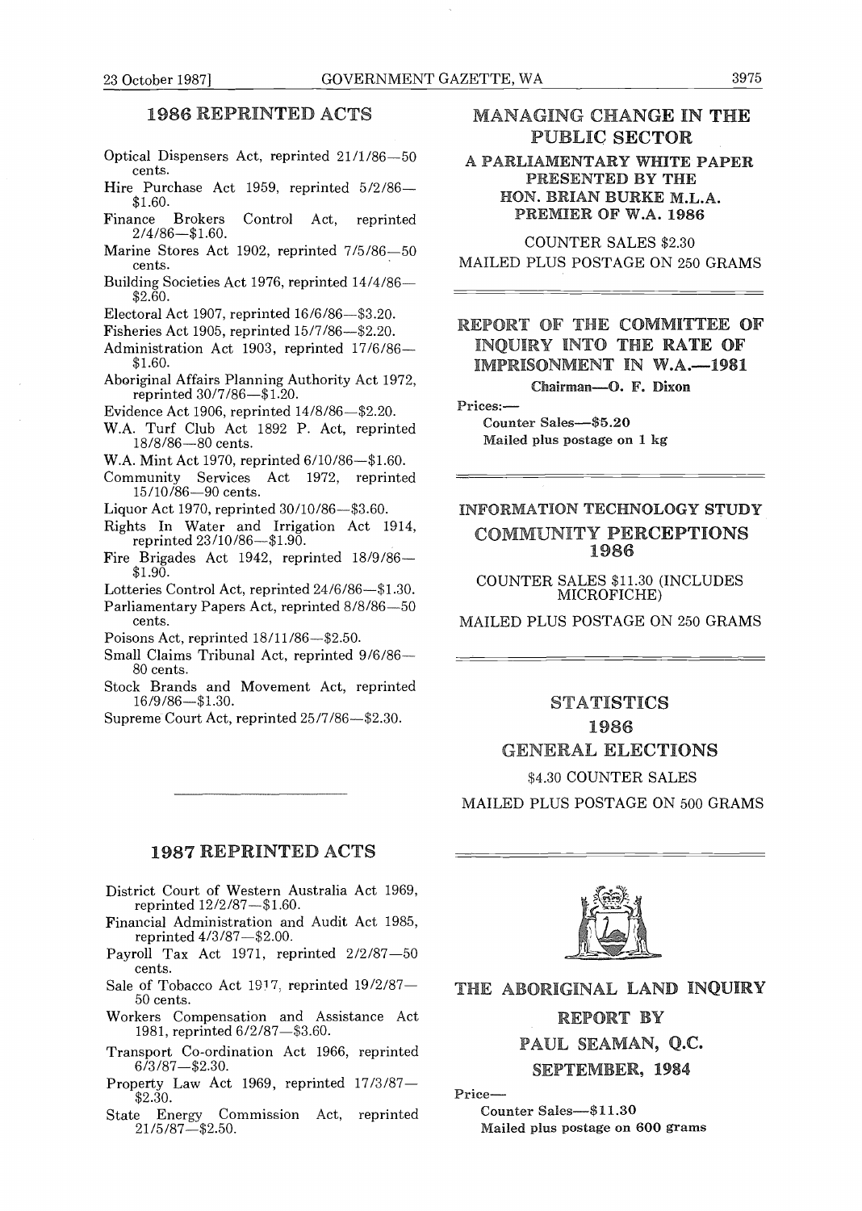## 1986 REPRINTED ACTS

Optical Dispensers Act, reprinted 21/1/86—50 cents.

Hire Purchase Act 1959, reprinted 5/2/86—$1.60.

Finance Brokers Control Act, reprinted 2/4/86—$1.60.

Marine Stores Act 1902, reprinted 7/5/86—50 cents.

Building Societies Act 1976, reprinted 14/4/86—$2.60.

Electoral Act 1907, reprinted 16/6/86—$3.20.

Fisheries Act 1905, reprinted 15/7/86—$2.20.

Administration Act 1903, reprinted 17/6/86—$1.60.

Aboriginal Affairs Planning Authority Act 1972, reprinted 30/7/86—$1.20.

Evidence Act 1906, reprinted 14/8/86—$2.20.

W.A. Turf Club Act 1892 P. Act, reprinted 18/8/86—80 cents.

W.A. Mint Act 1970, reprinted 6/10/86—$1.60.

Community Services Act 1972, reprinted 15/10/86—90 cents.

Liquor Act 1970, reprinted 30/10/86—$3.60.

Rights In Water and Irrigation Act 1914, reprinted 23/10/86—$1.90.

Fire Brigades Act 1942, reprinted 18/9/86—$1.90.

Lotteries Control Act, reprinted 24/6/86—$1.30.

Parliamentary Papers Act, reprinted 8/8/86—50 cents.

Poisons Act, reprinted 18/11/86—$2.50.

Small Claims Tribunal Act, reprinted 9/6/86—80 cents.

Stock Brands and Movement Act, reprinted 16/9/86—$1.30.

Supreme Court Act, reprinted 25/7/86—$2.30.

## 1987 REPRINTED ACTS

District Court of Western Australia Act 1969, reprinted 12/2/87—$1.60.

Financial Administration and Audit Act 1985, reprinted 4/3/87—$2.00.

Payroll Tax Act 1971, reprinted 2/2/87—50 cents.

Sale of Tobacco Act 1917, reprinted 19/2/87—50 cents.

Workers Compensation and Assistance Act 1981, reprinted 6/2/87—$3.60.

Transport Co-ordination Act 1966, reprinted 6/3/87—$2.30.

Property Law Act 1969, reprinted 17/3/87—$2.30.

State Energy Commission Act, reprinted 21/5/87—$2.50.

## MANAGING CHANGE IN THE PUBLIC SECTOR

**A PARLIAMENTARY WHITE PAPER PRESENTED BY THE HON. BRIAN BURKE M.L.A. PREMIER OF W.A. 1986**

COUNTER SALES $2.30

MAILED PLUS POSTAGE ON 250 GRAMS

## REPORT OF THE COMMITTEE OF INQUIRY INTO THE RATE OF IMPRISONMENT IN W.A.—1981

**Chairman—O. F. Dixon**

Prices:—

Counter Sales—$5.20

Mailed plus postage on 1 kg

## INFORMATION TECHNOLOGY STUDY COMMUNITY PERCEPTIONS 1986

COUNTER SALES $11.30 (INCLUDES MICROFICHE)

MAILED PLUS POSTAGE ON 250 GRAMS

## STATISTICS 1986 GENERAL ELECTIONS

$4.30 COUNTER SALES

MAILED PLUS POSTAGE ON 500 GRAMS

## THE ABORIGINAL LAND INQUIRY

**REPORT BY**

**PAUL SEAMAN, Q.C.**

**SEPTEMBER, 1984**

Price—

Counter Sales—$11.30

Mailed plus postage on 600 grams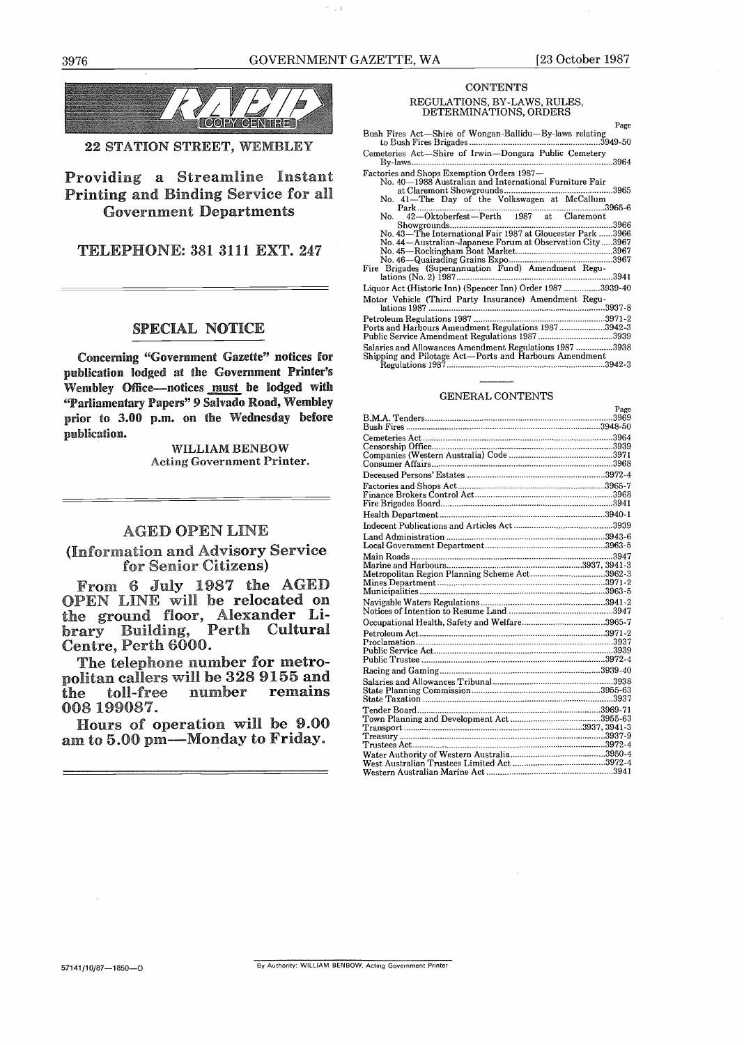RAPID COPY CENTRE

**22 STATION STREET, WEMBLEY**

**Providing a Streamline Instant Printing and Binding Service for all Government Departments**

**TELEPHONE: 381 3111 EXT. 247**

## SPECIAL NOTICE

**Concerning "Government Gazette" notices for publication lodged at the Government Printer's Wembley Office—notices must be lodged with "Parliamentary Papers" 9 Salvado Road, Wembley prior to 3.00 p.m. on the Wednesday before publication.**

WILLIAM BENBOW
Acting Government Printer.

## AGED OPEN LINE

### (Information and Advisory Service for Senior Citizens)

**From 6 July 1987 the AGED OPEN LINE will be relocated on the ground floor, Alexander Library Building, Perth Cultural Centre, Perth 6000.**

**The telephone number for metropolitan callers will be 328 9155 and the toll-free number remains 008 199087.**

**Hours of operation will be 9.00 am to 5.00 pm—Monday to Friday.**

## CONTENTS

### REGULATIONS, BY-LAWS, RULES, DETERMINATIONS, ORDERS

| | Page |
|---|---|
| Bush Fires Act—Shire of Wongan-Ballidu—By-laws relating to Bush Fires Brigades | 3949-50 |
| Cemeteries Act—Shire of Irwin—Dongara Public Cemetery By-laws | 3964 |
| Factories and Shops Exemption Orders 1987— | |
| No. 40—1988 Australian and International Furniture Fair at Claremont Showgrounds | 3965 |
| No. 41—The Day of the Volkswagen at McCallum Park | 3965-6 |
| No. 42—Oktoberfest—Perth 1987 at Claremont Showgrounds | 3966 |
| No. 43—The International Fair 1987 at Gloucester Park | 3966 |
| No. 44—Australian-Japanese Forum at Observation City | 3967 |
| No. 45—Rockingham Boat Market | 3967 |
| No. 46—Quairading Grains Expo | 3967 |
| Fire Brigades (Superannuation Fund) Amendment Regulations (No. 2) 1987 | 3941 |
| Liquor Act (Historic Inn) (Spencer Inn) Order 1987 | 3939-40 |
| Motor Vehicle (Third Party Insurance) Amendment Regulations 1987 | 3937-8 |
| Petroleum Regulations 1987 | 3971-2 |
| Ports and Harbours Amendment Regulations 1987 | 3942-3 |
| Public Service Amendment Regulations 1987 | 3939 |
| Salaries and Allowances Amendment Regulations 1987 | 3938 |
| Shipping and Pilotage Act—Ports and Harbours Amendment Regulations 1987 | 3942-3 |

### GENERAL CONTENTS

| | Page |
|---|---|
| B.M.A. Tenders | 3969 |
| Bush Fires | 3948-50 |
| Cemeteries Act | 3964 |
| Censorship Office | 3939 |
| Companies (Western Australia) Code | 3971 |
| Consumer Affairs | 3968 |
| Deceased Persons' Estates | 3972-4 |
| Factories and Shops Act | 3965-7 |
| Finance Brokers Control Act | 3968 |
| Fire Brigades Board | 3941 |
| Health Department | 3940-1 |
| Indecent Publications and Articles Act | 3939 |
| Land Administration | 3943-6 |
| Local Government Department | 3963-5 |
| Main Roads | 3947 |
| Marine and Harbours | 3937, 3941-3 |
| Metropolitan Region Planning Scheme Act | 3962-3 |
| Mines Department | 3971-2 |
| Municipalities | 3963-5 |
| Navigable Waters Regulations | 3941-2 |
| Notices of Intention to Resume Land | 3947 |
| Occupational Health, Safety and Welfare | 3965-7 |
| Petroleum Act | 3971-2 |
| Proclamation | 3937 |
| Public Service Act | 3939 |
| Public Trustee | 3972-4 |
| Racing and Gaming | 3939-40 |
| Salaries and Allowances Tribunal | 3938 |
| State Planning Commission | 3955-63 |
| State Taxation | 3937 |
| Tender Board | 3969-71 |
| Town Planning and Development Act | 3955-63 |
| Transport | 3937, 3941-3 |
| Treasury | 3937-9 |
| Trustees Act | 3972-4 |
| Water Authority of Western Australia | 3950-4 |
| West Australian Trustees Limited Act | 3972-4 |
| Western Australian Marine Act | 3941 |

57141/10/87—1850—O

By Authority: WILLIAM BENBOW, Acting Government Printer